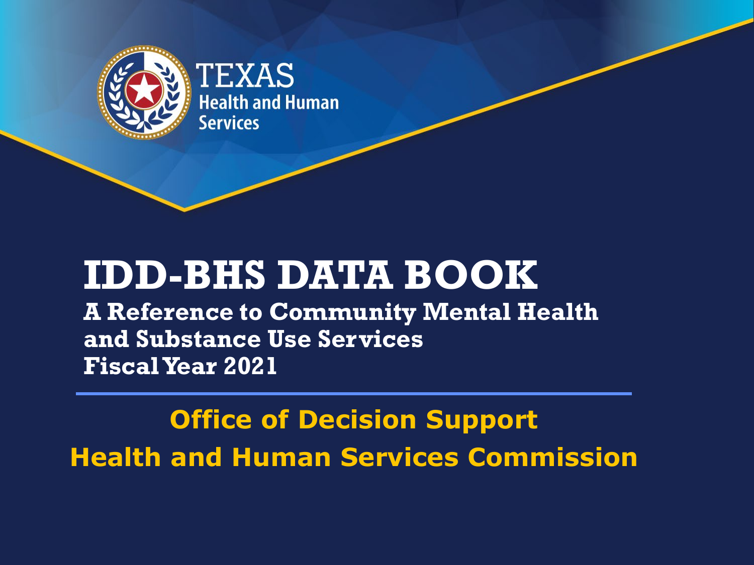TEXAS
Health and Human Services

# IDD-BHS DATA BOOK

## A Reference to Community Mental Health and Substance Use Services Fiscal Year 2021

---

**Office of Decision Support**

**Health and Human Services Commission**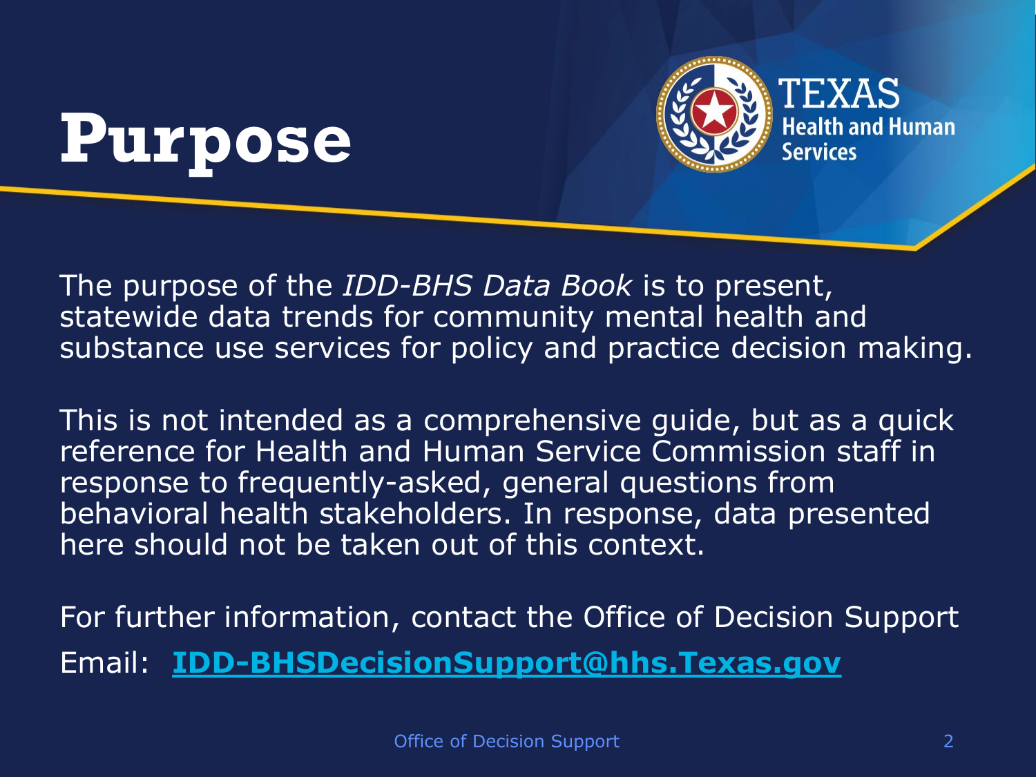# Purpose

The purpose of the *IDD-BHS Data Book* is to present, statewide data trends for community mental health and substance use services for policy and practice decision making.

This is not intended as a comprehensive guide, but as a quick reference for Health and Human Service Commission staff in response to frequently-asked, general questions from behavioral health stakeholders. In response, data presented here should not be taken out of this context.

For further information, contact the Office of Decision Support

Email: **IDD-BHSDecisionSupport@hhs.Texas.gov**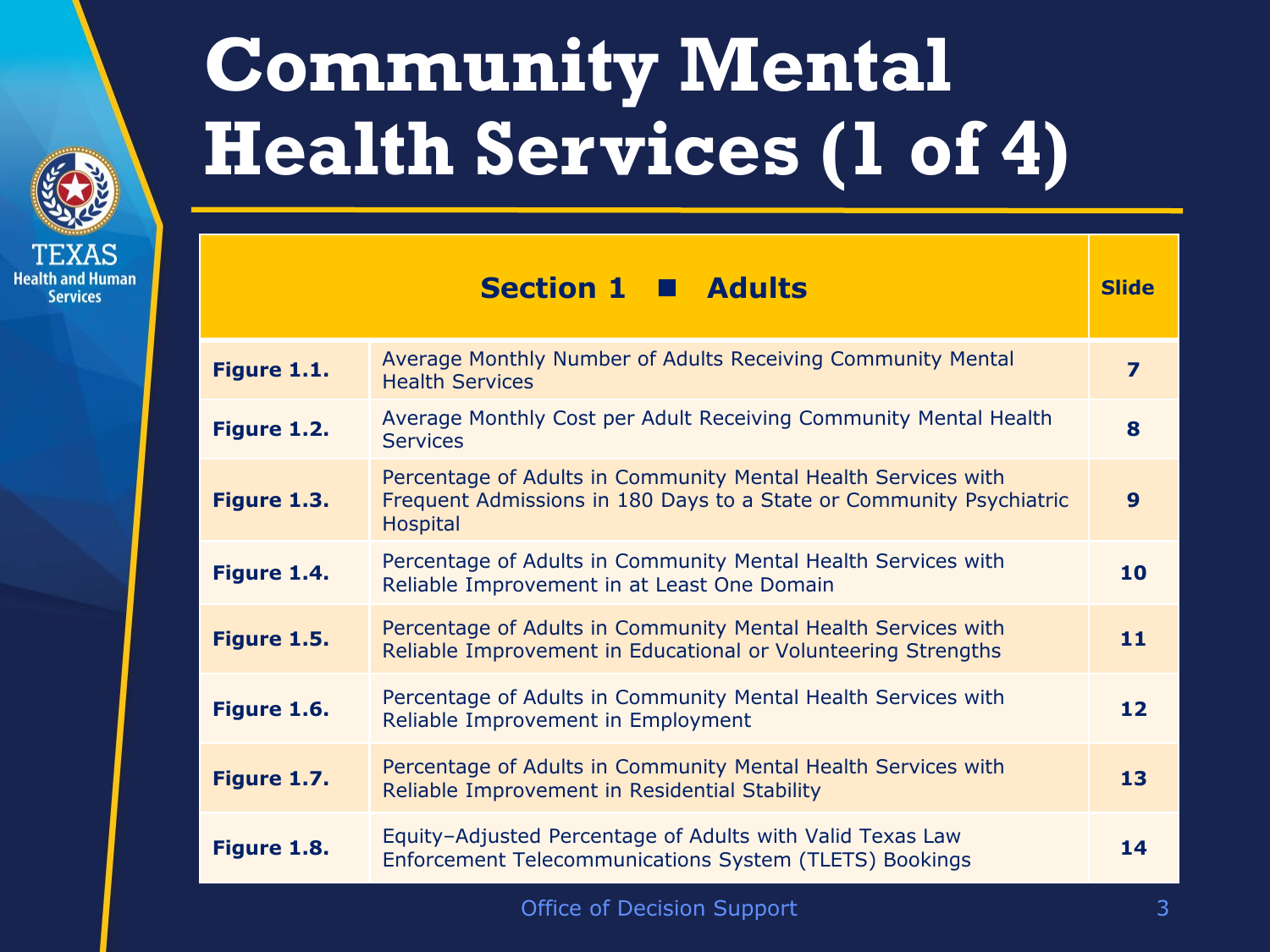# Community Mental Health Services (1 of 4)

| Section 1 ■ Adults | | Slide |
|---|---|---|
| **Figure 1.1.** | Average Monthly Number of Adults Receiving Community Mental Health Services | **7** |
| **Figure 1.2.** | Average Monthly Cost per Adult Receiving Community Mental Health Services | **8** |
| **Figure 1.3.** | Percentage of Adults in Community Mental Health Services with Frequent Admissions in 180 Days to a State or Community Psychiatric Hospital | **9** |
| **Figure 1.4.** | Percentage of Adults in Community Mental Health Services with Reliable Improvement in at Least One Domain | **10** |
| **Figure 1.5.** | Percentage of Adults in Community Mental Health Services with Reliable Improvement in Educational or Volunteering Strengths | **11** |
| **Figure 1.6.** | Percentage of Adults in Community Mental Health Services with Reliable Improvement in Employment | **12** |
| **Figure 1.7.** | Percentage of Adults in Community Mental Health Services with Reliable Improvement in Residential Stability | **13** |
| **Figure 1.8.** | Equity–Adjusted Percentage of Adults with Valid Texas Law Enforcement Telecommunications System (TLETS) Bookings | **14** |

Office of Decision Support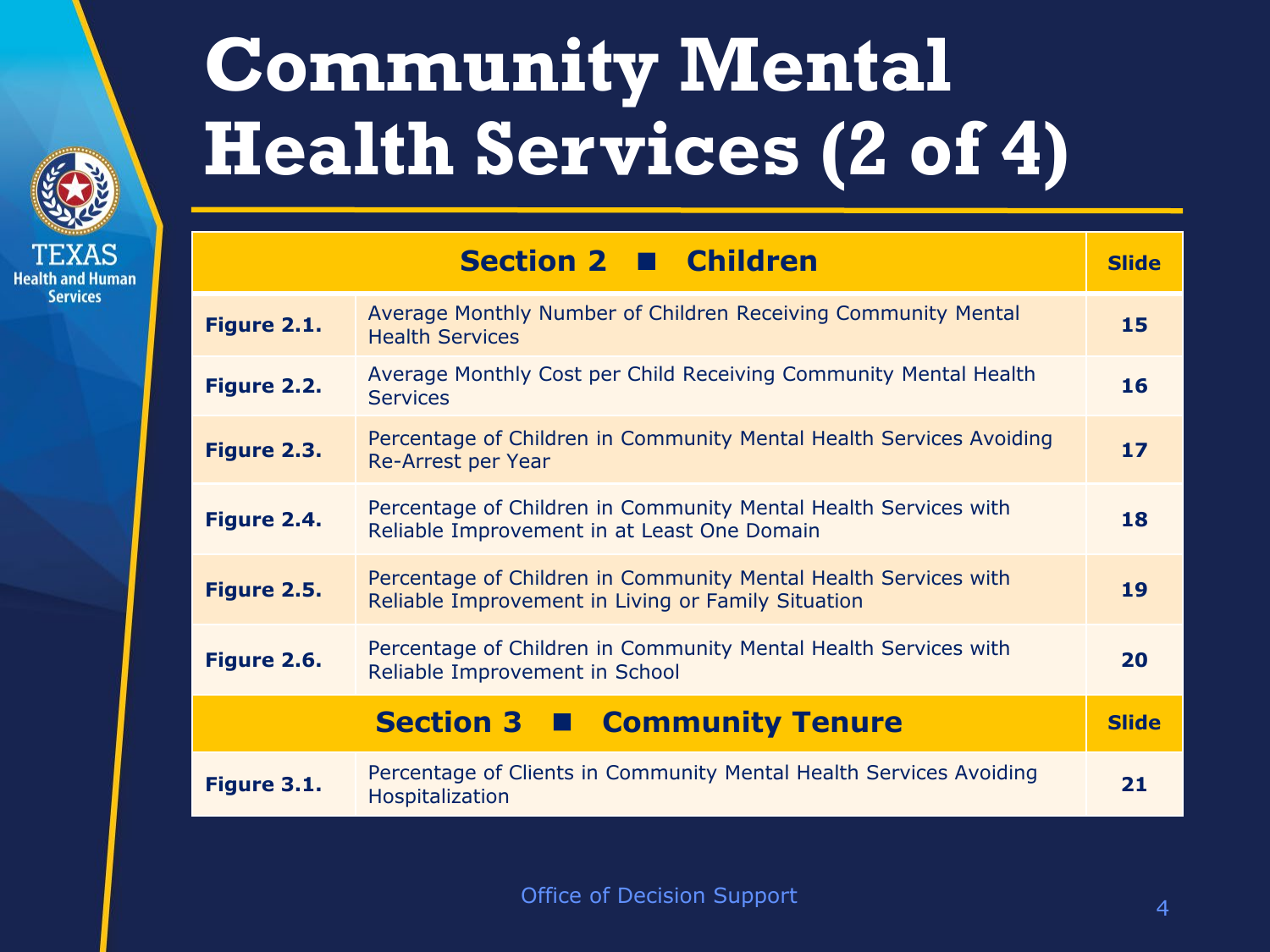# Community Mental Health Services (2 of 4)

| Section 2 ■ Children | | Slide |
|---|---|---|
| **Figure 2.1.** | Average Monthly Number of Children Receiving Community Mental Health Services | **15** |
| **Figure 2.2.** | Average Monthly Cost per Child Receiving Community Mental Health Services | **16** |
| **Figure 2.3.** | Percentage of Children in Community Mental Health Services Avoiding Re-Arrest per Year | **17** |
| **Figure 2.4.** | Percentage of Children in Community Mental Health Services with Reliable Improvement in at Least One Domain | **18** |
| **Figure 2.5.** | Percentage of Children in Community Mental Health Services with Reliable Improvement in Living or Family Situation | **19** |
| **Figure 2.6.** | Percentage of Children in Community Mental Health Services with Reliable Improvement in School | **20** |
| **Section 3 ■ Community Tenure** | | **Slide** |
| **Figure 3.1.** | Percentage of Clients in Community Mental Health Services Avoiding Hospitalization | **21** |

Office of Decision Support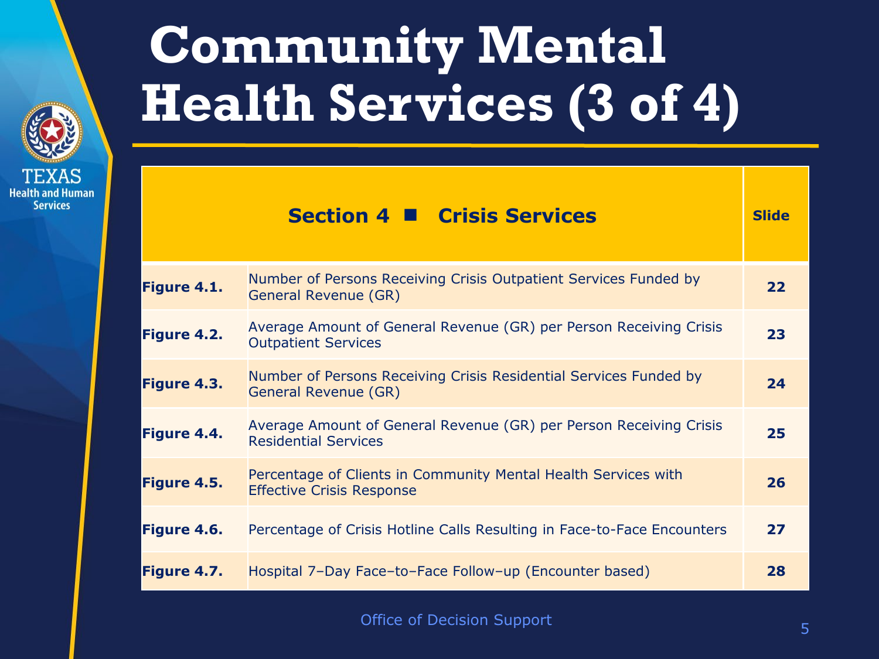# Community Mental Health Services (3 of 4)

| Section 4 ■ Crisis Services | | Slide |
|---|---|---|
| **Figure 4.1.** | Number of Persons Receiving Crisis Outpatient Services Funded by General Revenue (GR) | **22** |
| **Figure 4.2.** | Average Amount of General Revenue (GR) per Person Receiving Crisis Outpatient Services | **23** |
| **Figure 4.3.** | Number of Persons Receiving Crisis Residential Services Funded by General Revenue (GR) | **24** |
| **Figure 4.4.** | Average Amount of General Revenue (GR) per Person Receiving Crisis Residential Services | **25** |
| **Figure 4.5.** | Percentage of Clients in Community Mental Health Services with Effective Crisis Response | **26** |
| **Figure 4.6.** | Percentage of Crisis Hotline Calls Resulting in Face-to-Face Encounters | **27** |
| **Figure 4.7.** | Hospital 7–Day Face–to–Face Follow–up (Encounter based) | **28** |

Office of Decision Support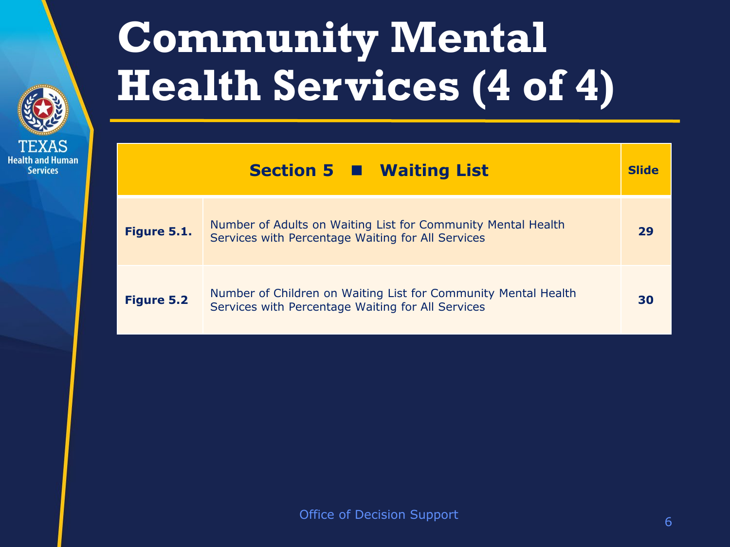# Community Mental Health Services (4 of 4)

| Section 5 ■ Waiting List | | Slide |
|---|---|---|
| **Figure 5.1.** | Number of Adults on Waiting List for Community Mental Health Services with Percentage Waiting for All Services | **29** |
| **Figure 5.2** | Number of Children on Waiting List for Community Mental Health Services with Percentage Waiting for All Services | **30** |

Office of Decision Support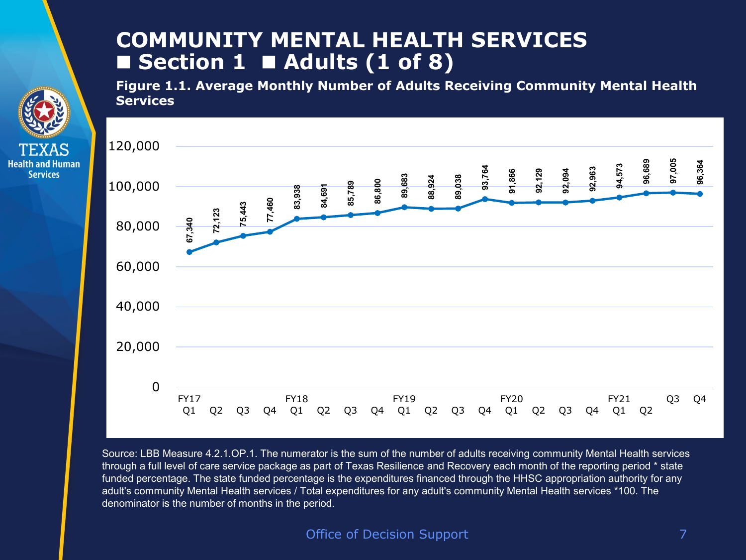# COMMUNITY MENTAL HEALTH SERVICES

## ■ Section 1 ■ Adults (1 of 8)

**Figure 1.1. Average Monthly Number of Adults Receiving Community Mental Health Services**

| Fiscal Year | Quarter | Average Monthly Number of Adults |
|---|---|---|
| FY17 | Q1 | 67,340 |
| | Q2 | 72,123 |
| | Q3 | 75,443 |
| | Q4 | 77,460 |
| FY18 | Q1 | 83,938 |
| | Q2 | 84,691 |
| | Q3 | 85,789 |
| | Q4 | 86,800 |
| FY19 | Q1 | 89,683 |
| | Q2 | 88,924 |
| | Q3 | 89,038 |
| | Q4 | 93,764 |
| FY20 | Q1 | 91,866 |
| | Q2 | 92,129 |
| | Q3 | 92,094 |
| | Q4 | 92,963 |
| FY21 | Q1 | 94,573 |
| | Q2 | 96,689 |
| | Q3 | 97,005 |
| | Q4 | 96,364 |

Source: LBB Measure 4.2.1.OP.1. The numerator is the sum of the number of adults receiving community Mental Health services through a full level of care service package as part of Texas Resilience and Recovery each month of the reporting period * state funded percentage. The state funded percentage is the expenditures financed through the HHSC appropriation authority for any adult's community Mental Health services / Total expenditures for any adult's community Mental Health services *100. The denominator is the number of months in the period.

Office of Decision Support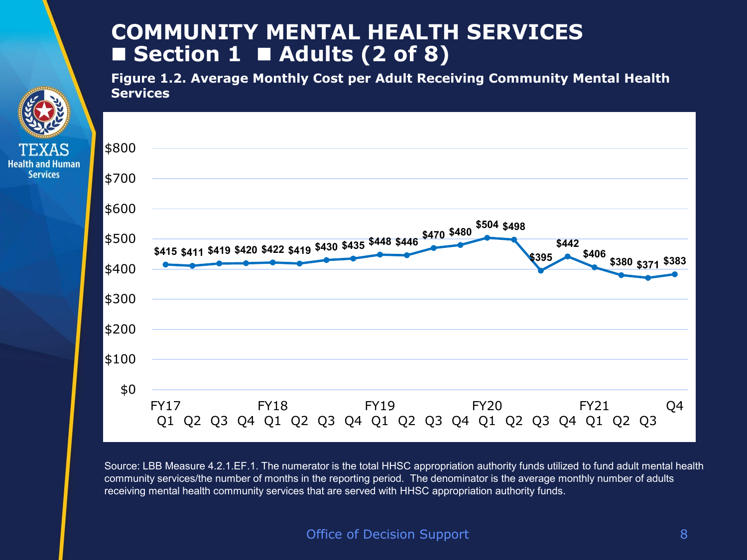# COMMUNITY MENTAL HEALTH SERVICES
## ■ Section 1 ■ Adults (2 of 8)

**Figure 1.2. Average Monthly Cost per Adult Receiving Community Mental Health Services**

| Fiscal Year | Quarter | Average Monthly Cost |
| --- | --- | --- |
| FY17 | Q1 | $415 |
| FY17 | Q2 | $411 |
| FY17 | Q3 | $419 |
| FY17 | Q4 | $420 |
| FY18 | Q1 | $422 |
| FY18 | Q2 | $419 |
| FY18 | Q3 | $430 |
| FY18 | Q4 | $435 |
| FY19 | Q1 | $448 |
| FY19 | Q2 | $446 |
| FY19 | Q3 | $470 |
| FY19 | Q4 | $480 |
| FY20 | Q1 | $504 |
| FY20 | Q2 | $498 |
| FY20 | Q3 | $395 |
| FY20 | Q4 | $442 |
| FY21 | Q1 | $406 |
| FY21 | Q2 | $380 |
| FY21 | Q3 | $371 |
| FY21 | Q4 | $383 |

Source: LBB Measure 4.2.1.EF.1. The numerator is the total HHSC appropriation authority funds utilized to fund adult mental health community services/the number of months in the reporting period. The denominator is the average monthly number of adults receiving mental health community services that are served with HHSC appropriation authority funds.

Office of Decision Support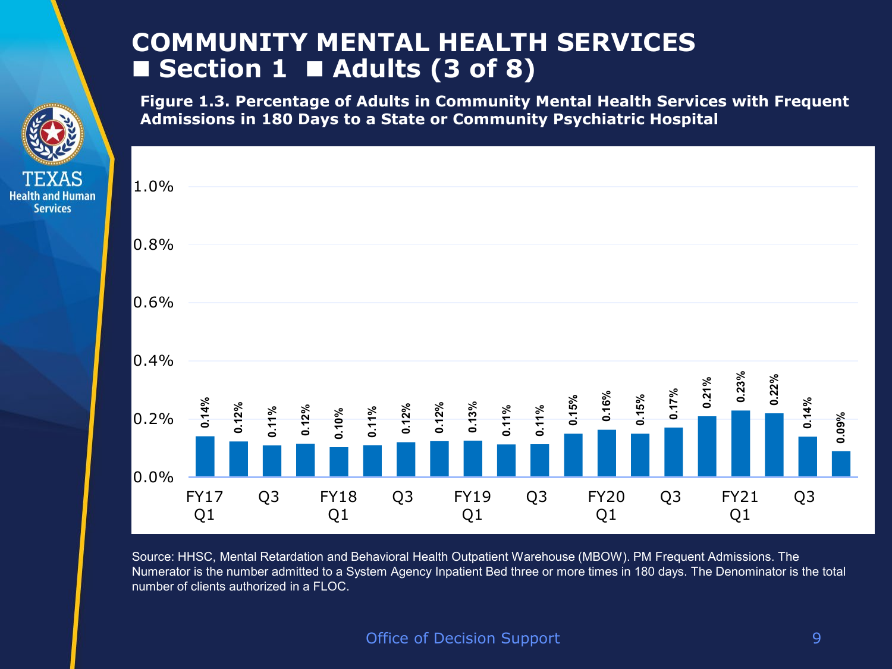# COMMUNITY MENTAL HEALTH SERVICES ■ Section 1 ■ Adults (3 of 8)

**Figure 1.3. Percentage of Adults in Community Mental Health Services with Frequent Admissions in 180 Days to a State or Community Psychiatric Hospital**

| Quarter | Percentage |
|---|---|
| FY17 Q1 | 0.14% |
| FY17 Q2 | 0.12% |
| FY17 Q3 | 0.11% |
| FY17 Q4 | 0.12% |
| FY18 Q1 | 0.10% |
| FY18 Q2 | 0.11% |
| FY18 Q3 | 0.12% |
| FY18 Q4 | 0.12% |
| FY19 Q1 | 0.13% |
| FY19 Q2 | 0.11% |
| FY19 Q3 | 0.11% |
| FY19 Q4 | 0.15% |
| FY20 Q1 | 0.16% |
| FY20 Q2 | 0.15% |
| FY20 Q3 | 0.17% |
| FY20 Q4 | 0.21% |
| FY21 Q1 | 0.23% |
| FY21 Q2 | 0.22% |
| FY21 Q3 | 0.14% |
| FY21 Q4 | 0.09% |

Source: HHSC, Mental Retardation and Behavioral Health Outpatient Warehouse (MBOW). PM Frequent Admissions. The Numerator is the number admitted to a System Agency Inpatient Bed three or more times in 180 days. The Denominator is the total number of clients authorized in a FLOC.

Office of Decision Support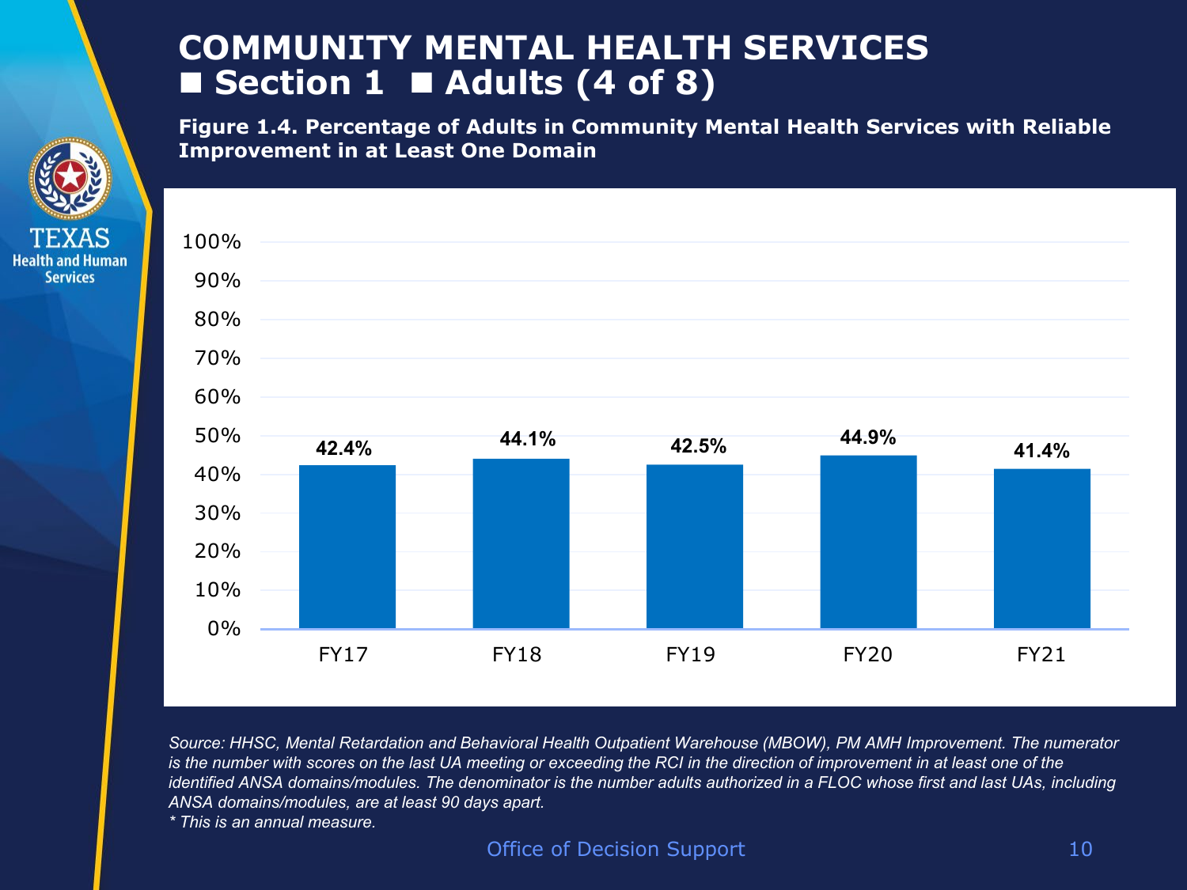# COMMUNITY MENTAL HEALTH SERVICES
## ■ Section 1 ■ Adults (4 of 8)

**Figure 1.4. Percentage of Adults in Community Mental Health Services with Reliable Improvement in at Least One Domain**

| Fiscal Year | Percentage |
| --- | --- |
| FY17 | 42.4% |
| FY18 | 44.1% |
| FY19 | 42.5% |
| FY20 | 44.9% |
| FY21 | 41.4% |

*Source: HHSC, Mental Retardation and Behavioral Health Outpatient Warehouse (MBOW), PM AMH Improvement. The numerator is the number with scores on the last UA meeting or exceeding the RCI in the direction of improvement in at least one of the identified ANSA domains/modules. The denominator is the number adults authorized in a FLOC whose first and last UAs, including ANSA domains/modules, are at least 90 days apart.*

*\* This is an annual measure.*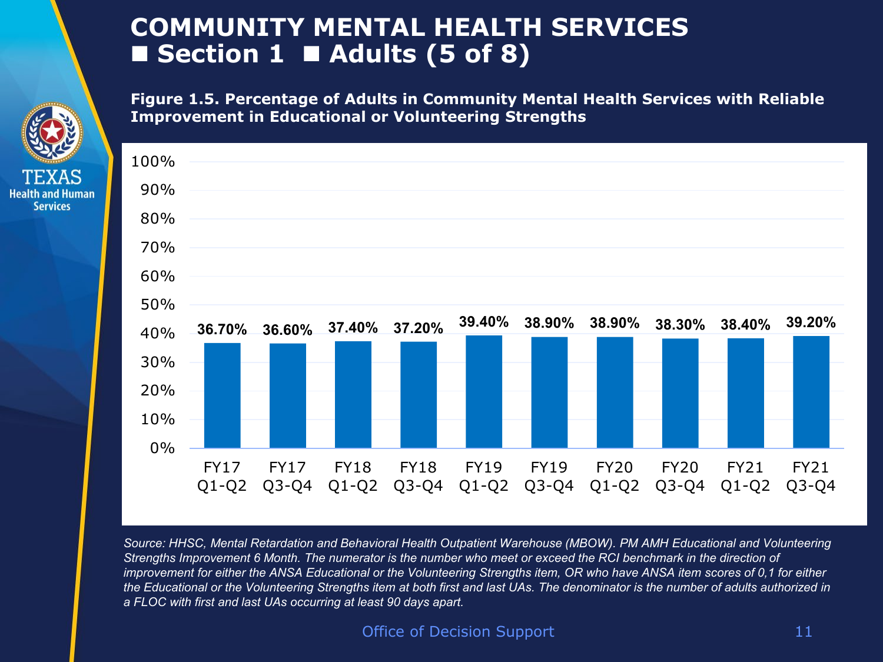# COMMUNITY MENTAL HEALTH SERVICES
## ■ Section 1 ■ Adults (5 of 8)

**Figure 1.5. Percentage of Adults in Community Mental Health Services with Reliable Improvement in Educational or Volunteering Strengths**

| Period | Percentage |
|---|---|
| FY17 Q1-Q2 | 36.70% |
| FY17 Q3-Q4 | 36.60% |
| FY18 Q1-Q2 | 37.40% |
| FY18 Q3-Q4 | 37.20% |
| FY19 Q1-Q2 | 39.40% |
| FY19 Q3-Q4 | 38.90% |
| FY20 Q1-Q2 | 38.90% |
| FY20 Q3-Q4 | 38.30% |
| FY21 Q1-Q2 | 38.40% |
| FY21 Q3-Q4 | 39.20% |

*Source: HHSC, Mental Retardation and Behavioral Health Outpatient Warehouse (MBOW). PM AMH Educational and Volunteering Strengths Improvement 6 Month. The numerator is the number who meet or exceed the RCI benchmark in the direction of improvement for either the ANSA Educational or the Volunteering Strengths item, OR who have ANSA item scores of 0,1 for either the Educational or the Volunteering Strengths item at both first and last UAs. The denominator is the number of adults authorized in a FLOC with first and last UAs occurring at least 90 days apart.*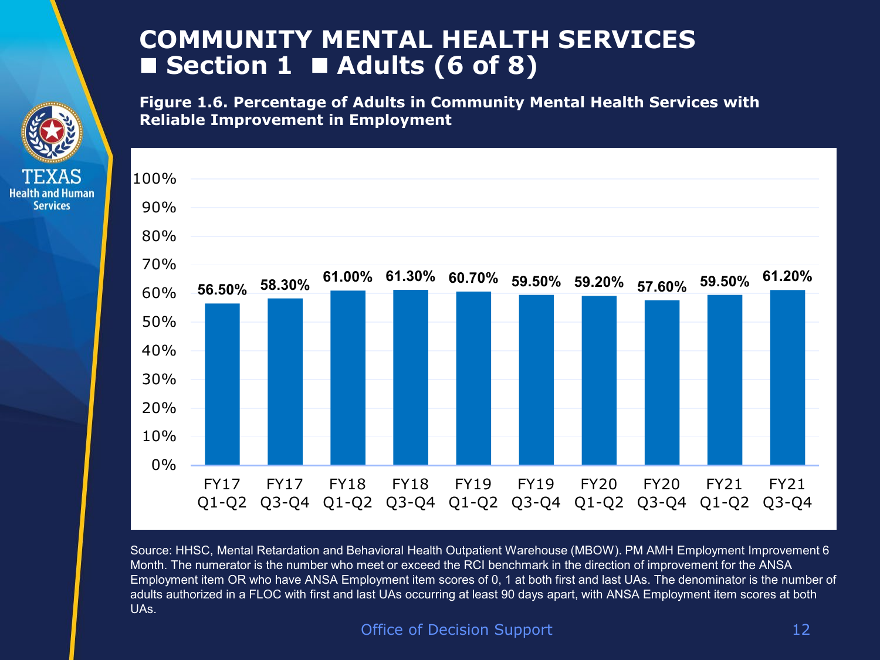# COMMUNITY MENTAL HEALTH SERVICES ■ Section 1 ■ Adults (6 of 8)

**Figure 1.6. Percentage of Adults in Community Mental Health Services with Reliable Improvement in Employment**

| Period | Percentage |
| --- | --- |
| FY17 Q1-Q2 | 56.50% |
| FY17 Q3-Q4 | 58.30% |
| FY18 Q1-Q2 | 61.00% |
| FY18 Q3-Q4 | 61.30% |
| FY19 Q1-Q2 | 60.70% |
| FY19 Q3-Q4 | 59.50% |
| FY20 Q1-Q2 | 59.20% |
| FY20 Q3-Q4 | 57.60% |
| FY21 Q1-Q2 | 59.50% |
| FY21 Q3-Q4 | 61.20% |

Source: HHSC, Mental Retardation and Behavioral Health Outpatient Warehouse (MBOW). PM AMH Employment Improvement 6 Month. The numerator is the number who meet or exceed the RCI benchmark in the direction of improvement for the ANSA Employment item OR who have ANSA Employment item scores of 0, 1 at both first and last UAs. The denominator is the number of adults authorized in a FLOC with first and last UAs occurring at least 90 days apart, with ANSA Employment item scores at both UAs.

Office of Decision Support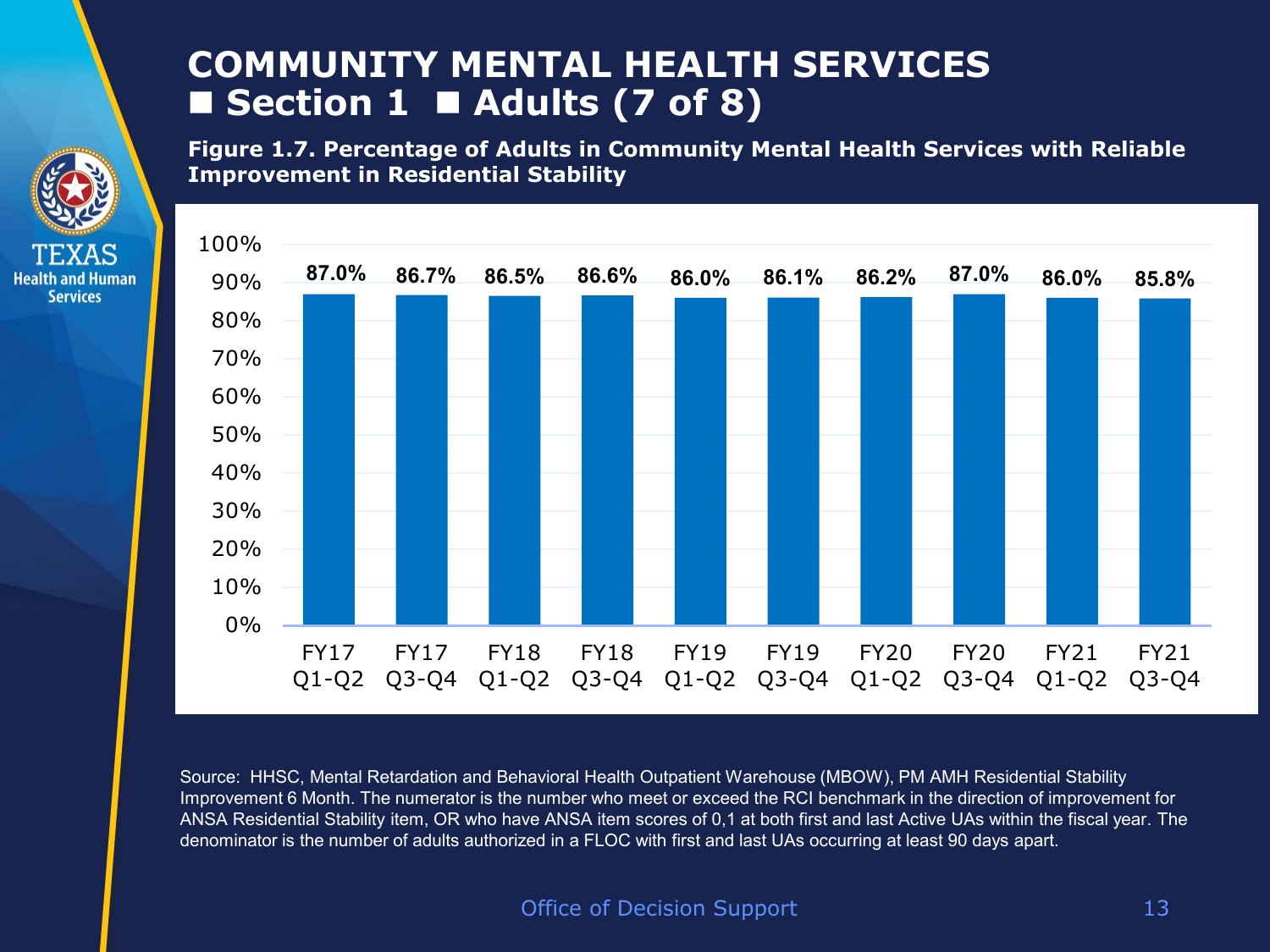# COMMUNITY MENTAL HEALTH SERVICES ■ Section 1 ■ Adults (7 of 8)

**Figure 1.7. Percentage of Adults in Community Mental Health Services with Reliable Improvement in Residential Stability**

| Period | Percentage |
|---|---|
| FY17 Q1-Q2 | 87.0% |
| FY17 Q3-Q4 | 86.7% |
| FY18 Q1-Q2 | 86.5% |
| FY18 Q3-Q4 | 86.6% |
| FY19 Q1-Q2 | 86.0% |
| FY19 Q3-Q4 | 86.1% |
| FY20 Q1-Q2 | 86.2% |
| FY20 Q3-Q4 | 87.0% |
| FY21 Q1-Q2 | 86.0% |
| FY21 Q3-Q4 | 85.8% |

Source: HHSC, Mental Retardation and Behavioral Health Outpatient Warehouse (MBOW), PM AMH Residential Stability Improvement 6 Month. The numerator is the number who meet or exceed the RCI benchmark in the direction of improvement for ANSA Residential Stability item, OR who have ANSA item scores of 0,1 at both first and last Active UAs within the fiscal year. The denominator is the number of adults authorized in a FLOC with first and last UAs occurring at least 90 days apart.

Office of Decision Support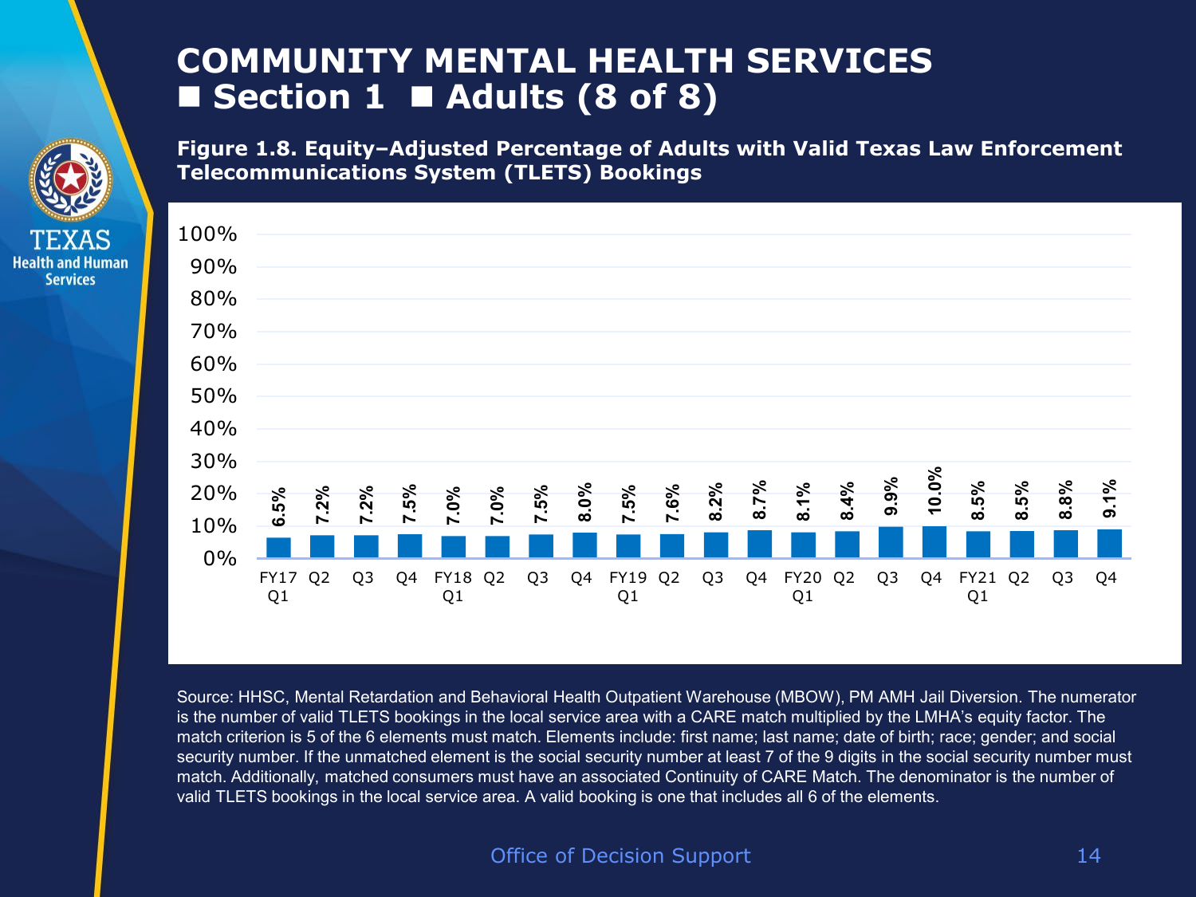# COMMUNITY MENTAL HEALTH SERVICES
## ■ Section 1 ■ Adults (8 of 8)

**Figure 1.8. Equity–Adjusted Percentage of Adults with Valid Texas Law Enforcement Telecommunications System (TLETS) Bookings**

| Quarter | Percentage |
| --- | --- |
| FY17 Q1 | 6.5% |
| Q2 | 7.2% |
| Q3 | 7.2% |
| Q4 | 7.5% |
| FY18 Q1 | 7.0% |
| Q2 | 7.0% |
| Q3 | 7.5% |
| Q4 | 8.0% |
| FY19 Q1 | 7.5% |
| Q2 | 7.6% |
| Q3 | 8.2% |
| Q4 | 8.7% |
| FY20 Q1 | 8.1% |
| Q2 | 8.4% |
| Q3 | 9.9% |
| Q4 | 10.0% |
| FY21 Q1 | 8.5% |
| Q2 | 8.5% |
| Q3 | 8.8% |
| Q4 | 9.1% |

Source: HHSC, Mental Retardation and Behavioral Health Outpatient Warehouse (MBOW), PM AMH Jail Diversion. The numerator is the number of valid TLETS bookings in the local service area with a CARE match multiplied by the LMHA's equity factor. The match criterion is 5 of the 6 elements must match. Elements include: first name; last name; date of birth; race; gender; and social security number. If the unmatched element is the social security number at least 7 of the 9 digits in the social security number must match. Additionally, matched consumers must have an associated Continuity of CARE Match. The denominator is the number of valid TLETS bookings in the local service area. A valid booking is one that includes all 6 of the elements.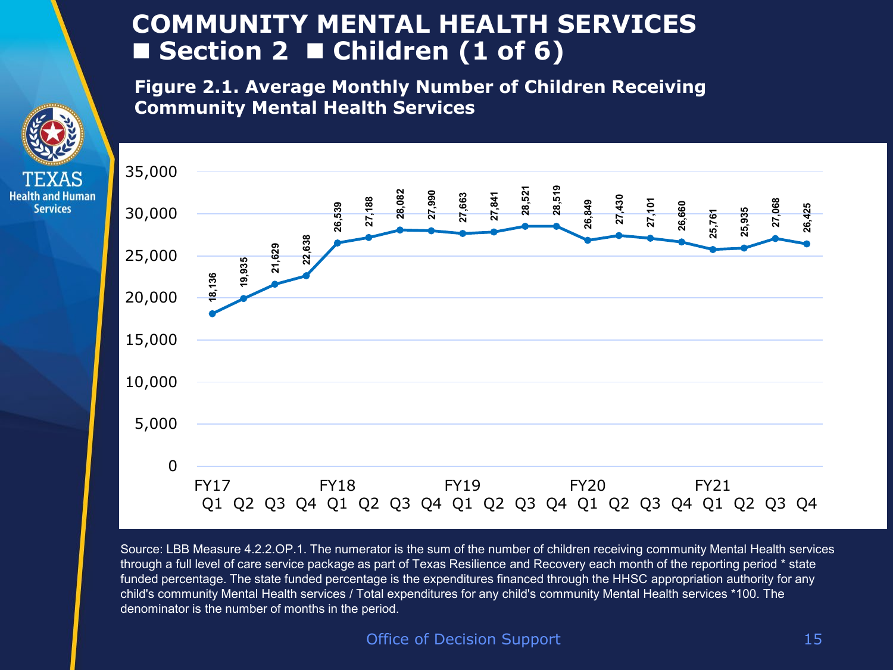# COMMUNITY MENTAL HEALTH SERVICES ■ Section 2 ■ Children (1 of 6)

**Figure 2.1. Average Monthly Number of Children Receiving Community Mental Health Services**

| Fiscal Year | Quarter | Average Monthly Number |
|---|---|---|
| FY17 | Q1 | 18,136 |
| | Q2 | 19,935 |
| | Q3 | 21,629 |
| | Q4 | 22,638 |
| FY18 | Q1 | 26,539 |
| | Q2 | 27,188 |
| | Q3 | 28,082 |
| | Q4 | 27,990 |
| FY19 | Q1 | 27,663 |
| | Q2 | 27,841 |
| | Q3 | 28,521 |
| | Q4 | 28,519 |
| FY20 | Q1 | 26,849 |
| | Q2 | 27,430 |
| | Q3 | 27,101 |
| | Q4 | 26,660 |
| FY21 | Q1 | 25,761 |
| | Q2 | 25,935 |
| | Q3 | 27,068 |
| | Q4 | 26,425 |

Source: LBB Measure 4.2.2.OP.1. The numerator is the sum of the number of children receiving community Mental Health services through a full level of care service package as part of Texas Resilience and Recovery each month of the reporting period * state funded percentage. The state funded percentage is the expenditures financed through the HHSC appropriation authority for any child's community Mental Health services / Total expenditures for any child's community Mental Health services *100. The denominator is the number of months in the period.

Office of Decision Support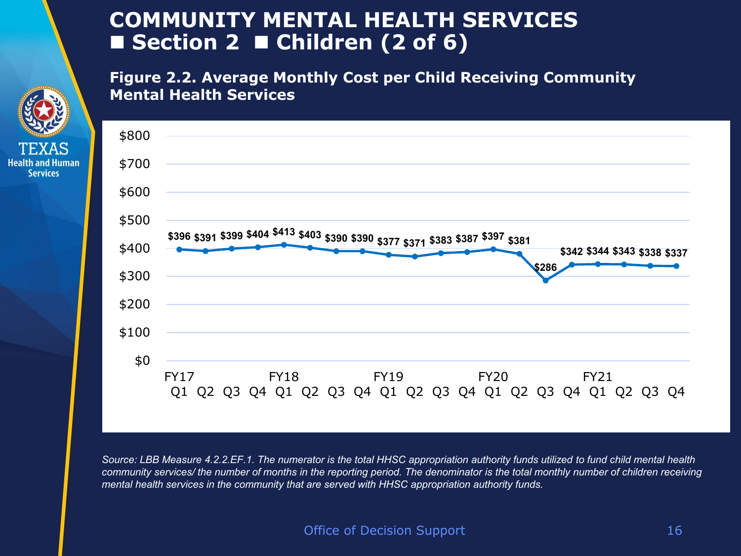# COMMUNITY MENTAL HEALTH SERVICES ■ Section 2 ■ Children (2 of 6)

## Figure 2.2. Average Monthly Cost per Child Receiving Community Mental Health Services

| Fiscal Year | Quarter | Average Monthly Cost |
|---|---|---|
| FY17 | Q1 | $396 |
| | Q2 | $391 |
| | Q3 | $399 |
| | Q4 | $404 |
| FY18 | Q1 | $413 |
| | Q2 | $403 |
| | Q3 | $390 |
| | Q4 | $390 |
| FY19 | Q1 | $377 |
| | Q2 | $371 |
| | Q3 | $383 |
| | Q4 | $387 |
| FY20 | Q1 | $397 |
| | Q2 | $381 |
| | Q3 | $286 |
| | Q4 | $342 |
| FY21 | Q1 | $344 |
| | Q2 | $343 |
| | Q3 | $338 |
| | Q4 | $337 |

*Source: LBB Measure 4.2.2.EF.1. The numerator is the total HHSC appropriation authority funds utilized to fund child mental health community services/ the number of months in the reporting period. The denominator is the total monthly number of children receiving mental health services in the community that are served with HHSC appropriation authority funds.*

Office of Decision Support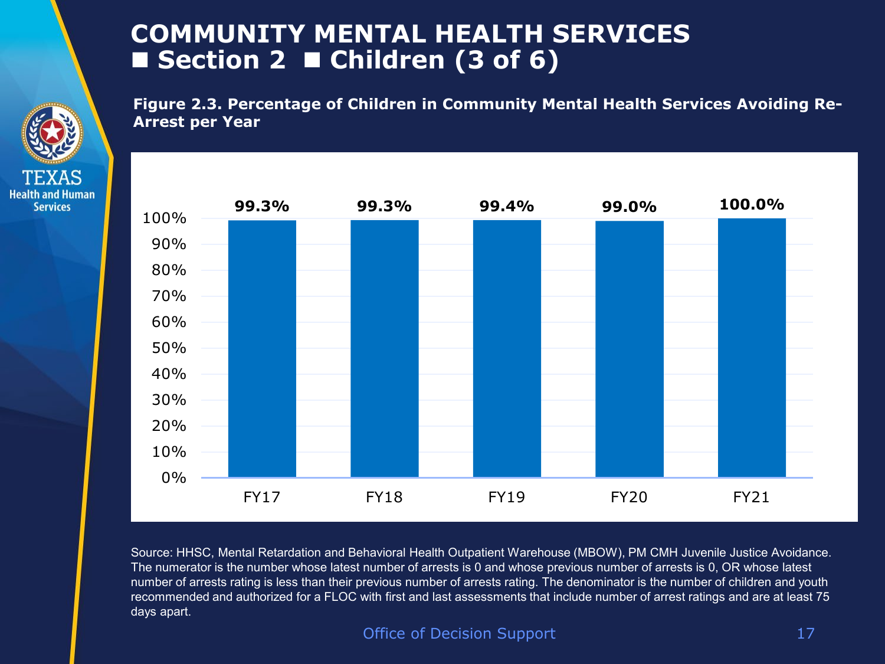# COMMUNITY MENTAL HEALTH SERVICES ■ Section 2 ■ Children (3 of 6)

**Figure 2.3. Percentage of Children in Community Mental Health Services Avoiding Re-Arrest per Year**

| Fiscal Year | Percentage |
| --- | --- |
| FY17 | 99.3% |
| FY18 | 99.3% |
| FY19 | 99.4% |
| FY20 | 99.0% |
| FY21 | 100.0% |

Source: HHSC, Mental Retardation and Behavioral Health Outpatient Warehouse (MBOW), PM CMH Juvenile Justice Avoidance. The numerator is the number whose latest number of arrests is 0 and whose previous number of arrests is 0, OR whose latest number of arrests rating is less than their previous number of arrests rating. The denominator is the number of children and youth recommended and authorized for a FLOC with first and last assessments that include number of arrest ratings and are at least 75 days apart.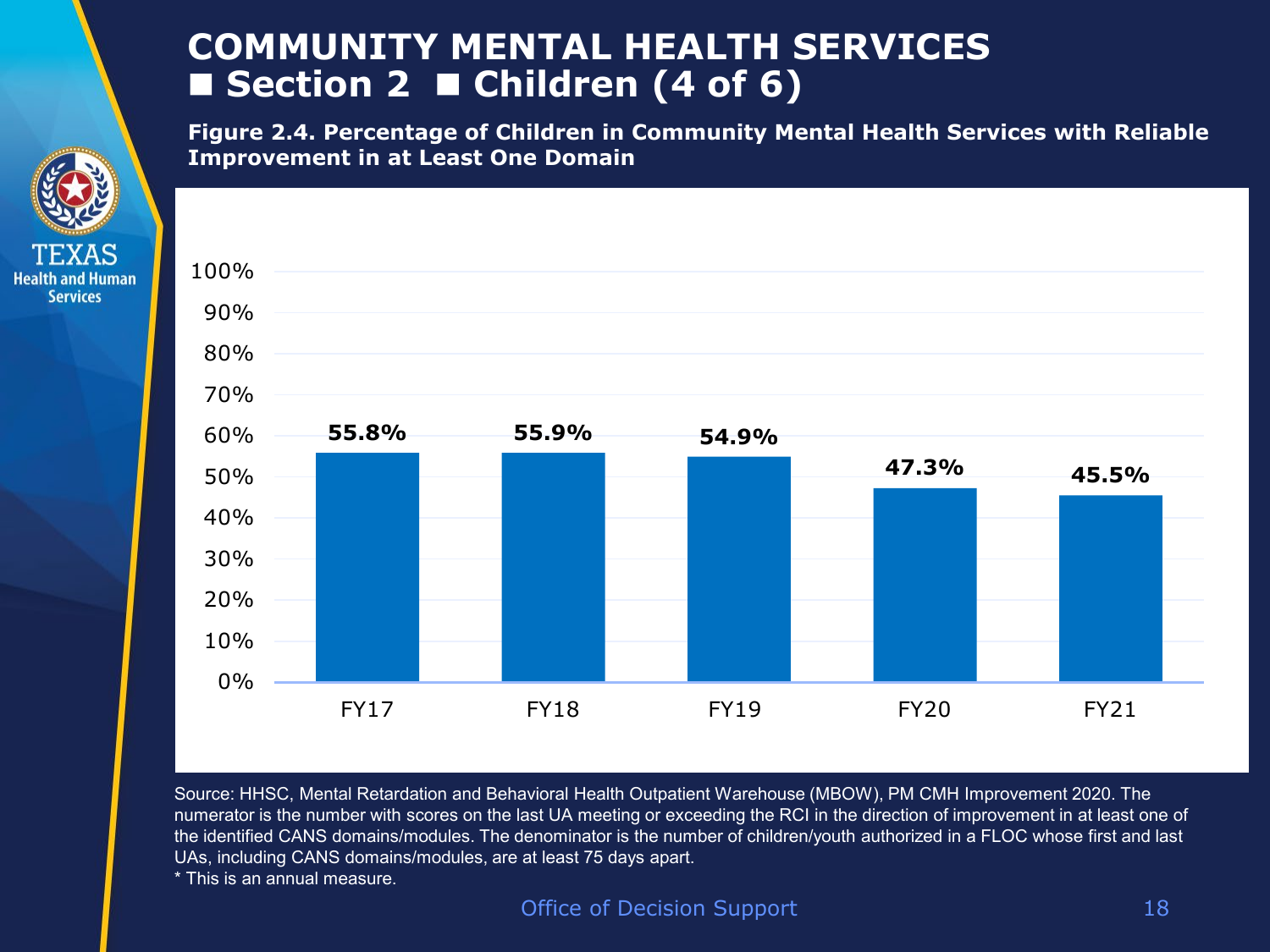# COMMUNITY MENTAL HEALTH SERVICES ■ Section 2 ■ Children (4 of 6)

**Figure 2.4. Percentage of Children in Community Mental Health Services with Reliable Improvement in at Least One Domain**

| Fiscal Year | Percentage |
|---|---|
| FY17 | 55.8% |
| FY18 | 55.9% |
| FY19 | 54.9% |
| FY20 | 47.3% |
| FY21 | 45.5% |

Source: HHSC, Mental Retardation and Behavioral Health Outpatient Warehouse (MBOW), PM CMH Improvement 2020. The numerator is the number with scores on the last UA meeting or exceeding the RCI in the direction of improvement in at least one of the identified CANS domains/modules. The denominator is the number of children/youth authorized in a FLOC whose first and last UAs, including CANS domains/modules, are at least 75 days apart.

* This is an annual measure.

Office of Decision Support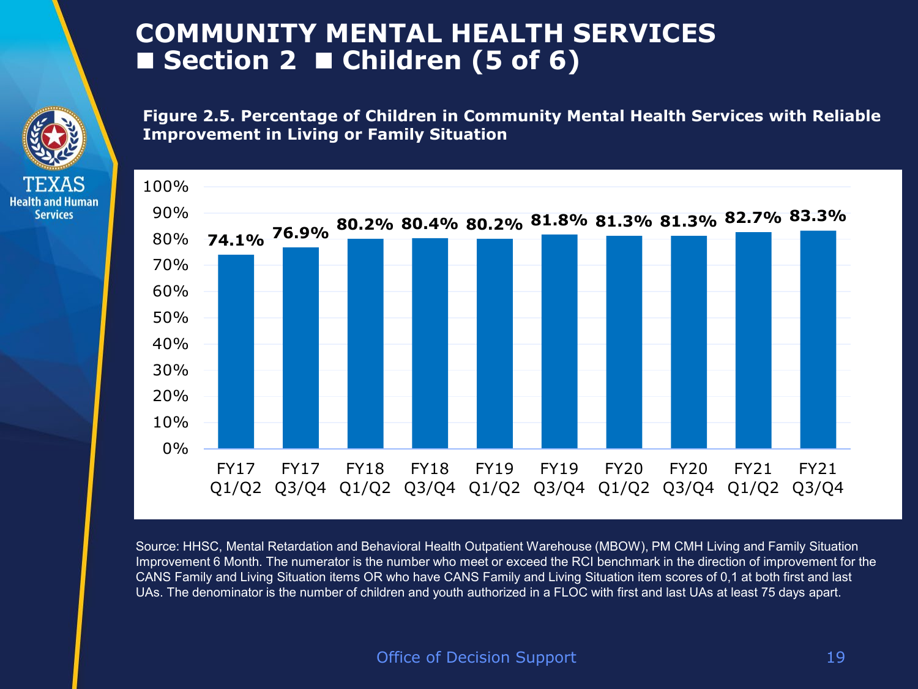# COMMUNITY MENTAL HEALTH SERVICES ■ Section 2 ■ Children (5 of 6)

**Figure 2.5. Percentage of Children in Community Mental Health Services with Reliable Improvement in Living or Family Situation**

| Period | Percentage |
|---|---|
| FY17 Q1/Q2 | 74.1% |
| FY17 Q3/Q4 | 76.9% |
| FY18 Q1/Q2 | 80.2% |
| FY18 Q3/Q4 | 80.4% |
| FY19 Q1/Q2 | 80.2% |
| FY19 Q3/Q4 | 81.8% |
| FY20 Q1/Q2 | 81.3% |
| FY20 Q3/Q4 | 81.3% |
| FY21 Q1/Q2 | 82.7% |
| FY21 Q3/Q4 | 83.3% |

Source: HHSC, Mental Retardation and Behavioral Health Outpatient Warehouse (MBOW), PM CMH Living and Family Situation Improvement 6 Month. The numerator is the number who meet or exceed the RCI benchmark in the direction of improvement for the CANS Family and Living Situation items OR who have CANS Family and Living Situation item scores of 0,1 at both first and last UAs. The denominator is the number of children and youth authorized in a FLOC with first and last UAs at least 75 days apart.

Office of Decision Support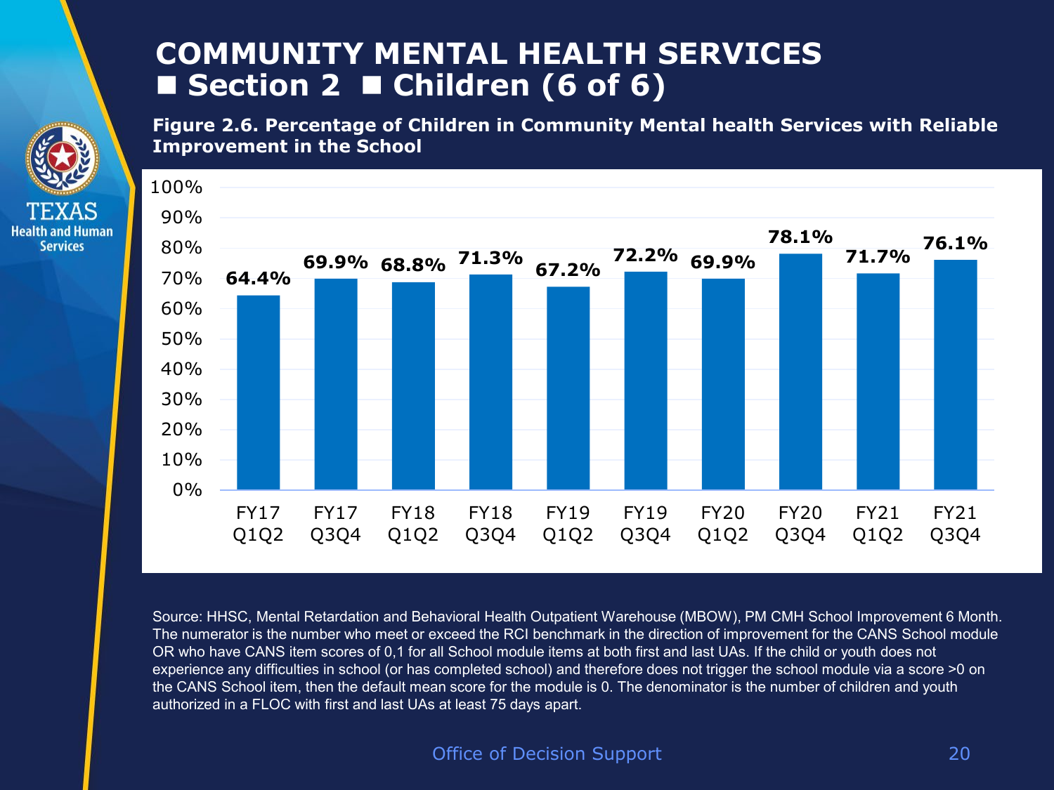# COMMUNITY MENTAL HEALTH SERVICES
## ■ Section 2 ■ Children (6 of 6)

**Figure 2.6. Percentage of Children in Community Mental health Services with Reliable Improvement in the School**

| Period | Percentage |
|---|---|
| FY17 Q1Q2 | 64.4% |
| FY17 Q3Q4 | 69.9% |
| FY18 Q1Q2 | 68.8% |
| FY18 Q3Q4 | 71.3% |
| FY19 Q1Q2 | 67.2% |
| FY19 Q3Q4 | 72.2% |
| FY20 Q1Q2 | 69.9% |
| FY20 Q3Q4 | 78.1% |
| FY21 Q1Q2 | 71.7% |
| FY21 Q3Q4 | 76.1% |

Source: HHSC, Mental Retardation and Behavioral Health Outpatient Warehouse (MBOW), PM CMH School Improvement 6 Month. The numerator is the number who meet or exceed the RCI benchmark in the direction of improvement for the CANS School module OR who have CANS item scores of 0,1 for all School module items at both first and last UAs. If the child or youth does not experience any difficulties in school (or has completed school) and therefore does not trigger the school module via a score >0 on the CANS School item, then the default mean score for the module is 0. The denominator is the number of children and youth authorized in a FLOC with first and last UAs at least 75 days apart.

Office of Decision Support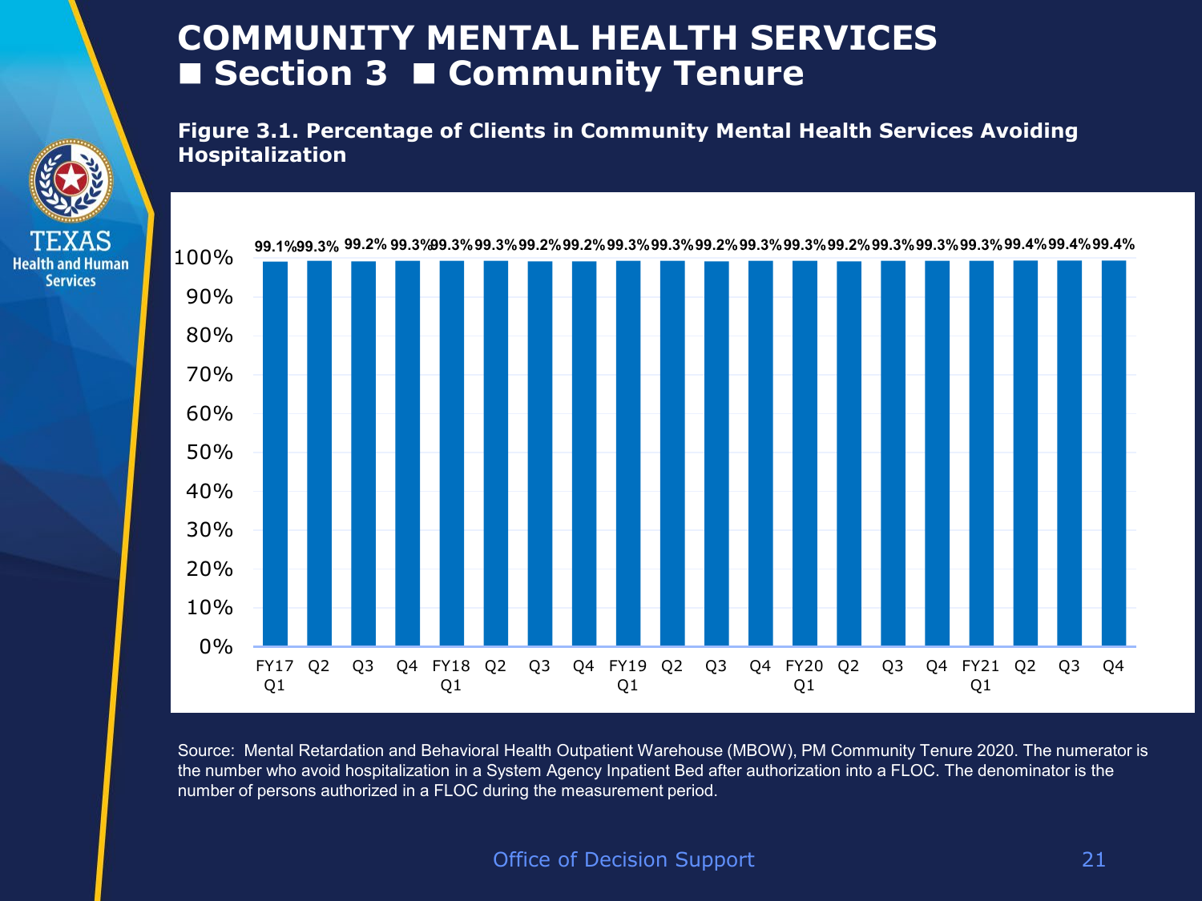# COMMUNITY MENTAL HEALTH SERVICES
## ■ Section 3 ■ Community Tenure

**Figure 3.1. Percentage of Clients in Community Mental Health Services Avoiding Hospitalization**

| Quarter | Percentage |
|---|---|
| FY17 Q1 | 99.1% |
| Q2 | 99.3% |
| Q3 | 99.2% |
| Q4 | 99.3% |
| FY18 Q1 | 99.3% |
| Q2 | 99.3% |
| Q3 | 99.2% |
| Q4 | 99.2% |
| FY19 Q1 | 99.3% |
| Q2 | 99.3% |
| Q3 | 99.2% |
| Q4 | 99.3% |
| FY20 Q1 | 99.3% |
| Q2 | 99.2% |
| Q3 | 99.3% |
| Q4 | 99.3% |
| FY21 Q1 | 99.3% |
| Q2 | 99.4% |
| Q3 | 99.4% |
| Q4 | 99.4% |

Source: Mental Retardation and Behavioral Health Outpatient Warehouse (MBOW), PM Community Tenure 2020. The numerator is the number who avoid hospitalization in a System Agency Inpatient Bed after authorization into a FLOC. The denominator is the number of persons authorized in a FLOC during the measurement period.

Office of Decision Support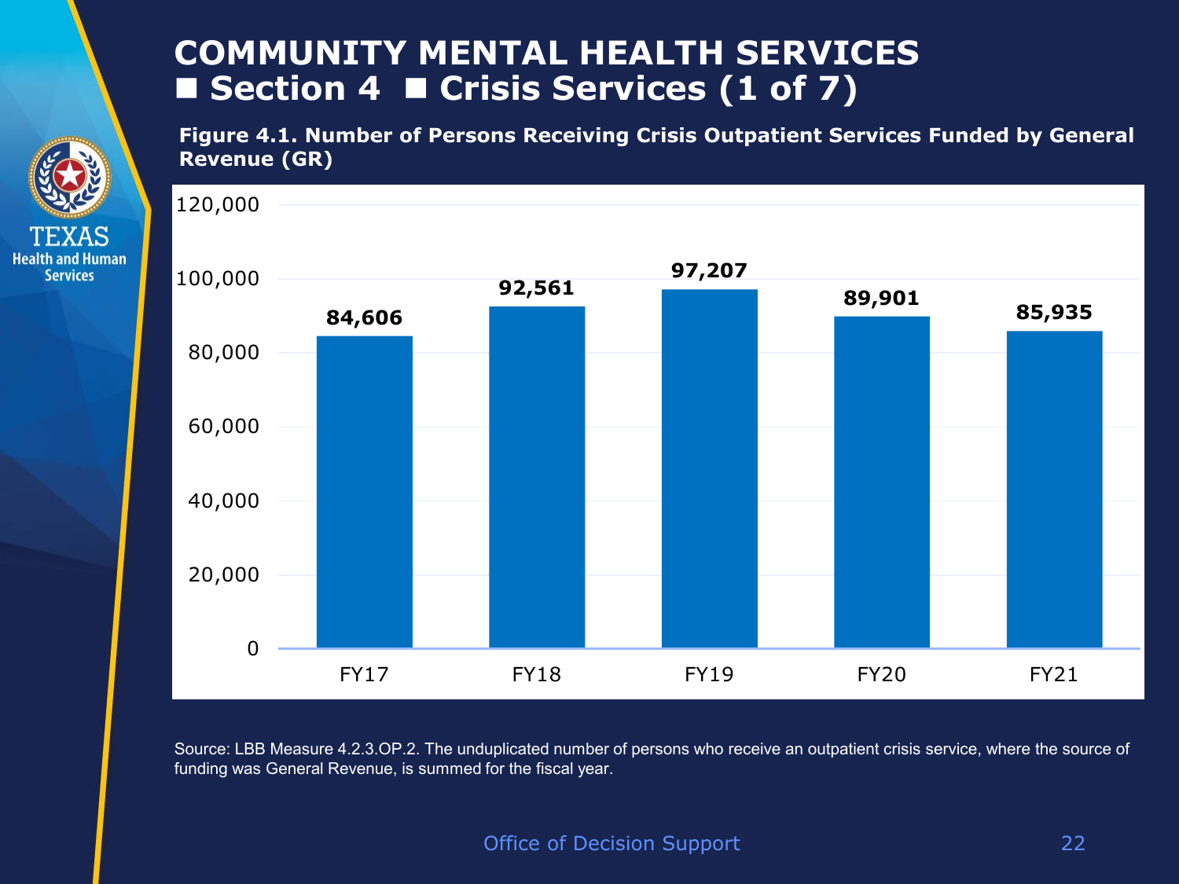# COMMUNITY MENTAL HEALTH SERVICES
## ■ Section 4 ■ Crisis Services (1 of 7)

**Figure 4.1. Number of Persons Receiving Crisis Outpatient Services Funded by General Revenue (GR)**

| Fiscal Year | Persons |
|---|---|
| FY17 | 84,606 |
| FY18 | 92,561 |
| FY19 | 97,207 |
| FY20 | 89,901 |
| FY21 | 85,935 |

Source: LBB Measure 4.2.3.OP.2. The unduplicated number of persons who receive an outpatient crisis service, where the source of funding was General Revenue, is summed for the fiscal year.

Office of Decision Support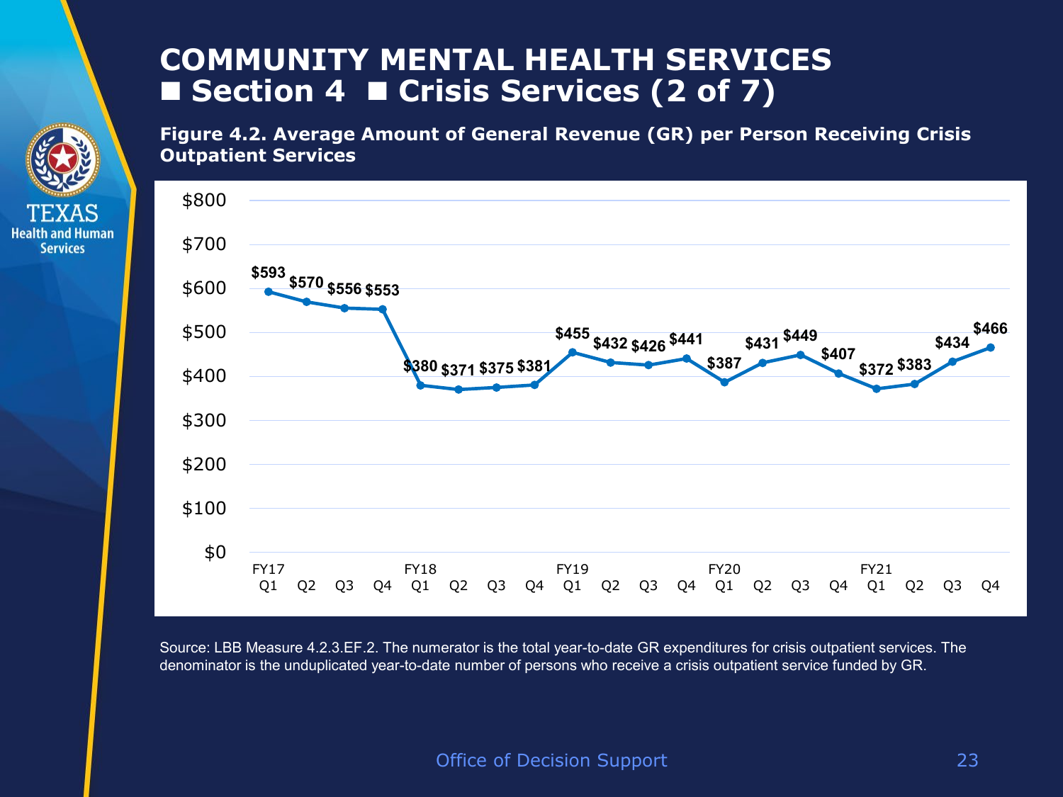# COMMUNITY MENTAL HEALTH SERVICES ■ Section 4 ■ Crisis Services (2 of 7)

**Figure 4.2. Average Amount of General Revenue (GR) per Person Receiving Crisis Outpatient Services**

| Fiscal Year | Q1 | Q2 | Q3 | Q4 |
|---|---|---|---|---|
| FY17 | $593 | $570 | $556 | $553 |
| FY18 | $380 | $371 | $375 | $381 |
| FY19 | $455 | $432 | $426 | $441 |
| FY20 | $387 | $431 | $449 | $407 |
| FY21 | $372 | $383 | $434 | $466 |

Source: LBB Measure 4.2.3.EF.2. The numerator is the total year-to-date GR expenditures for crisis outpatient services. The denominator is the unduplicated year-to-date number of persons who receive a crisis outpatient service funded by GR.

Office of Decision Support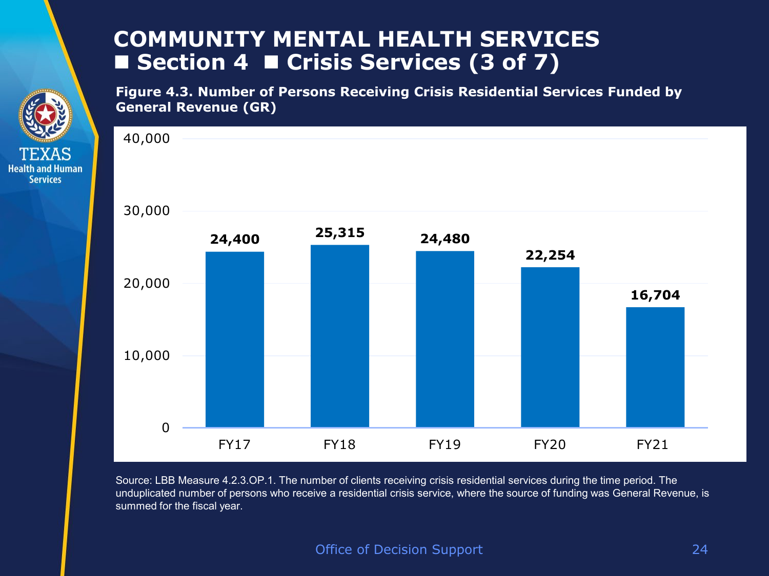# COMMUNITY MENTAL HEALTH SERVICES
## ■ Section 4 ■ Crisis Services (3 of 7)

**Figure 4.3. Number of Persons Receiving Crisis Residential Services Funded by General Revenue (GR)**

| Fiscal Year | Number of Persons |
| --- | --- |
| FY17 | 24,400 |
| FY18 | 25,315 |
| FY19 | 24,480 |
| FY20 | 22,254 |
| FY21 | 16,704 |

Source: LBB Measure 4.2.3.OP.1. The number of clients receiving crisis residential services during the time period. The unduplicated number of persons who receive a residential crisis service, where the source of funding was General Revenue, is summed for the fiscal year.

Office of Decision Support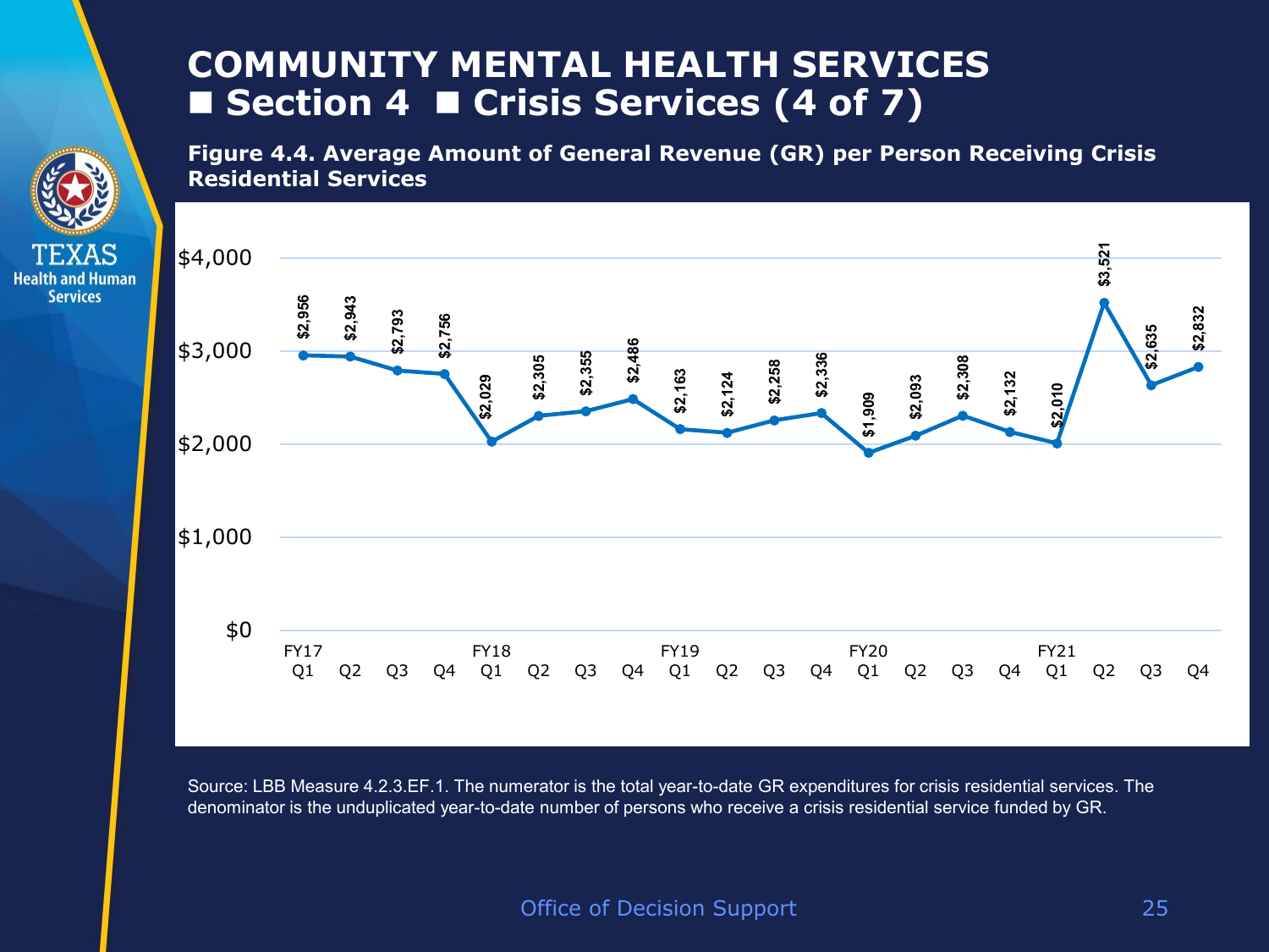# COMMUNITY MENTAL HEALTH SERVICES
## ■ Section 4 ■ Crisis Services (4 of 7)

**Figure 4.4. Average Amount of General Revenue (GR) per Person Receiving Crisis Residential Services**

| Fiscal Year | Quarter | Average GR per Person |
|---|---|---|
| FY17 | Q1 | $2,956 |
| | Q2 | $2,943 |
| | Q3 | $2,793 |
| | Q4 | $2,756 |
| FY18 | Q1 | $2,029 |
| | Q2 | $2,305 |
| | Q3 | $2,355 |
| | Q4 | $2,486 |
| FY19 | Q1 | $2,163 |
| | Q2 | $2,124 |
| | Q3 | $2,258 |
| | Q4 | $2,336 |
| FY20 | Q1 | $1,909 |
| | Q2 | $2,093 |
| | Q3 | $2,308 |
| | Q4 | $2,132 |
| FY21 | Q1 | $2,010 |
| | Q2 | $3,521 |
| | Q3 | $2,635 |
| | Q4 | $2,832 |

Source: LBB Measure 4.2.3.EF.1. The numerator is the total year-to-date GR expenditures for crisis residential services. The denominator is the unduplicated year-to-date number of persons who receive a crisis residential service funded by GR.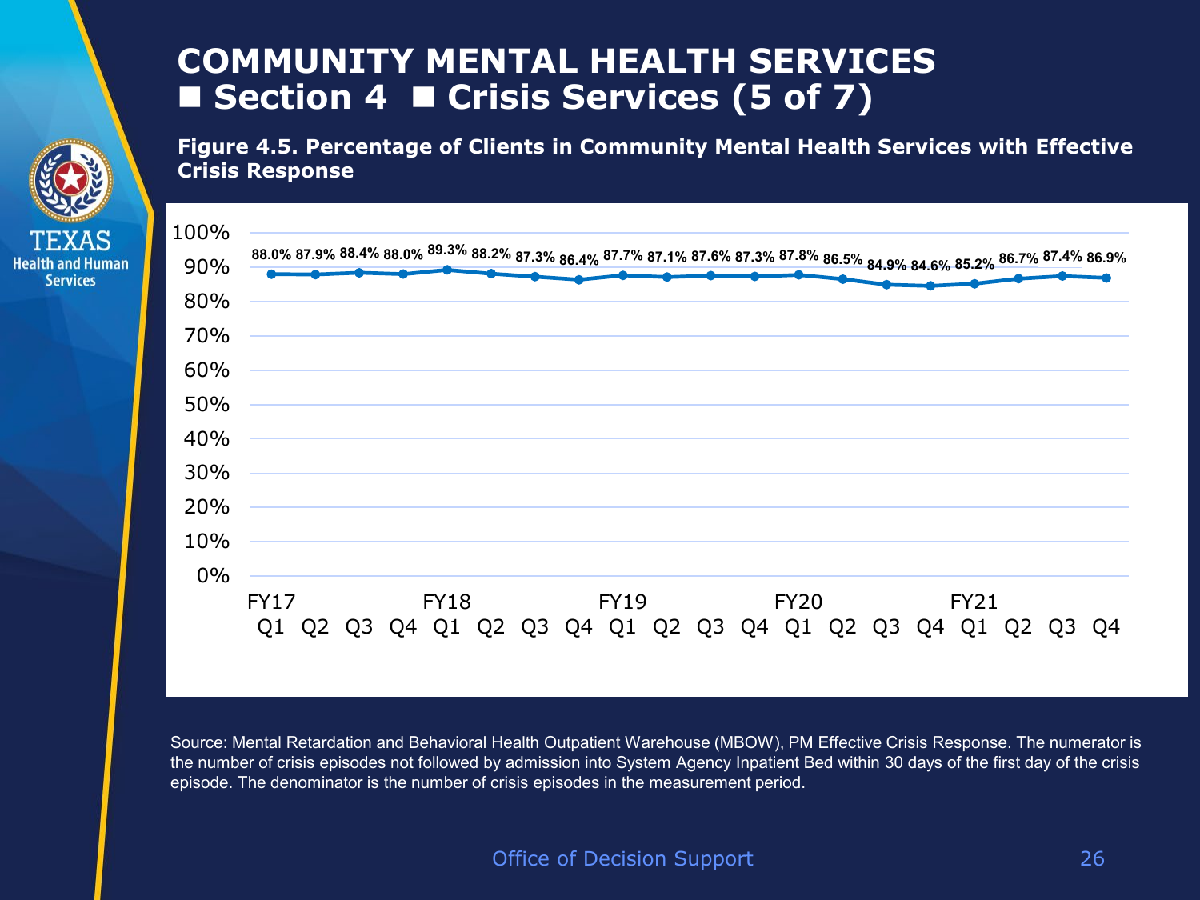# COMMUNITY MENTAL HEALTH SERVICES
## ■ Section 4 ■ Crisis Services (5 of 7)

**Figure 4.5. Percentage of Clients in Community Mental Health Services with Effective Crisis Response**

| Fiscal Year | Quarter | Percentage |
|---|---|---|
| FY17 | Q1 | 88.0% |
| | Q2 | 87.9% |
| | Q3 | 88.4% |
| | Q4 | 88.0% |
| FY18 | Q1 | 89.3% |
| | Q2 | 88.2% |
| | Q3 | 87.3% |
| | Q4 | 86.4% |
| FY19 | Q1 | 87.7% |
| | Q2 | 87.1% |
| | Q3 | 87.6% |
| | Q4 | 87.3% |
| FY20 | Q1 | 87.8% |
| | Q2 | 86.5% |
| | Q3 | 84.9% |
| | Q4 | 84.6% |
| FY21 | Q1 | 85.2% |
| | Q2 | 86.7% |
| | Q3 | 87.4% |
| | Q4 | 86.9% |

Source: Mental Retardation and Behavioral Health Outpatient Warehouse (MBOW), PM Effective Crisis Response. The numerator is the number of crisis episodes not followed by admission into System Agency Inpatient Bed within 30 days of the first day of the crisis episode. The denominator is the number of crisis episodes in the measurement period.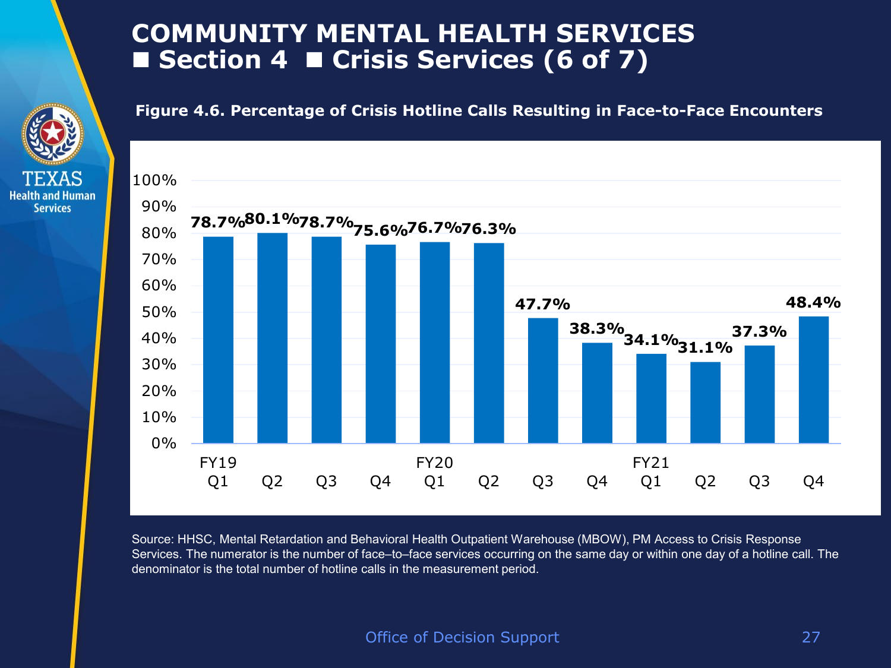# COMMUNITY MENTAL HEALTH SERVICES ■ Section 4 ■ Crisis Services (6 of 7)

**Figure 4.6. Percentage of Crisis Hotline Calls Resulting in Face-to-Face Encounters**

| Fiscal Year | Quarter | Percentage |
|---|---|---|
| FY19 | Q1 | 78.7% |
| | Q2 | 80.1% |
| | Q3 | 78.7% |
| | Q4 | 75.6% |
| FY20 | Q1 | 76.7% |
| | Q2 | 76.3% |
| | Q3 | 47.7% |
| | Q4 | 38.3% |
| FY21 | Q1 | 34.1% |
| | Q2 | 31.1% |
| | Q3 | 37.3% |
| | Q4 | 48.4% |

Source: HHSC, Mental Retardation and Behavioral Health Outpatient Warehouse (MBOW), PM Access to Crisis Response Services. The numerator is the number of face–to–face services occurring on the same day or within one day of a hotline call. The denominator is the total number of hotline calls in the measurement period.

Office of Decision Support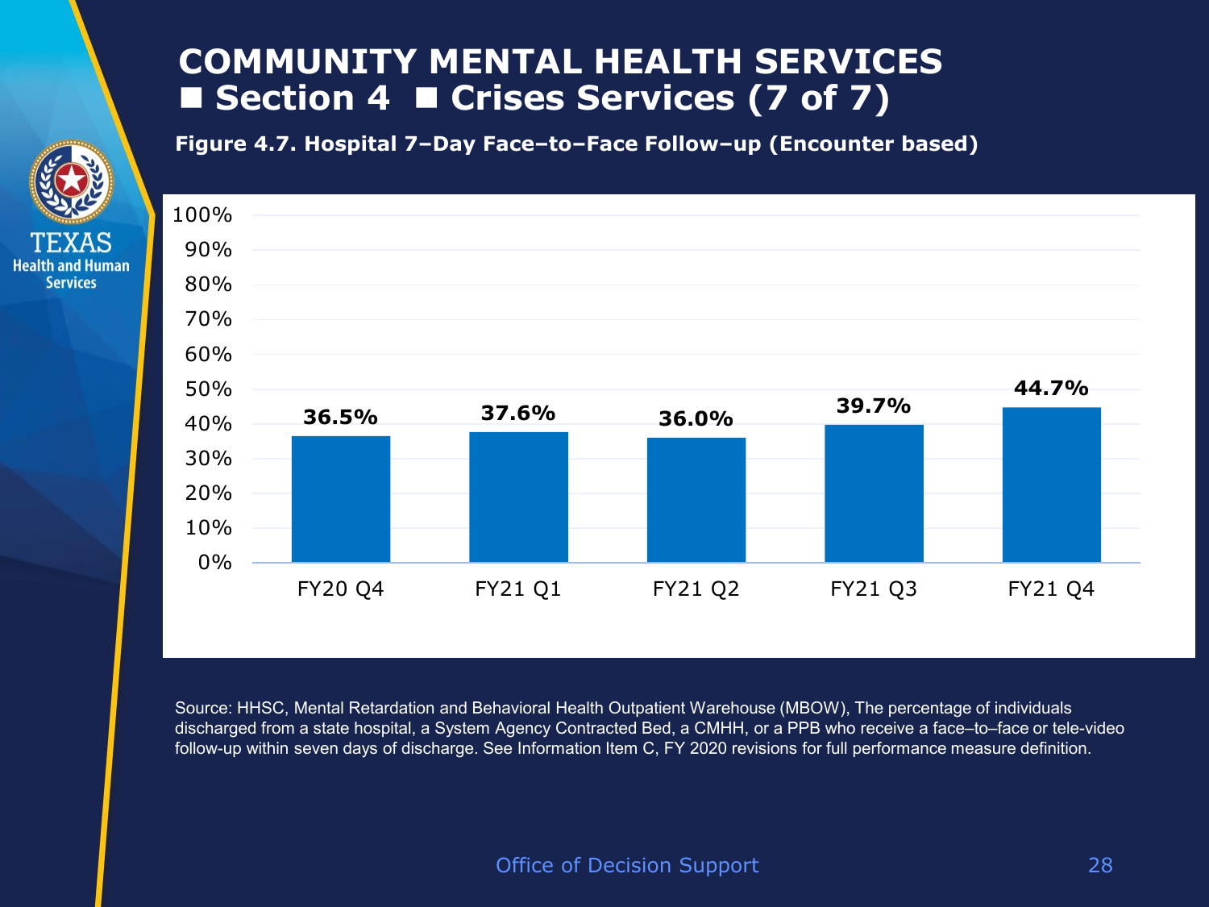# COMMUNITY MENTAL HEALTH SERVICES
## ■ Section 4 ■ Crises Services (7 of 7)

**Figure 4.7. Hospital 7–Day Face–to–Face Follow–up (Encounter based)**

| Quarter | Percentage |
|---|---|
| FY20 Q4 | 36.5% |
| FY21 Q1 | 37.6% |
| FY21 Q2 | 36.0% |
| FY21 Q3 | 39.7% |
| FY21 Q4 | 44.7% |

Source: HHSC, Mental Retardation and Behavioral Health Outpatient Warehouse (MBOW), The percentage of individuals discharged from a state hospital, a System Agency Contracted Bed, a CMHH, or a PPB who receive a face–to–face or tele-video follow-up within seven days of discharge. See Information Item C, FY 2020 revisions for full performance measure definition.

Office of Decision Support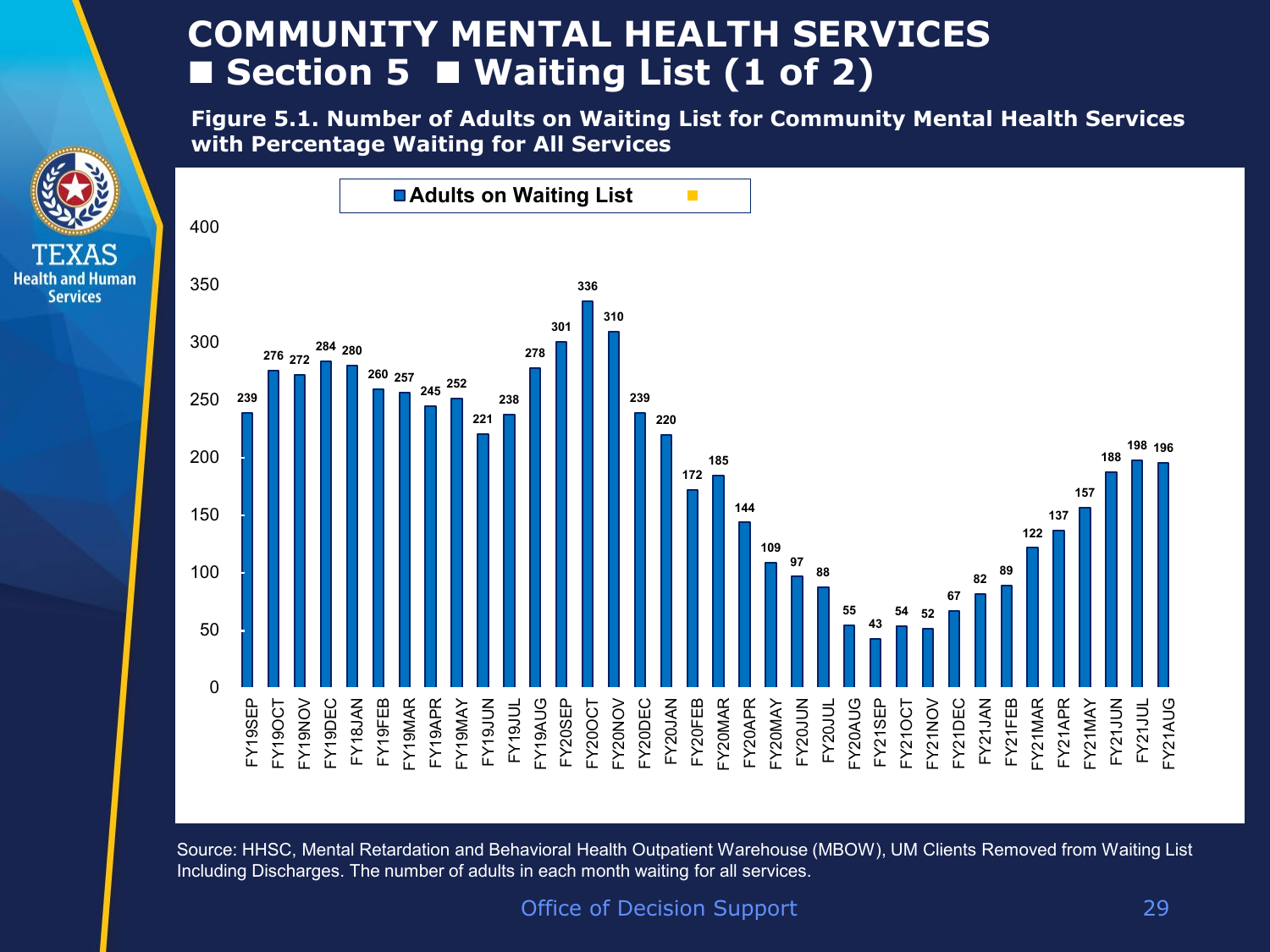# COMMUNITY MENTAL HEALTH SERVICES

## ■ Section 5 ■ Waiting List (1 of 2)

**Figure 5.1. Number of Adults on Waiting List for Community Mental Health Services with Percentage Waiting for All Services**

| Month | Adults on Waiting List |
|---|---|
| FY19SEP | 239 |
| FY19OCT | 276 |
| FY19NOV | 272 |
| FY19DEC | 284 |
| FY18JAN | 280 |
| FY19FEB | 260 |
| FY19MAR | 257 |
| FY19APR | 245 |
| FY19MAY | 252 |
| FY19JUN | 221 |
| FY19JUL | 238 |
| FY19AUG | 278 |
| FY20SEP | 301 |
| FY20OCT | 336 |
| FY20NOV | 310 |
| FY20DEC | 239 |
| FY20JAN | 220 |
| FY20FEB | 172 |
| FY20MAR | 185 |
| FY20APR | 144 |
| FY20MAY | 109 |
| FY20JUN | 97 |
| FY20JUL | 88 |
| FY20AUG | 55 |
| FY21SEP | 43 |
| FY21OCT | 54 |
| FY21NOV | 52 |
| FY21DEC | 67 |
| FY21JAN | 82 |
| FY21FEB | 89 |
| FY21MAR | 122 |
| FY21APR | 137 |
| FY21MAY | 157 |
| FY21JUN | 188 |
| FY21JUL | 198 |
| FY21AUG | 196 |

Source: HHSC, Mental Retardation and Behavioral Health Outpatient Warehouse (MBOW), UM Clients Removed from Waiting List Including Discharges. The number of adults in each month waiting for all services.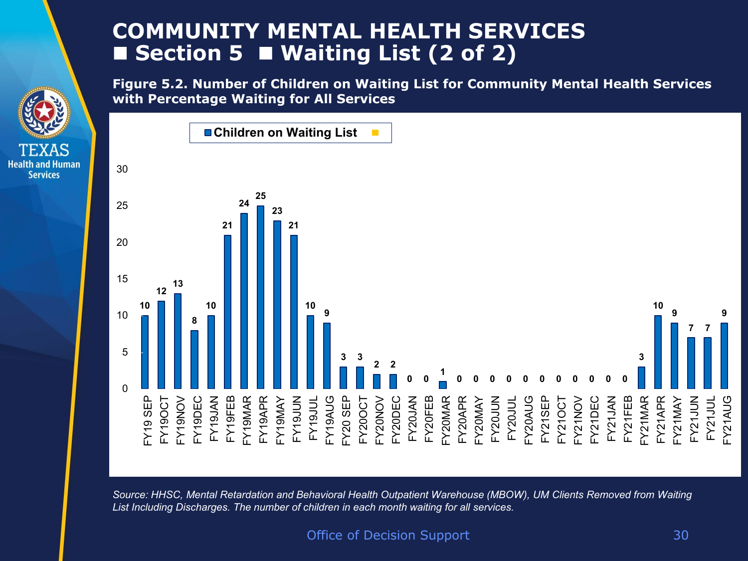# COMMUNITY MENTAL HEALTH SERVICES ■ Section 5 ■ Waiting List (2 of 2)

**Figure 5.2. Number of Children on Waiting List for Community Mental Health Services with Percentage Waiting for All Services**

| Month | Children on Waiting List |
|---|---|
| FY19 SEP | 10 |
| FY19OCT | 12 |
| FY19NOV | 13 |
| FY19DEC | 8 |
| FY19JAN | 10 |
| FY19FEB | 21 |
| FY19MAR | 24 |
| FY19APR | 25 |
| FY19MAY | 23 |
| FY19JUN | 21 |
| FY19JUL | 10 |
| FY19AUG | 9 |
| FY20 SEP | 3 |
| FY20OCT | 3 |
| FY20NOV | 2 |
| FY20DEC | 2 |
| FY20JAN | 0 |
| FY20FEB | 0 |
| FY20MAR | 1 |
| FY20APR | 0 |
| FY20MAY | 0 |
| FY20JUN | 0 |
| FY20JUL | 0 |
| FY20AUG | 0 |
| FY21SEP | 0 |
| FY21OCT | 0 |
| FY21NOV | 0 |
| FY21DEC | 0 |
| FY21JAN | 0 |
| FY21FEB | 0 |
| FY21MAR | 3 |
| FY21APR | 10 |
| FY21MAY | 9 |
| FY21JUN | 7 |
| FY21JUL | 7 |
| FY21AUG | 9 |

*Source: HHSC, Mental Retardation and Behavioral Health Outpatient Warehouse (MBOW), UM Clients Removed from Waiting List Including Discharges. The number of children in each month waiting for all services.*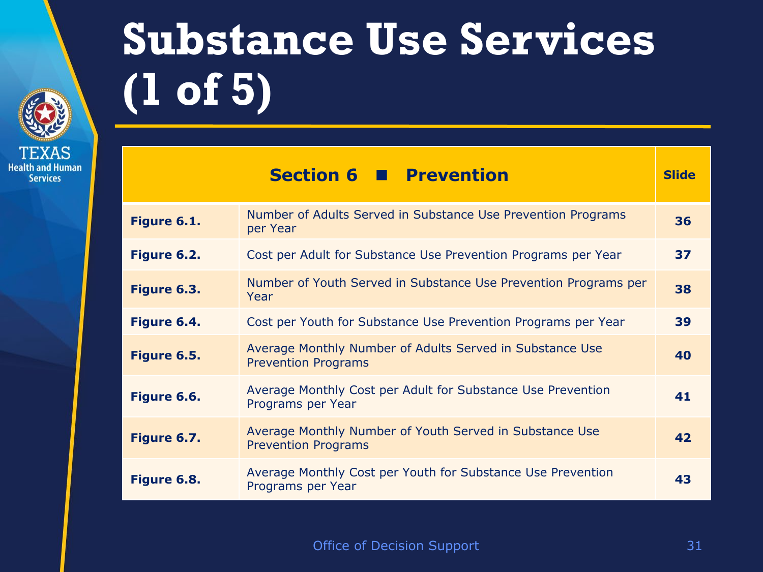# Substance Use Services (1 of 5)

| Section 6 ■ Prevention | | Slide |
|---|---|---|
| **Figure 6.1.** | Number of Adults Served in Substance Use Prevention Programs per Year | **36** |
| **Figure 6.2.** | Cost per Adult for Substance Use Prevention Programs per Year | **37** |
| **Figure 6.3.** | Number of Youth Served in Substance Use Prevention Programs per Year | **38** |
| **Figure 6.4.** | Cost per Youth for Substance Use Prevention Programs per Year | **39** |
| **Figure 6.5.** | Average Monthly Number of Adults Served in Substance Use Prevention Programs | **40** |
| **Figure 6.6.** | Average Monthly Cost per Adult for Substance Use Prevention Programs per Year | **41** |
| **Figure 6.7.** | Average Monthly Number of Youth Served in Substance Use Prevention Programs | **42** |
| **Figure 6.8.** | Average Monthly Cost per Youth for Substance Use Prevention Programs per Year | **43** |

Office of Decision Support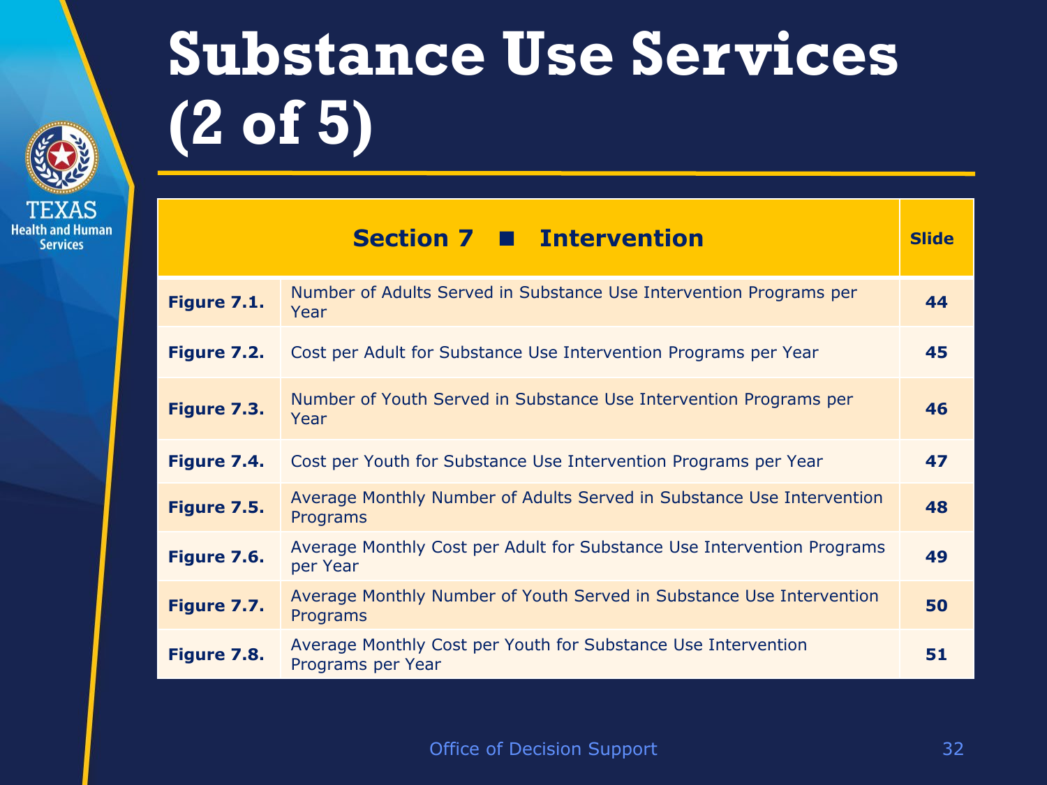# Substance Use Services (2 of 5)

| Section 7 ■ Intervention | | Slide |
|---|---|---|
| **Figure 7.1.** | Number of Adults Served in Substance Use Intervention Programs per Year | **44** |
| **Figure 7.2.** | Cost per Adult for Substance Use Intervention Programs per Year | **45** |
| **Figure 7.3.** | Number of Youth Served in Substance Use Intervention Programs per Year | **46** |
| **Figure 7.4.** | Cost per Youth for Substance Use Intervention Programs per Year | **47** |
| **Figure 7.5.** | Average Monthly Number of Adults Served in Substance Use Intervention Programs | **48** |
| **Figure 7.6.** | Average Monthly Cost per Adult for Substance Use Intervention Programs per Year | **49** |
| **Figure 7.7.** | Average Monthly Number of Youth Served in Substance Use Intervention Programs | **50** |
| **Figure 7.8.** | Average Monthly Cost per Youth for Substance Use Intervention Programs per Year | **51** |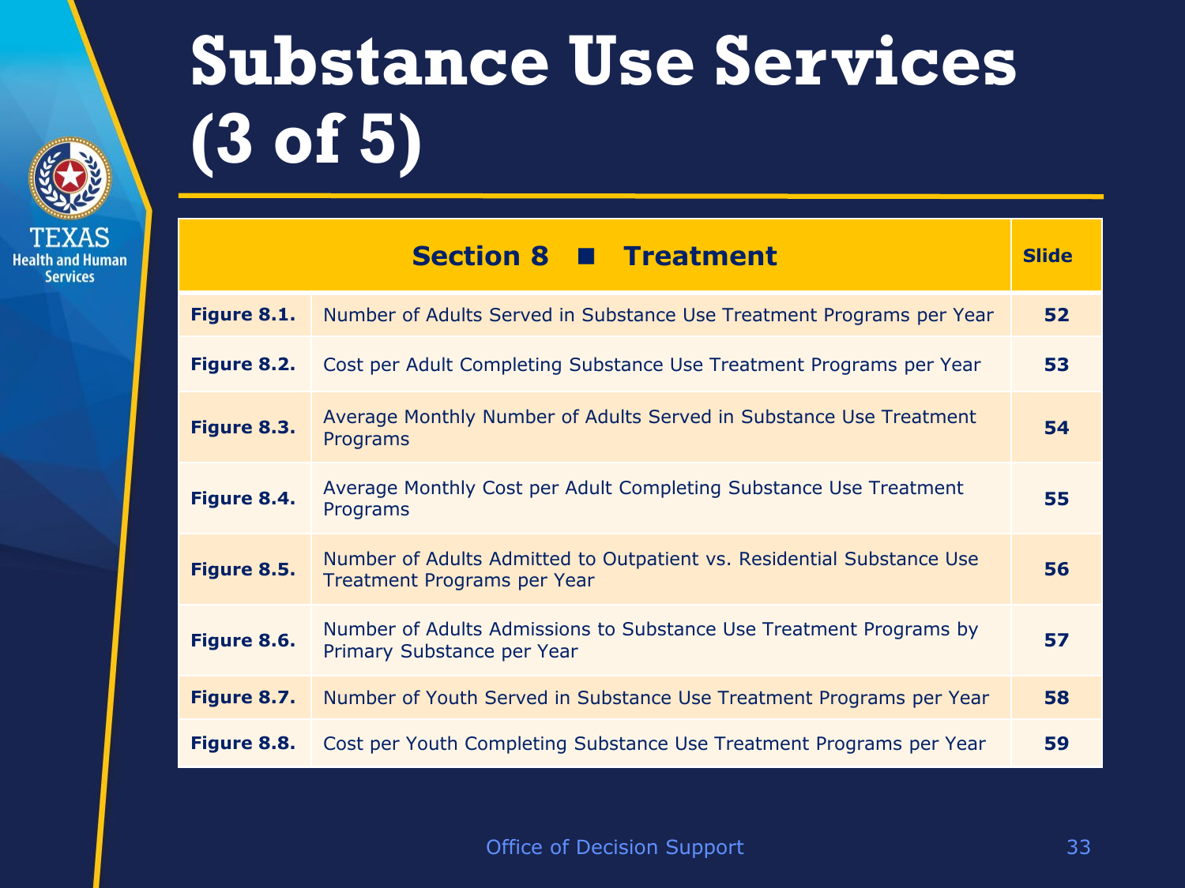# Substance Use Services (3 of 5)

| Section 8 ■ Treatment | | Slide |
|---|---|---|
| **Figure 8.1.** | Number of Adults Served in Substance Use Treatment Programs per Year | **52** |
| **Figure 8.2.** | Cost per Adult Completing Substance Use Treatment Programs per Year | **53** |
| **Figure 8.3.** | Average Monthly Number of Adults Served in Substance Use Treatment Programs | **54** |
| **Figure 8.4.** | Average Monthly Cost per Adult Completing Substance Use Treatment Programs | **55** |
| **Figure 8.5.** | Number of Adults Admitted to Outpatient vs. Residential Substance Use Treatment Programs per Year | **56** |
| **Figure 8.6.** | Number of Adults Admissions to Substance Use Treatment Programs by Primary Substance per Year | **57** |
| **Figure 8.7.** | Number of Youth Served in Substance Use Treatment Programs per Year | **58** |
| **Figure 8.8.** | Cost per Youth Completing Substance Use Treatment Programs per Year | **59** |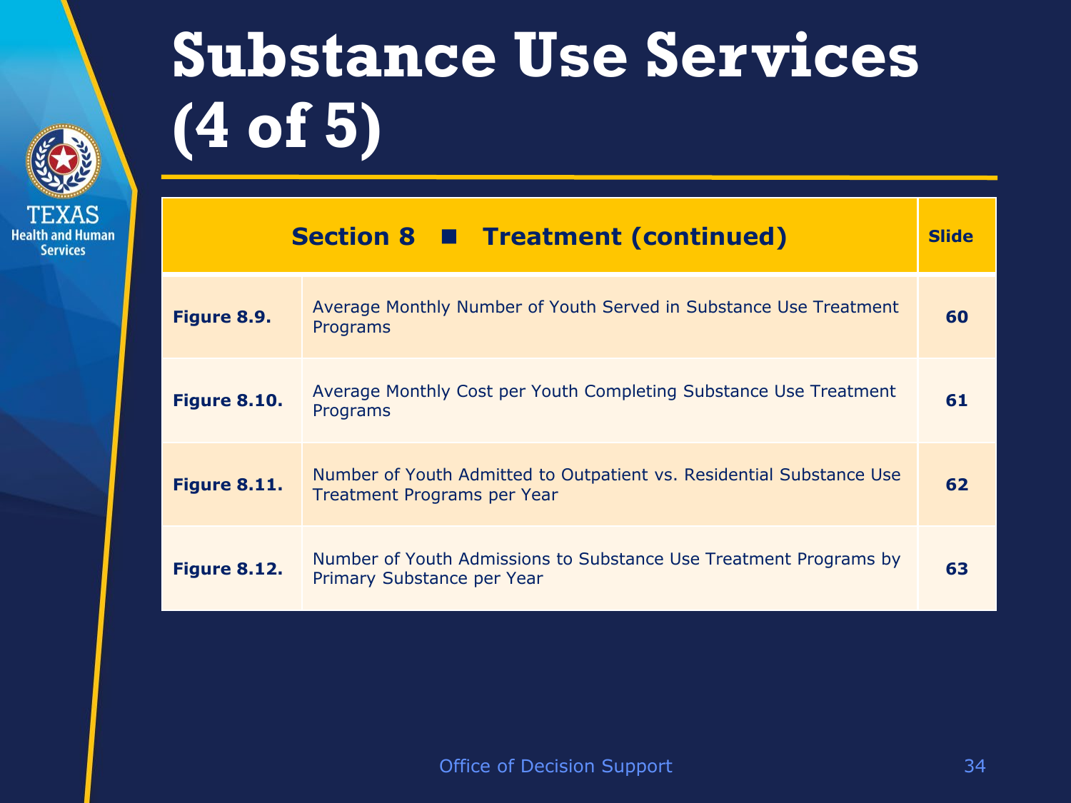# Substance Use Services (4 of 5)

| Section 8 ■ Treatment (continued) | | Slide |
|---|---|---|
| **Figure 8.9.** | Average Monthly Number of Youth Served in Substance Use Treatment Programs | **60** |
| **Figure 8.10.** | Average Monthly Cost per Youth Completing Substance Use Treatment Programs | **61** |
| **Figure 8.11.** | Number of Youth Admitted to Outpatient vs. Residential Substance Use Treatment Programs per Year | **62** |
| **Figure 8.12.** | Number of Youth Admissions to Substance Use Treatment Programs by Primary Substance per Year | **63** |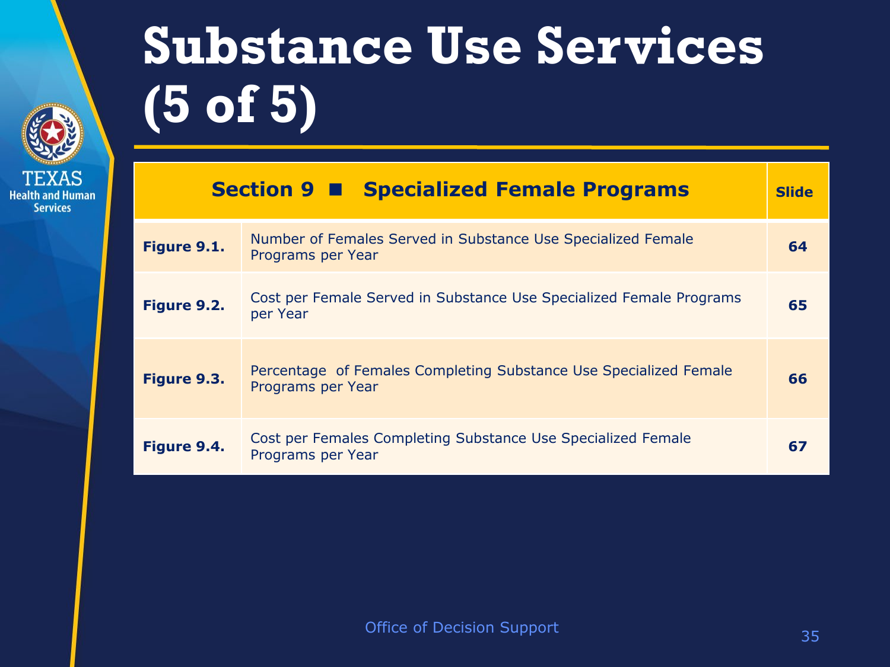# Substance Use Services (5 of 5)

| Section 9 ■ Specialized Female Programs | | Slide |
|---|---|---|
| **Figure 9.1.** | Number of Females Served in Substance Use Specialized Female Programs per Year | **64** |
| **Figure 9.2.** | Cost per Female Served in Substance Use Specialized Female Programs per Year | **65** |
| **Figure 9.3.** | Percentage of Females Completing Substance Use Specialized Female Programs per Year | **66** |
| **Figure 9.4.** | Cost per Females Completing Substance Use Specialized Female Programs per Year | **67** |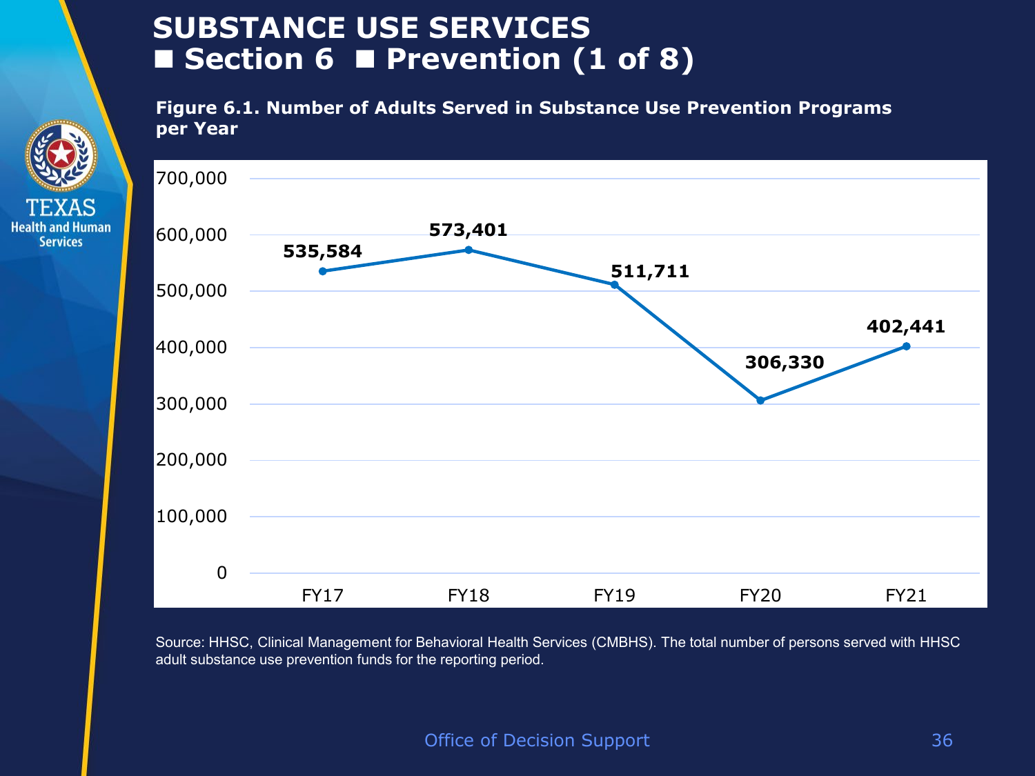# SUBSTANCE USE SERVICES
## ■ Section 6 ■ Prevention (1 of 8)

**Figure 6.1. Number of Adults Served in Substance Use Prevention Programs per Year**

| Fiscal Year | Number of Adults Served |
|---|---|
| FY17 | 535,584 |
| FY18 | 573,401 |
| FY19 | 511,711 |
| FY20 | 306,330 |
| FY21 | 402,441 |

Source: HHSC, Clinical Management for Behavioral Health Services (CMBHS). The total number of persons served with HHSC adult substance use prevention funds for the reporting period.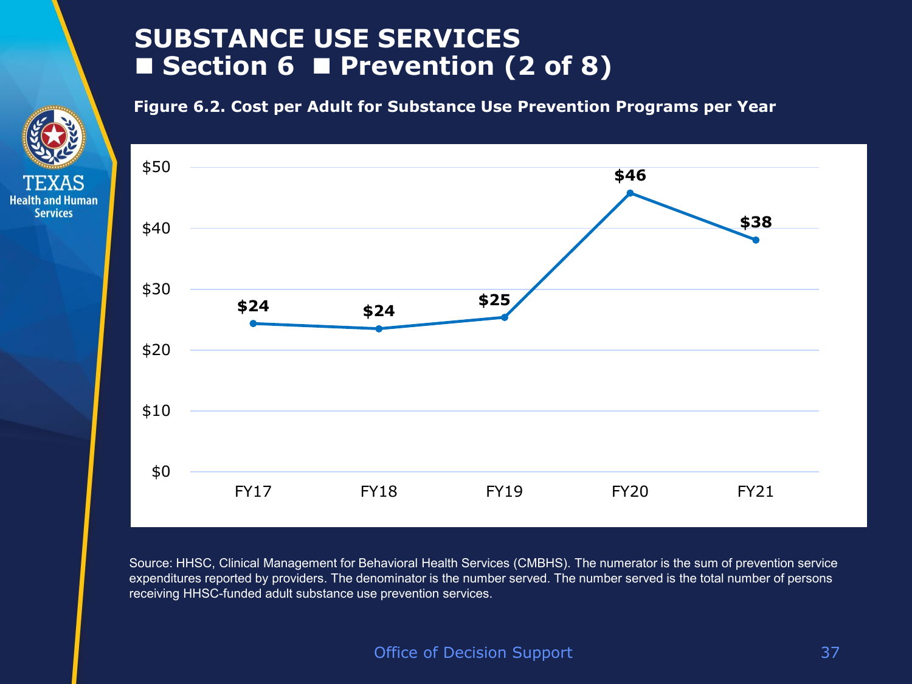# SUBSTANCE USE SERVICES
# ■ Section 6 ■ Prevention (2 of 8)

**Figure 6.2. Cost per Adult for Substance Use Prevention Programs per Year**

| Fiscal Year | Cost per Adult |
|---|---|
| FY17 | $24 |
| FY18 | $24 |
| FY19 | $25 |
| FY20 | $46 |
| FY21 | $38 |

Source: HHSC, Clinical Management for Behavioral Health Services (CMBHS). The numerator is the sum of prevention service expenditures reported by providers. The denominator is the number served. The number served is the total number of persons receiving HHSC-funded adult substance use prevention services.

Office of Decision Support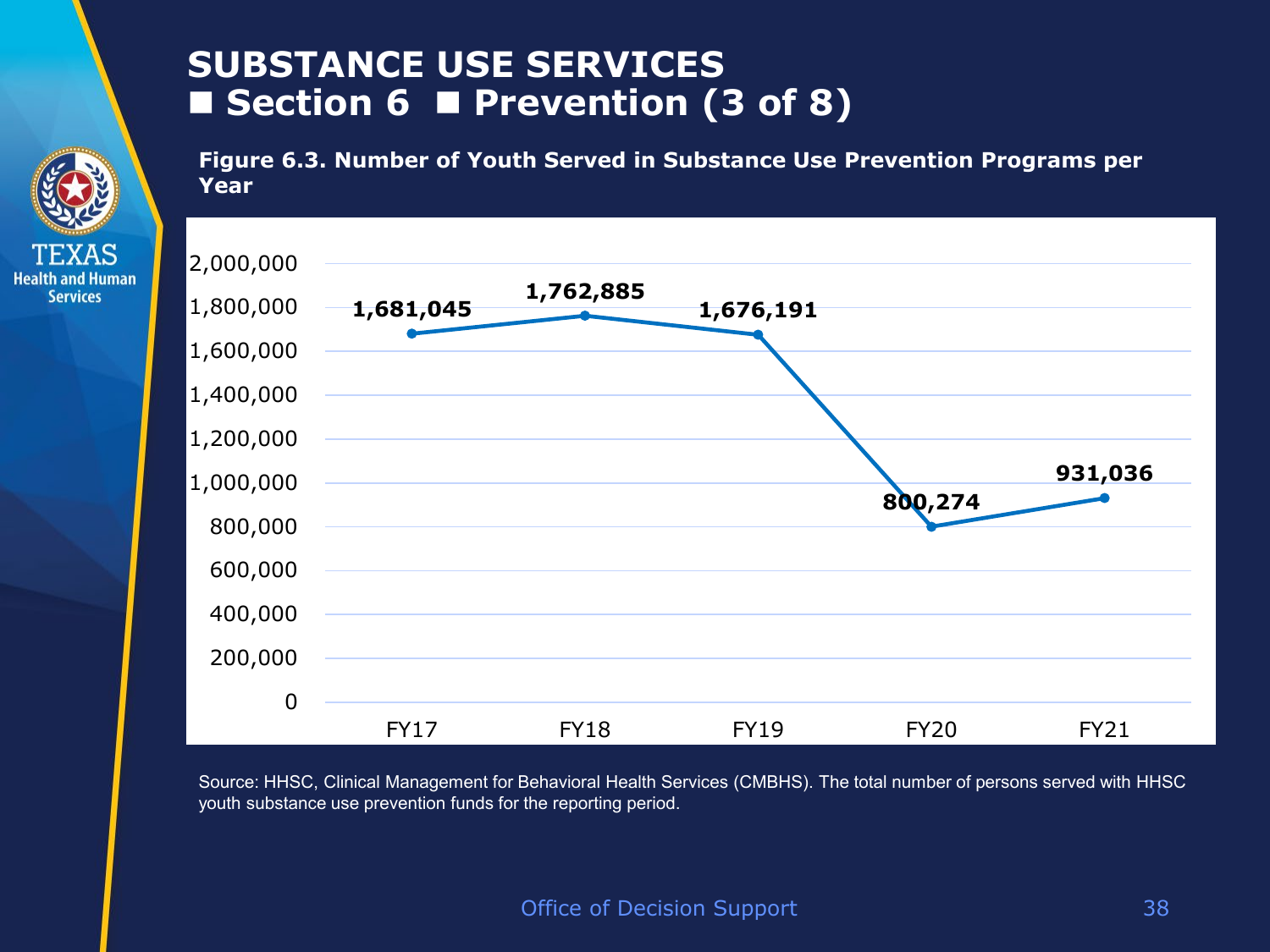# SUBSTANCE USE SERVICES
## ■ Section 6 ■ Prevention (3 of 8)

**Figure 6.3. Number of Youth Served in Substance Use Prevention Programs per Year**

| Fiscal Year | Number of Youth Served |
|---|---|
| FY17 | 1,681,045 |
| FY18 | 1,762,885 |
| FY19 | 1,676,191 |
| FY20 | 800,274 |
| FY21 | 931,036 |

Source: HHSC, Clinical Management for Behavioral Health Services (CMBHS). The total number of persons served with HHSC youth substance use prevention funds for the reporting period.

Office of Decision Support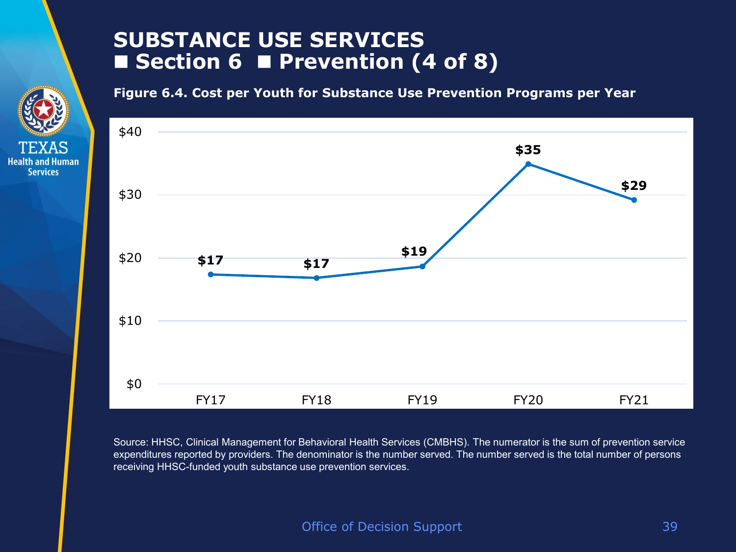# SUBSTANCE USE SERVICES ■ Section 6 ■ Prevention (4 of 8)

**Figure 6.4. Cost per Youth for Substance Use Prevention Programs per Year**

| Fiscal Year | Cost per Youth |
|---|---|
| FY17 | $17 |
| FY18 | $17 |
| FY19 | $19 |
| FY20 | $35 |
| FY21 | $29 |

Source: HHSC, Clinical Management for Behavioral Health Services (CMBHS). The numerator is the sum of prevention service expenditures reported by providers. The denominator is the number served. The number served is the total number of persons receiving HHSC-funded youth substance use prevention services.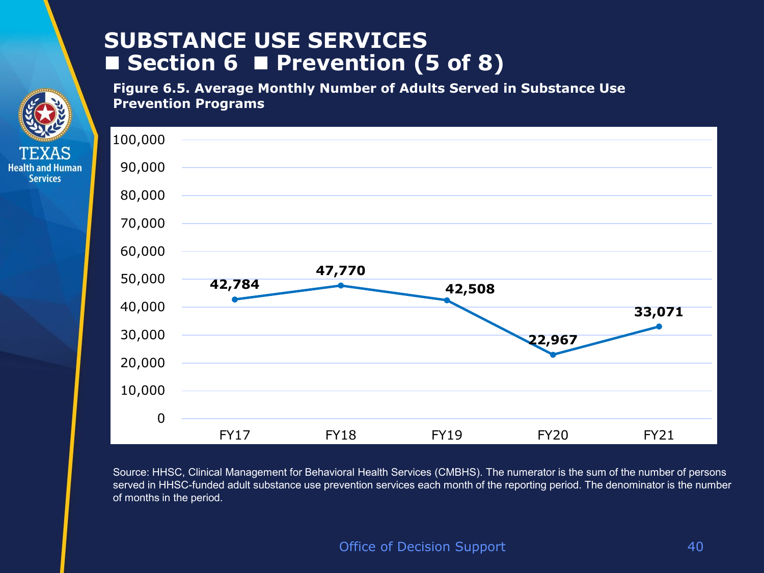# SUBSTANCE USE SERVICES
## ■ Section 6 ■ Prevention (5 of 8)

**Figure 6.5. Average Monthly Number of Adults Served in Substance Use Prevention Programs**

| Fiscal Year | Average Monthly Number of Adults Served |
|---|---|
| FY17 | 42,784 |
| FY18 | 47,770 |
| FY19 | 42,508 |
| FY20 | 22,967 |
| FY21 | 33,071 |

Source: HHSC, Clinical Management for Behavioral Health Services (CMBHS). The numerator is the sum of the number of persons served in HHSC-funded adult substance use prevention services each month of the reporting period. The denominator is the number of months in the period.

Office of Decision Support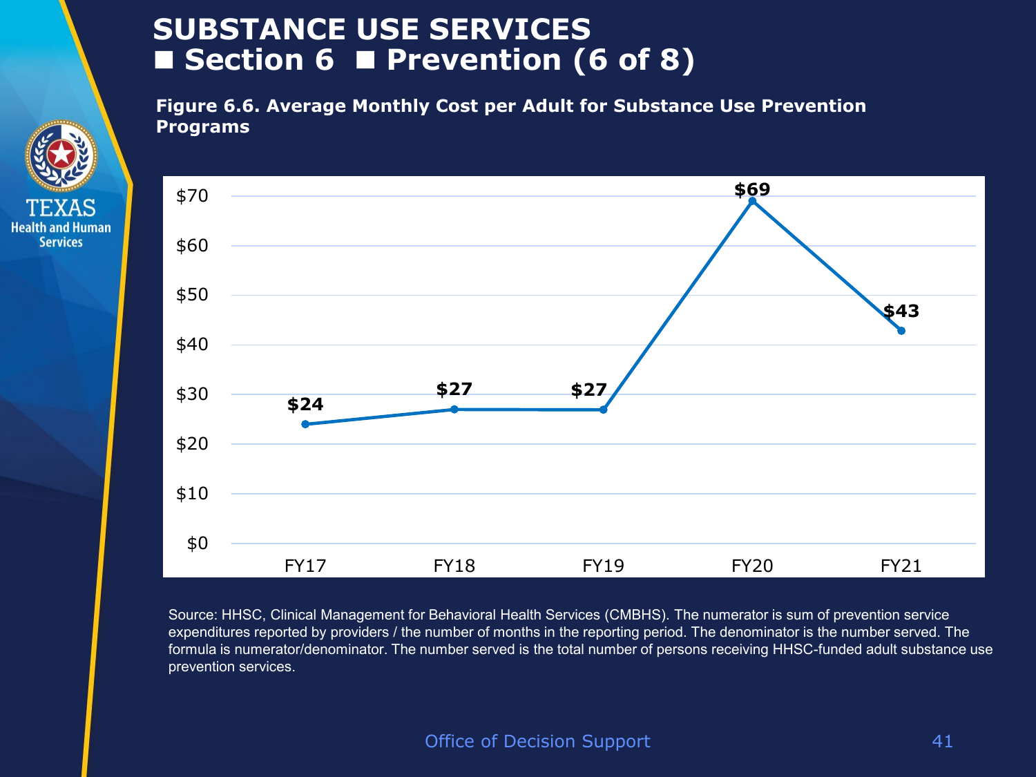# SUBSTANCE USE SERVICES
## ■ Section 6 ■ Prevention (6 of 8)

**Figure 6.6. Average Monthly Cost per Adult for Substance Use Prevention Programs**

| Fiscal Year | Average Monthly Cost per Adult |
|---|---|
| FY17 | $24 |
| FY18 | $27 |
| FY19 | $27 |
| FY20 | $69 |
| FY21 | $43 |

Source: HHSC, Clinical Management for Behavioral Health Services (CMBHS). The numerator is sum of prevention service expenditures reported by providers / the number of months in the reporting period. The denominator is the number served. The formula is numerator/denominator. The number served is the total number of persons receiving HHSC-funded adult substance use prevention services.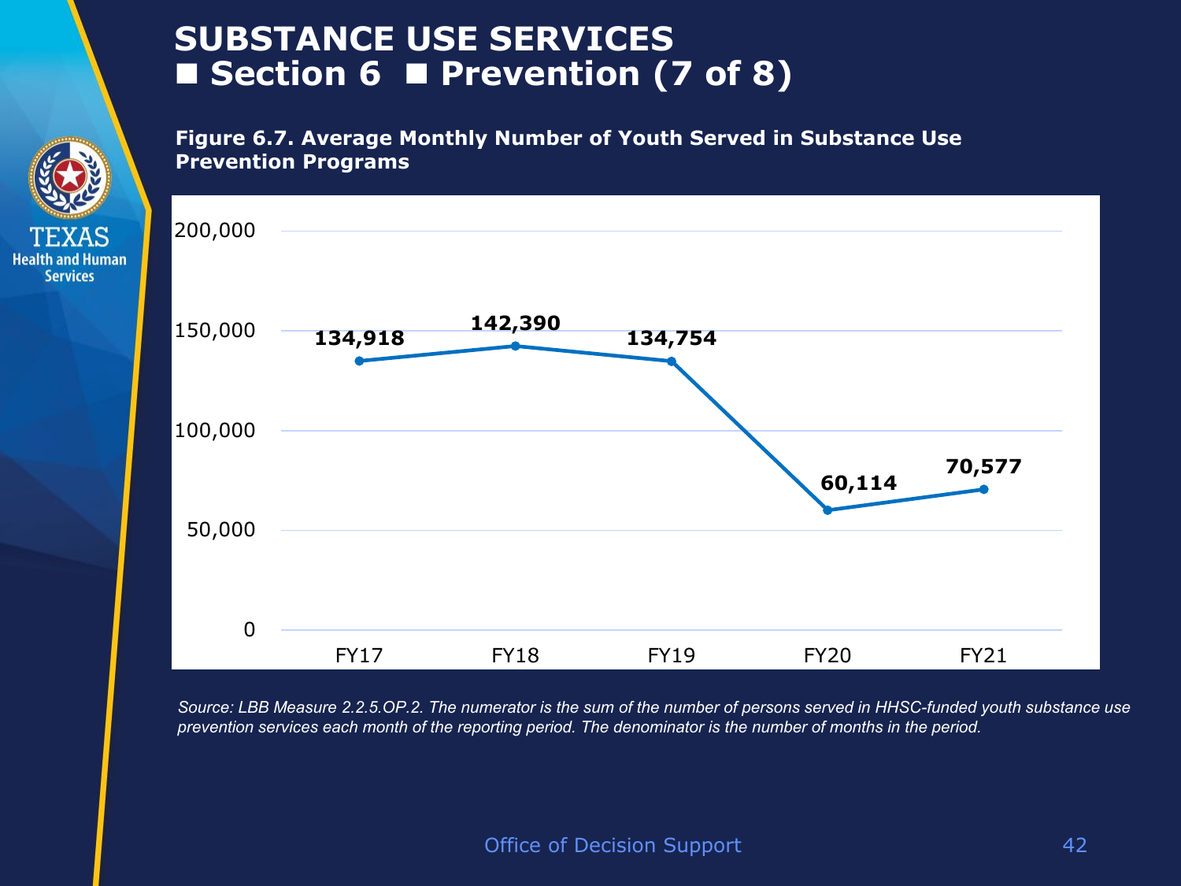# SUBSTANCE USE SERVICES
## ■ Section 6 ■ Prevention (7 of 8)

**Figure 6.7. Average Monthly Number of Youth Served in Substance Use Prevention Programs**

| Fiscal Year | Average Monthly Number of Youth Served |
|---|---|
| FY17 | 134,918 |
| FY18 | 142,390 |
| FY19 | 134,754 |
| FY20 | 60,114 |
| FY21 | 70,577 |

*Source: LBB Measure 2.2.5.OP.2. The numerator is the sum of the number of persons served in HHSC-funded youth substance use prevention services each month of the reporting period. The denominator is the number of months in the period.*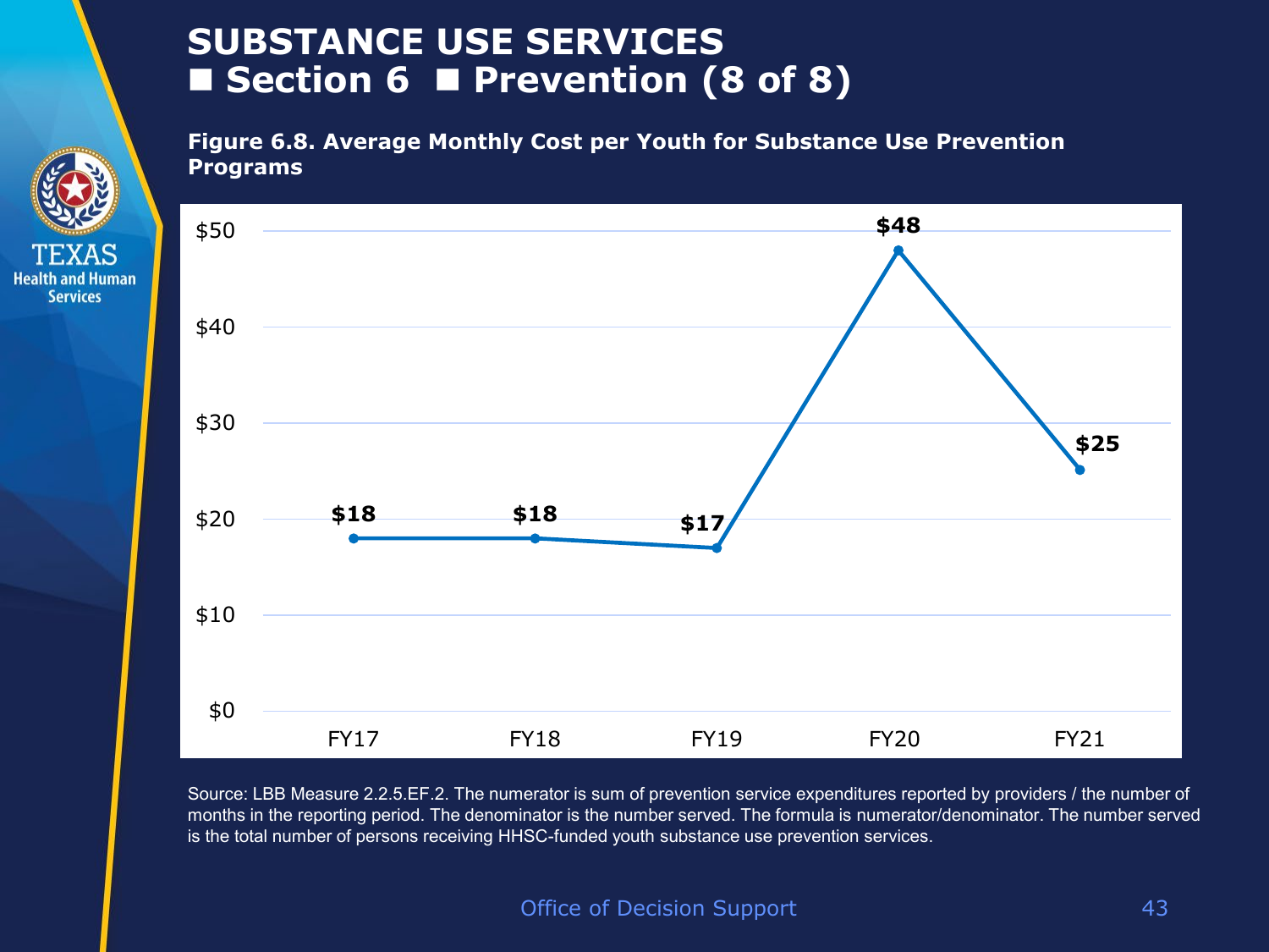# SUBSTANCE USE SERVICES
## ■ Section 6 ■ Prevention (8 of 8)

**Figure 6.8. Average Monthly Cost per Youth for Substance Use Prevention Programs**

| Fiscal Year | Average Monthly Cost |
|---|---|
| FY17 | $18 |
| FY18 | $18 |
| FY19 | $17 |
| FY20 | $48 |
| FY21 | $25 |

Source: LBB Measure 2.2.5.EF.2. The numerator is sum of prevention service expenditures reported by providers / the number of months in the reporting period. The denominator is the number served. The formula is numerator/denominator. The number served is the total number of persons receiving HHSC-funded youth substance use prevention services.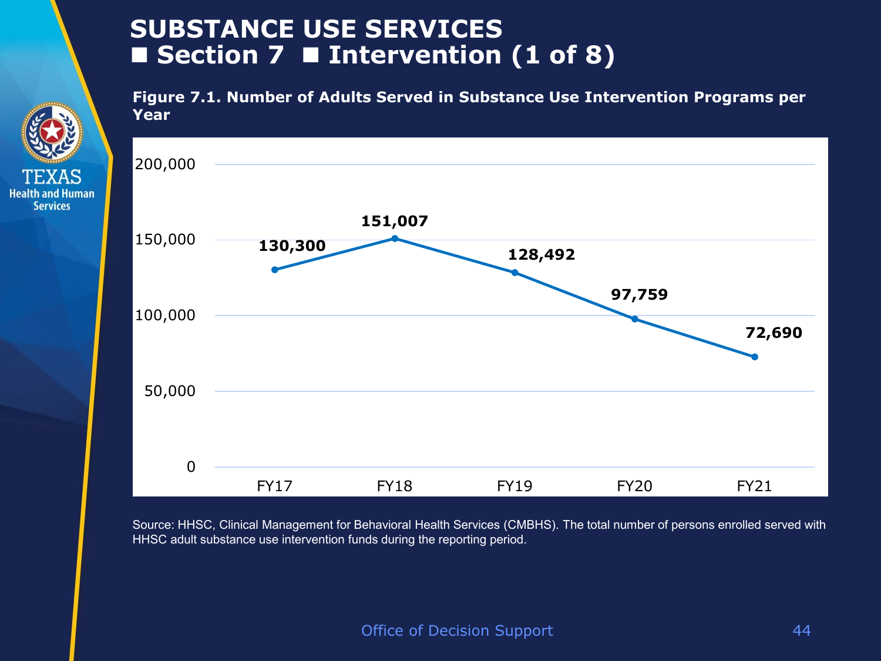# SUBSTANCE USE SERVICES
## ■ Section 7 ■ Intervention (1 of 8)

**Figure 7.1. Number of Adults Served in Substance Use Intervention Programs per Year**

| Fiscal Year | Adults Served |
|---|---|
| FY17 | 130,300 |
| FY18 | 151,007 |
| FY19 | 128,492 |
| FY20 | 97,759 |
| FY21 | 72,690 |

Source: HHSC, Clinical Management for Behavioral Health Services (CMBHS). The total number of persons enrolled served with HHSC adult substance use intervention funds during the reporting period.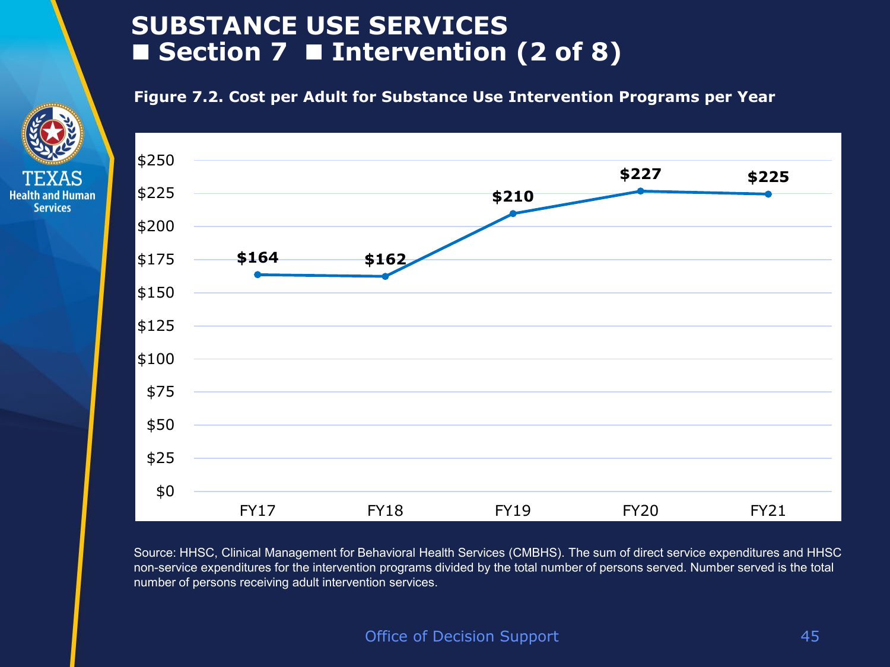# SUBSTANCE USE SERVICES
## ■ Section 7 ■ Intervention (2 of 8)

**Figure 7.2. Cost per Adult for Substance Use Intervention Programs per Year**

| Fiscal Year | Cost per Adult |
|---|---|
| FY17 | $164 |
| FY18 | $162 |
| FY19 | $210 |
| FY20 | $227 |
| FY21 | $225 |

Source: HHSC, Clinical Management for Behavioral Health Services (CMBHS). The sum of direct service expenditures and HHSC non-service expenditures for the intervention programs divided by the total number of persons served. Number served is the total number of persons receiving adult intervention services.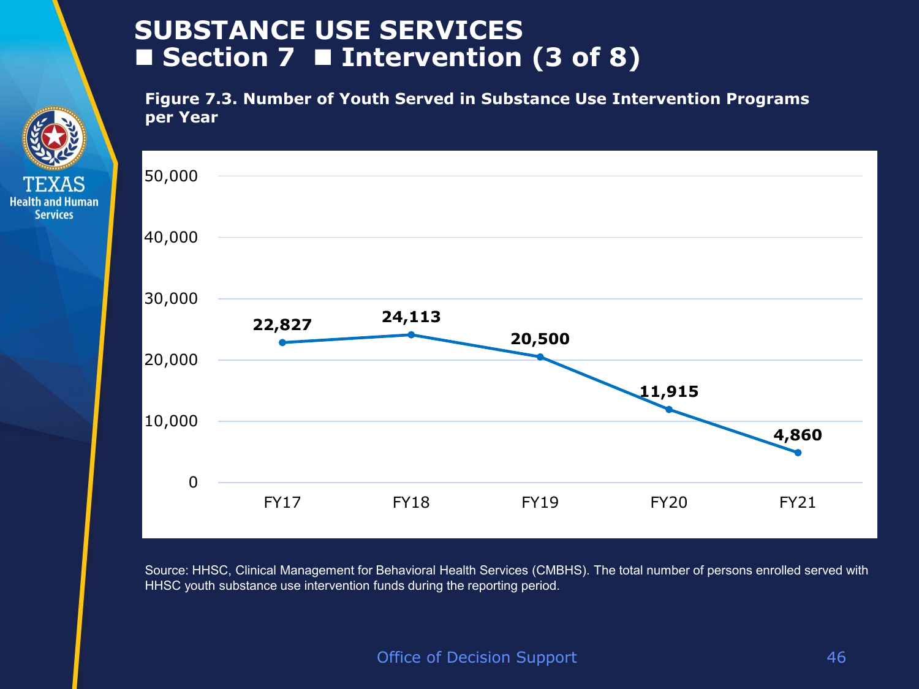# SUBSTANCE USE SERVICES
## ■ Section 7 ■ Intervention (3 of 8)

**Figure 7.3. Number of Youth Served in Substance Use Intervention Programs per Year**

| Fiscal Year | Number of Youth Served |
| --- | --- |
| FY17 | 22,827 |
| FY18 | 24,113 |
| FY19 | 20,500 |
| FY20 | 11,915 |
| FY21 | 4,860 |

Source: HHSC, Clinical Management for Behavioral Health Services (CMBHS). The total number of persons enrolled served with HHSC youth substance use intervention funds during the reporting period.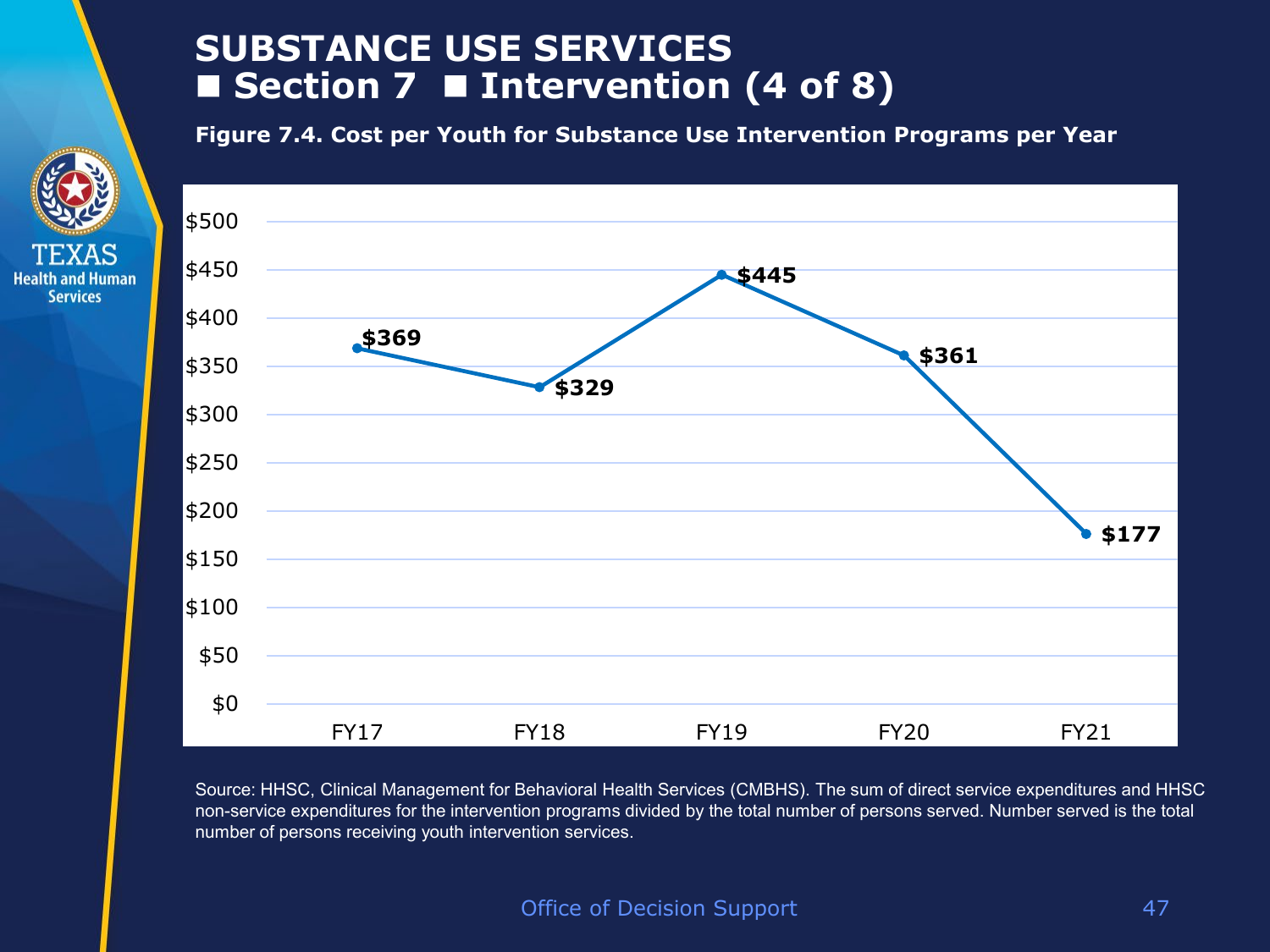# SUBSTANCE USE SERVICES
## ■ Section 7 ■ Intervention (4 of 8)

**Figure 7.4. Cost per Youth for Substance Use Intervention Programs per Year**

| Fiscal Year | Cost per Youth |
|---|---|
| FY17 | $369 |
| FY18 | $329 |
| FY19 | $445 |
| FY20 | $361 |
| FY21 | $177 |

Source: HHSC, Clinical Management for Behavioral Health Services (CMBHS). The sum of direct service expenditures and HHSC non-service expenditures for the intervention programs divided by the total number of persons served. Number served is the total number of persons receiving youth intervention services.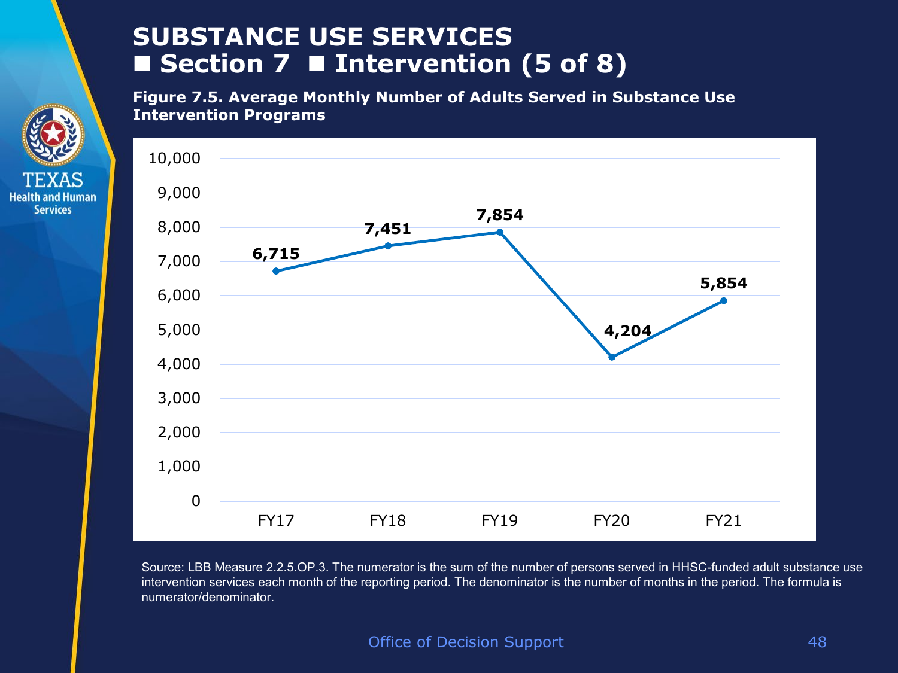# SUBSTANCE USE SERVICES
## ■ Section 7 ■ Intervention (5 of 8)

**Figure 7.5. Average Monthly Number of Adults Served in Substance Use Intervention Programs**

| Fiscal Year | Average Monthly Number of Adults Served |
|---|---|
| FY17 | 6,715 |
| FY18 | 7,451 |
| FY19 | 7,854 |
| FY20 | 4,204 |
| FY21 | 5,854 |

Source: LBB Measure 2.2.5.OP.3. The numerator is the sum of the number of persons served in HHSC-funded adult substance use intervention services each month of the reporting period. The denominator is the number of months in the period. The formula is numerator/denominator.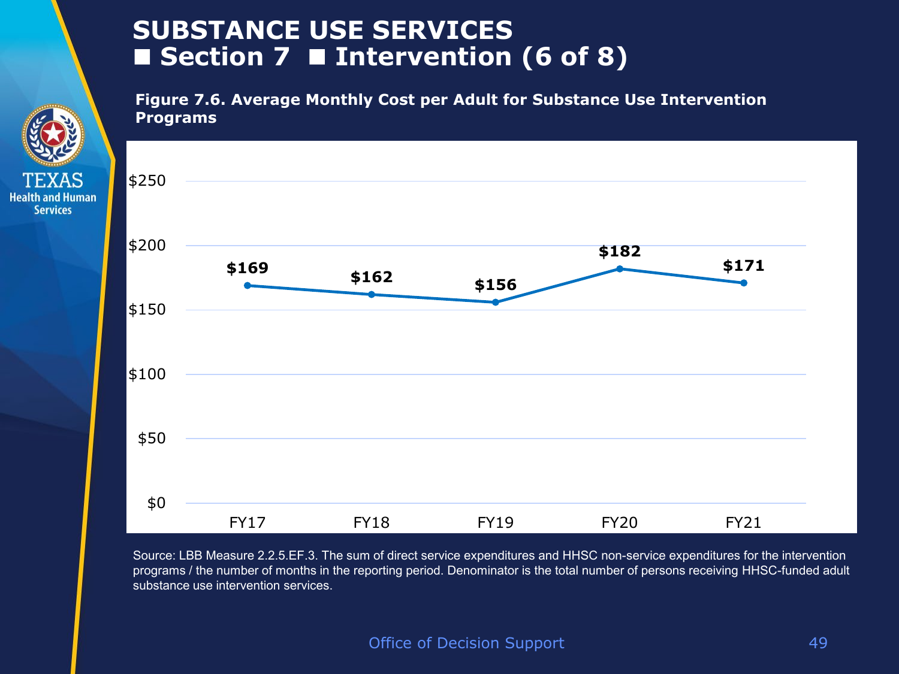# SUBSTANCE USE SERVICES
## ■ Section 7 ■ Intervention (6 of 8)

**Figure 7.6. Average Monthly Cost per Adult for Substance Use Intervention Programs**

| Fiscal Year | Average Monthly Cost per Adult |
| --- | --- |
| FY17 | $169 |
| FY18 | $162 |
| FY19 | $156 |
| FY20 | $182 |
| FY21 | $171 |

Source: LBB Measure 2.2.5.EF.3. The sum of direct service expenditures and HHSC non-service expenditures for the intervention programs / the number of months in the reporting period. Denominator is the total number of persons receiving HHSC-funded adult substance use intervention services.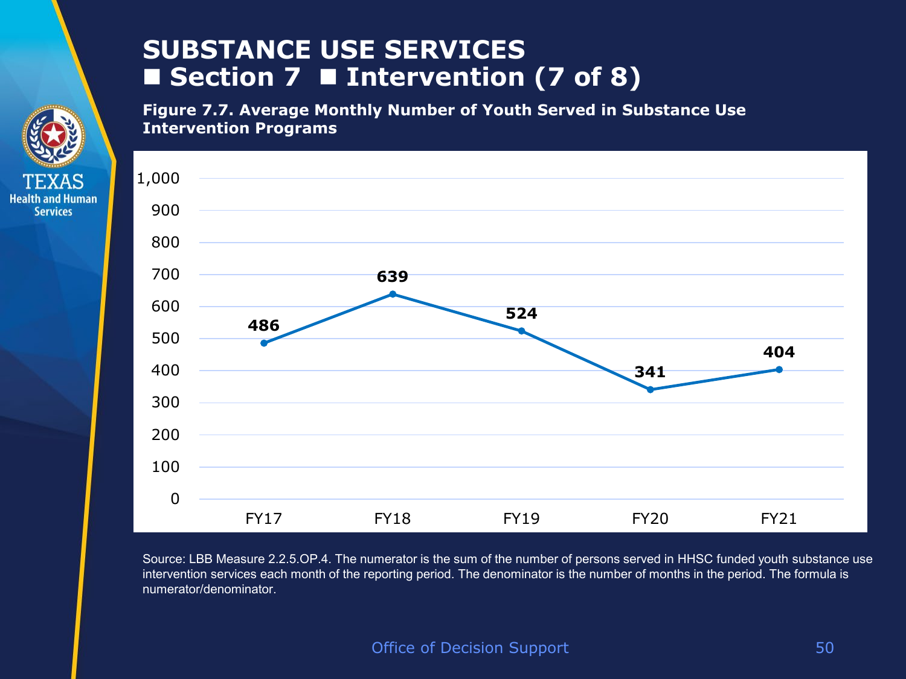# SUBSTANCE USE SERVICES
## ■ Section 7 ■ Intervention (7 of 8)

**Figure 7.7. Average Monthly Number of Youth Served in Substance Use Intervention Programs**

| Fiscal Year | Average Monthly Number of Youth Served |
|---|---|
| FY17 | 486 |
| FY18 | 639 |
| FY19 | 524 |
| FY20 | 341 |
| FY21 | 404 |

Source: LBB Measure 2.2.5.OP.4. The numerator is the sum of the number of persons served in HHSC funded youth substance use intervention services each month of the reporting period. The denominator is the number of months in the period. The formula is numerator/denominator.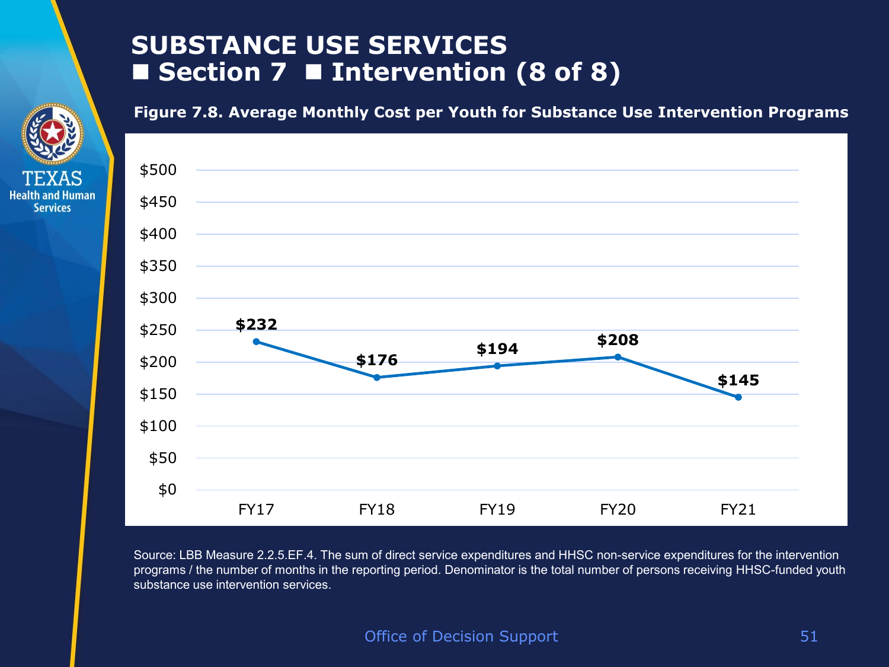# SUBSTANCE USE SERVICES
## ■ Section 7 ■ Intervention (8 of 8)

**Figure 7.8. Average Monthly Cost per Youth for Substance Use Intervention Programs**

| Fiscal Year | Average Monthly Cost per Youth |
|---|---|
| FY17 | $232 |
| FY18 | $176 |
| FY19 | $194 |
| FY20 | $208 |
| FY21 | $145 |

Source: LBB Measure 2.2.5.EF.4. The sum of direct service expenditures and HHSC non-service expenditures for the intervention programs / the number of months in the reporting period. Denominator is the total number of persons receiving HHSC-funded youth substance use intervention services.

Office of Decision Support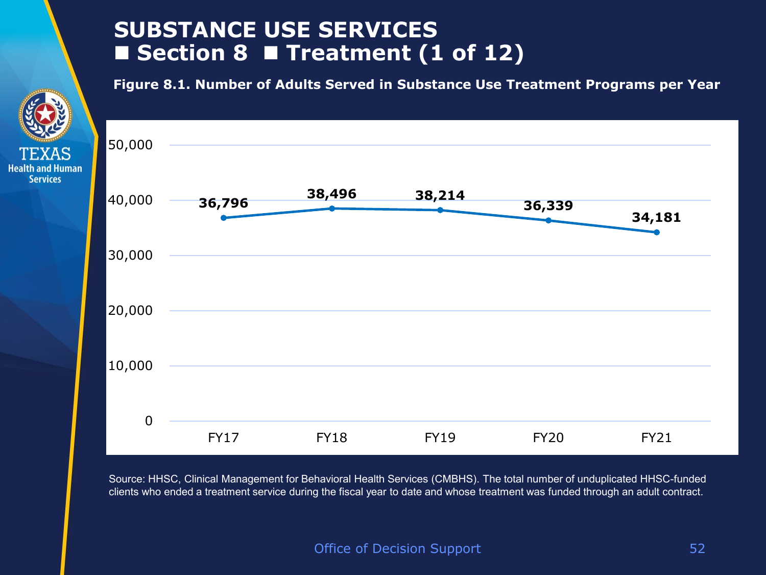# SUBSTANCE USE SERVICES

## ■ Section 8 ■ Treatment (1 of 12)

**Figure 8.1. Number of Adults Served in Substance Use Treatment Programs per Year**

| Fiscal Year | Adults Served |
|---|---|
| FY17 | 36,796 |
| FY18 | 38,496 |
| FY19 | 38,214 |
| FY20 | 36,339 |
| FY21 | 34,181 |

Source: HHSC, Clinical Management for Behavioral Health Services (CMBHS). The total number of unduplicated HHSC-funded clients who ended a treatment service during the fiscal year to date and whose treatment was funded through an adult contract.

Office of Decision Support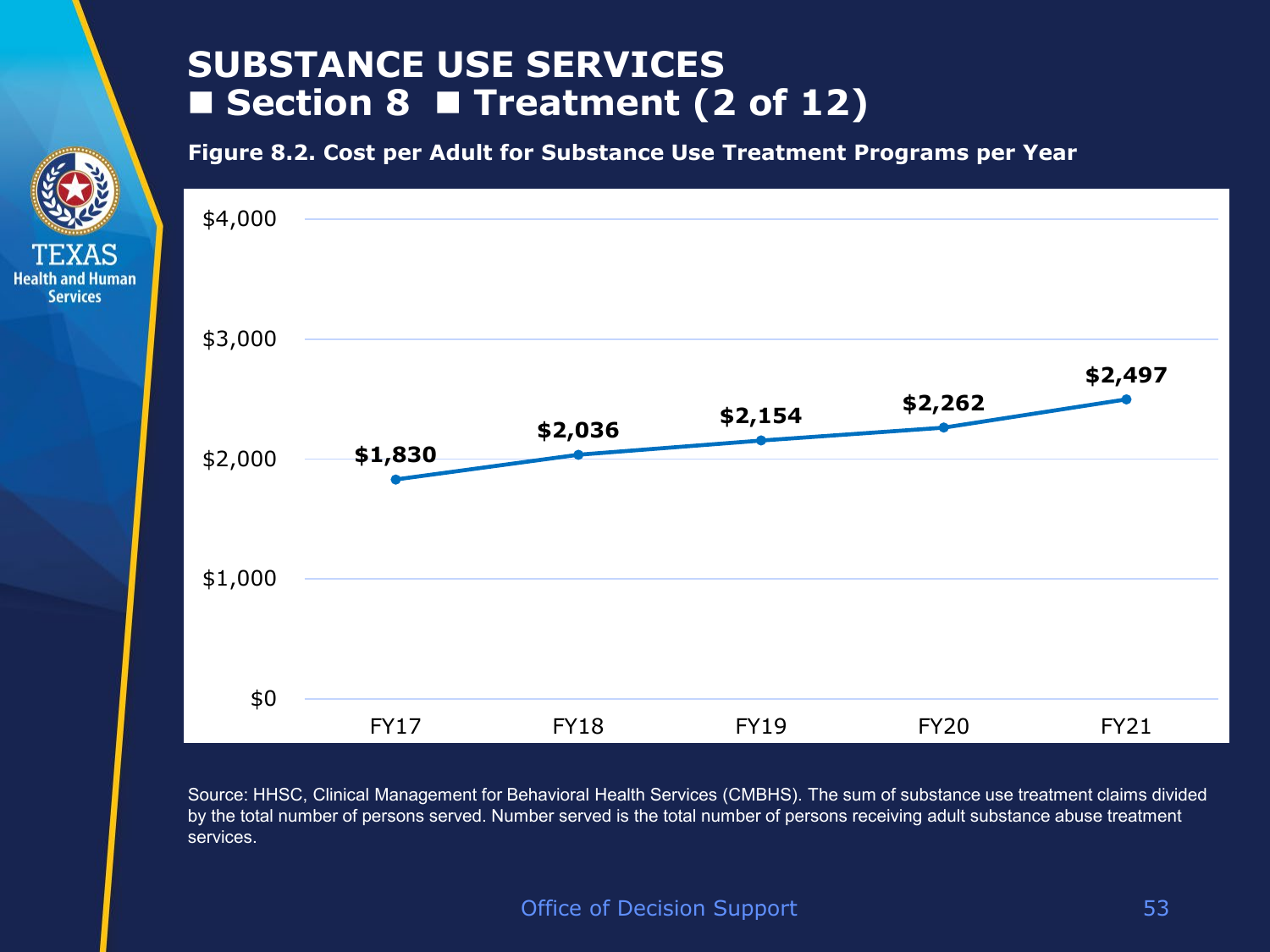# SUBSTANCE USE SERVICES
## ■ Section 8 ■ Treatment (2 of 12)

**Figure 8.2. Cost per Adult for Substance Use Treatment Programs per Year**

| Fiscal Year | Cost per Adult |
|---|---|
| FY17 | $1,830 |
| FY18 | $2,036 |
| FY19 | $2,154 |
| FY20 | $2,262 |
| FY21 | $2,497 |

Source: HHSC, Clinical Management for Behavioral Health Services (CMBHS). The sum of substance use treatment claims divided by the total number of persons served. Number served is the total number of persons receiving adult substance abuse treatment services.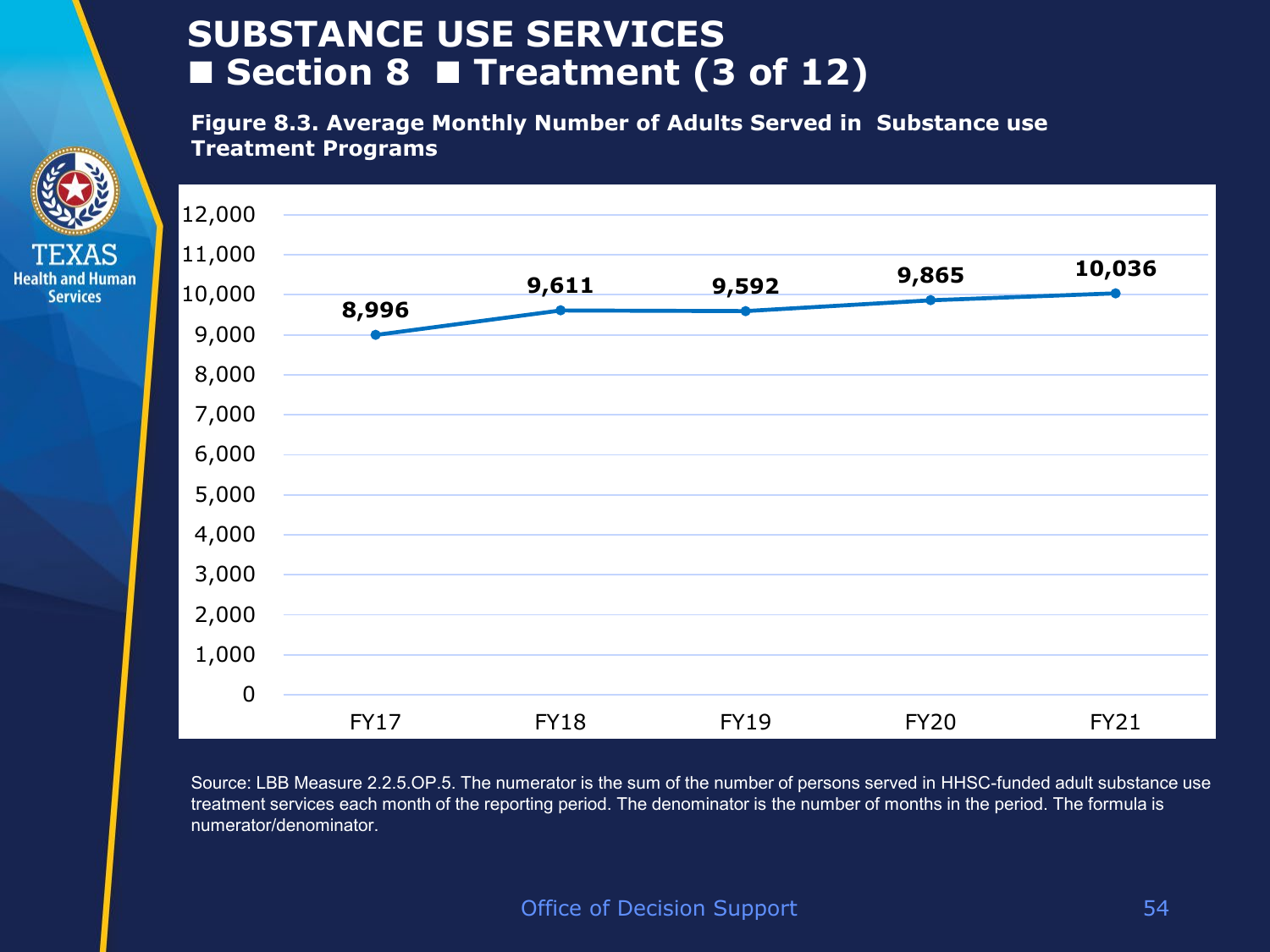# SUBSTANCE USE SERVICES
## ■ Section 8 ■ Treatment (3 of 12)

**Figure 8.3. Average Monthly Number of Adults Served in Substance use Treatment Programs**

| Fiscal Year | Average Monthly Number of Adults Served |
|---|---|
| FY17 | 8,996 |
| FY18 | 9,611 |
| FY19 | 9,592 |
| FY20 | 9,865 |
| FY21 | 10,036 |

Source: LBB Measure 2.2.5.OP.5. The numerator is the sum of the number of persons served in HHSC-funded adult substance use treatment services each month of the reporting period. The denominator is the number of months in the period. The formula is numerator/denominator.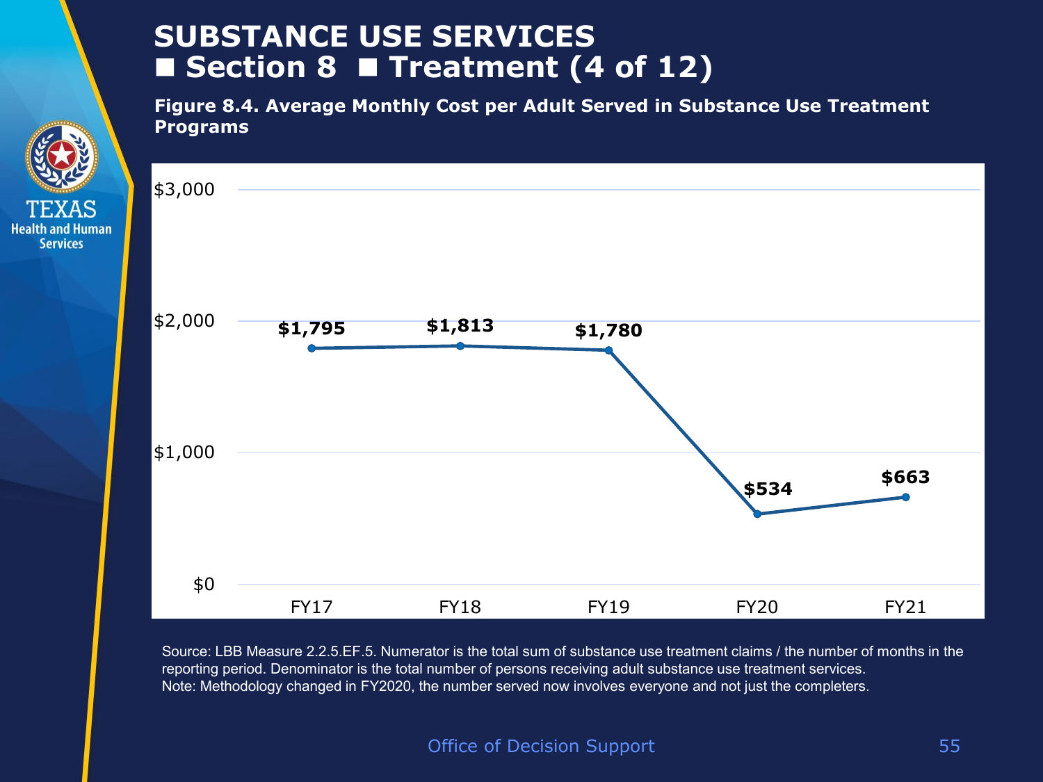# SUBSTANCE USE SERVICES
## ■ Section 8 ■ Treatment (4 of 12)

**Figure 8.4. Average Monthly Cost per Adult Served in Substance Use Treatment Programs**

| Fiscal Year | Average Monthly Cost |
|---|---|
| FY17 | $1,795 |
| FY18 | $1,813 |
| FY19 | $1,780 |
| FY20 | $534 |
| FY21 | $663 |

Source: LBB Measure 2.2.5.EF.5. Numerator is the total sum of substance use treatment claims / the number of months in the reporting period. Denominator is the total number of persons receiving adult substance use treatment services.
Note: Methodology changed in FY2020, the number served now involves everyone and not just the completers.

Office of Decision Support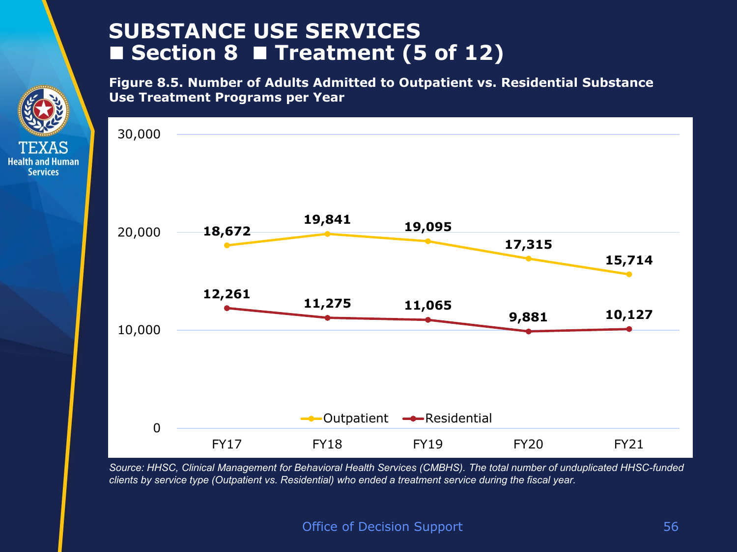# SUBSTANCE USE SERVICES
## ■ Section 8 ■ Treatment (5 of 12)

**Figure 8.5. Number of Adults Admitted to Outpatient vs. Residential Substance Use Treatment Programs per Year**

| | FY17 | FY18 | FY19 | FY20 | FY21 |
|---|---|---|---|---|---|
| Outpatient | 18,672 | 19,841 | 19,095 | 17,315 | 15,714 |
| Residential | 12,261 | 11,275 | 11,065 | 9,881 | 10,127 |

*Source: HHSC, Clinical Management for Behavioral Health Services (CMBHS). The total number of unduplicated HHSC-funded clients by service type (Outpatient vs. Residential) who ended a treatment service during the fiscal year.*

Office of Decision Support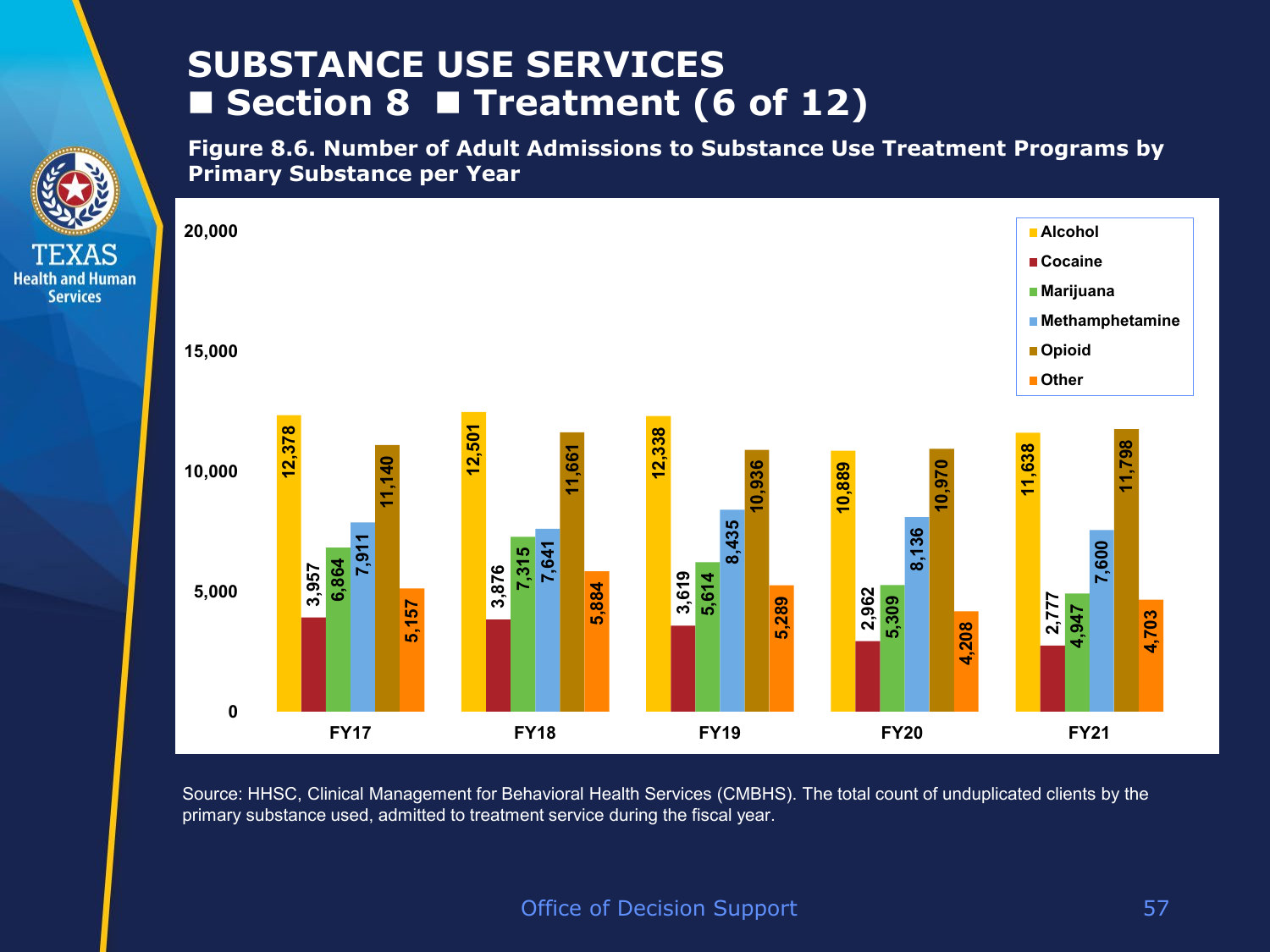# SUBSTANCE USE SERVICES
## ■ Section 8 ■ Treatment (6 of 12)

**Figure 8.6. Number of Adult Admissions to Substance Use Treatment Programs by Primary Substance per Year**

| | Alcohol | Cocaine | Marijuana | Methamphetamine | Opioid | Other |
|---|---|---|---|---|---|---|
| FY17 | 12,378 | 3,957 | 6,864 | 7,911 | 11,140 | 5,157 |
| FY18 | 12,501 | 3,876 | 7,315 | 7,641 | 11,661 | 5,884 |
| FY19 | 12,338 | 3,619 | 5,614 | 8,435 | 10,936 | 5,289 |
| FY20 | 10,889 | 2,962 | 5,309 | 8,136 | 10,970 | 4,208 |
| FY21 | 11,638 | 2,777 | 4,947 | 7,600 | 11,798 | 4,703 |

Source: HHSC, Clinical Management for Behavioral Health Services (CMBHS). The total count of unduplicated clients by the primary substance used, admitted to treatment service during the fiscal year.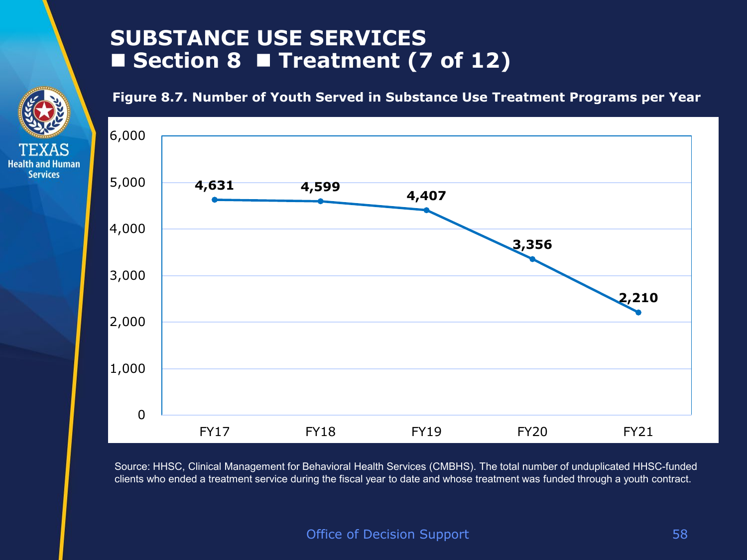# SUBSTANCE USE SERVICES
## ■ Section 8 ■ Treatment (7 of 12)

**Figure 8.7. Number of Youth Served in Substance Use Treatment Programs per Year**

| Fiscal Year | Youth Served |
|---|---|
| FY17 | 4,631 |
| FY18 | 4,599 |
| FY19 | 4,407 |
| FY20 | 3,356 |
| FY21 | 2,210 |

Source: HHSC, Clinical Management for Behavioral Health Services (CMBHS). The total number of unduplicated HHSC-funded clients who ended a treatment service during the fiscal year to date and whose treatment was funded through a youth contract.

Office of Decision Support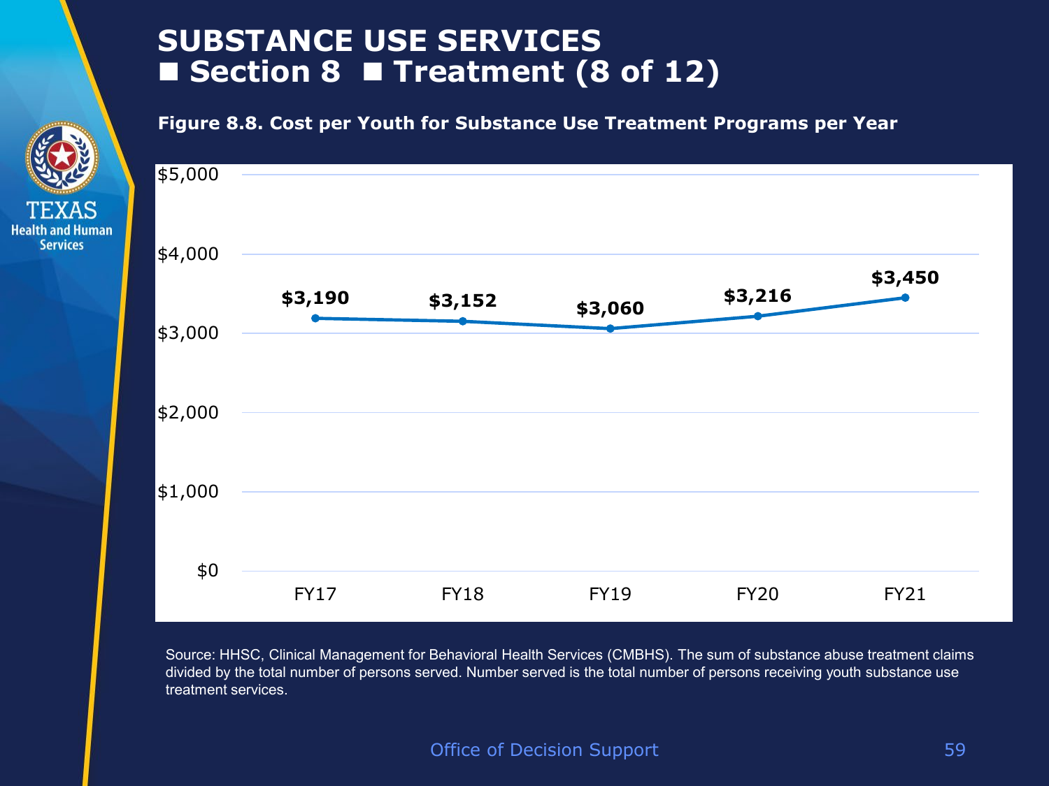# SUBSTANCE USE SERVICES
## ■ Section 8 ■ Treatment (8 of 12)

**Figure 8.8. Cost per Youth for Substance Use Treatment Programs per Year**

| Fiscal Year | Cost per Youth |
|---|---|
| FY17 | $3,190 |
| FY18 | $3,152 |
| FY19 | $3,060 |
| FY20 | $3,216 |
| FY21 | $3,450 |

Source: HHSC, Clinical Management for Behavioral Health Services (CMBHS). The sum of substance abuse treatment claims divided by the total number of persons served. Number served is the total number of persons receiving youth substance use treatment services.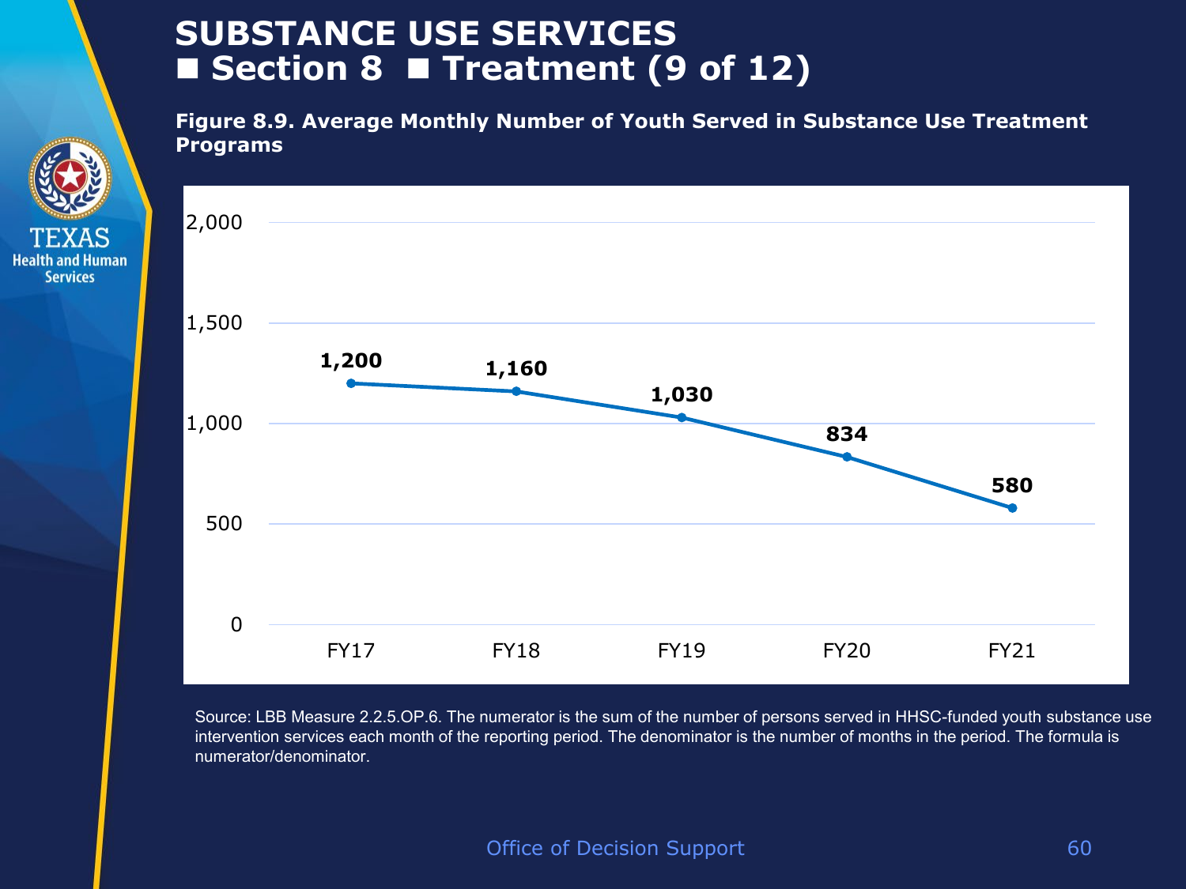# SUBSTANCE USE SERVICES
## ■ Section 8 ■ Treatment (9 of 12)

**Figure 8.9. Average Monthly Number of Youth Served in Substance Use Treatment Programs**

| Fiscal Year | Average Monthly Number of Youth Served |
| --- | --- |
| FY17 | 1,200 |
| FY18 | 1,160 |
| FY19 | 1,030 |
| FY20 | 834 |
| FY21 | 580 |

Source: LBB Measure 2.2.5.OP.6. The numerator is the sum of the number of persons served in HHSC-funded youth substance use intervention services each month of the reporting period. The denominator is the number of months in the period. The formula is numerator/denominator.

Office of Decision Support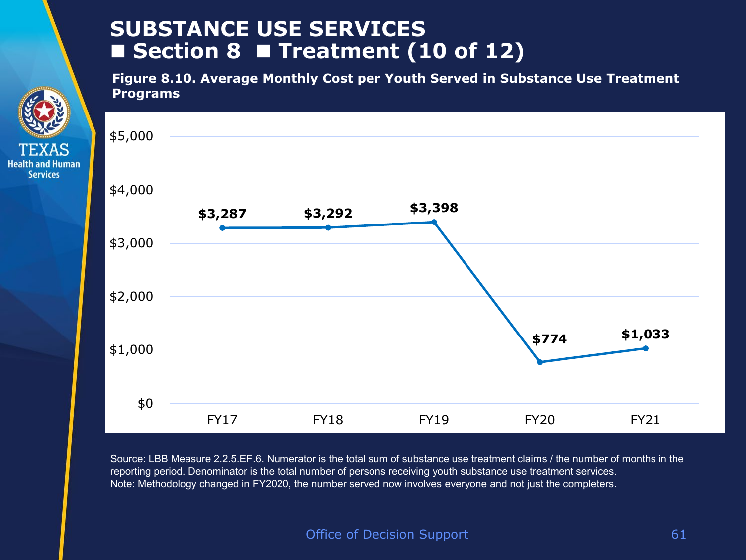# SUBSTANCE USE SERVICES ■ Section 8 ■ Treatment (10 of 12)

**Figure 8.10. Average Monthly Cost per Youth Served in Substance Use Treatment Programs**

| Fiscal Year | Average Monthly Cost |
|---|---|
| FY17 | $3,287 |
| FY18 | $3,292 |
| FY19 | $3,398 |
| FY20 | $774 |
| FY21 | $1,033 |

Source: LBB Measure 2.2.5.EF.6. Numerator is the total sum of substance use treatment claims / the number of months in the reporting period. Denominator is the total number of persons receiving youth substance use treatment services.
Note: Methodology changed in FY2020, the number served now involves everyone and not just the completers.

Office of Decision Support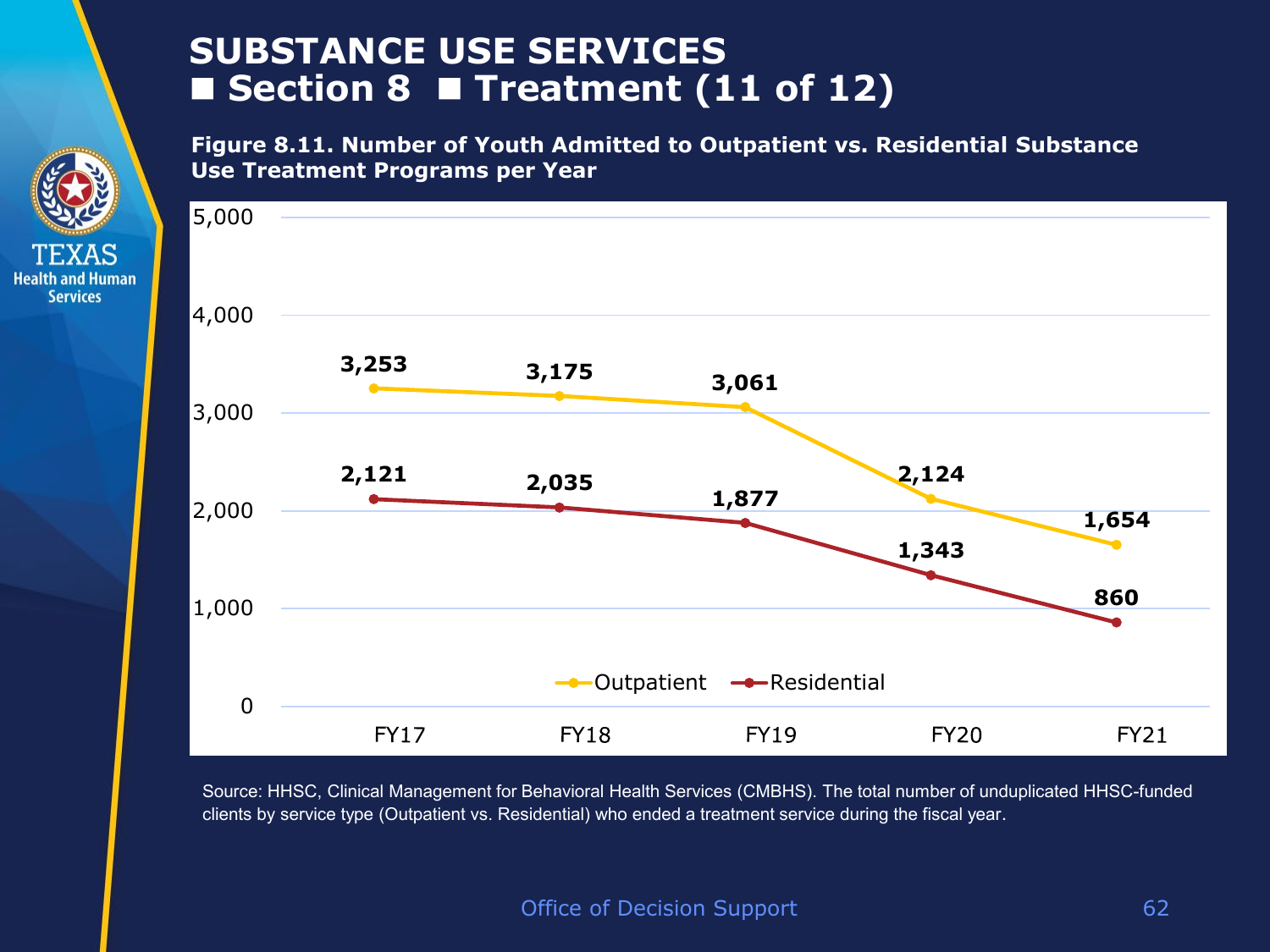# SUBSTANCE USE SERVICES

## ■ Section 8 ■ Treatment (11 of 12)

**Figure 8.11. Number of Youth Admitted to Outpatient vs. Residential Substance Use Treatment Programs per Year**

| | FY17 | FY18 | FY19 | FY20 | FY21 |
|---|---|---|---|---|---|
| Outpatient | 3,253 | 3,175 | 3,061 | 2,124 | 1,654 |
| Residential | 2,121 | 2,035 | 1,877 | 1,343 | 860 |

Source: HHSC, Clinical Management for Behavioral Health Services (CMBHS). The total number of unduplicated HHSC-funded clients by service type (Outpatient vs. Residential) who ended a treatment service during the fiscal year.

Office of Decision Support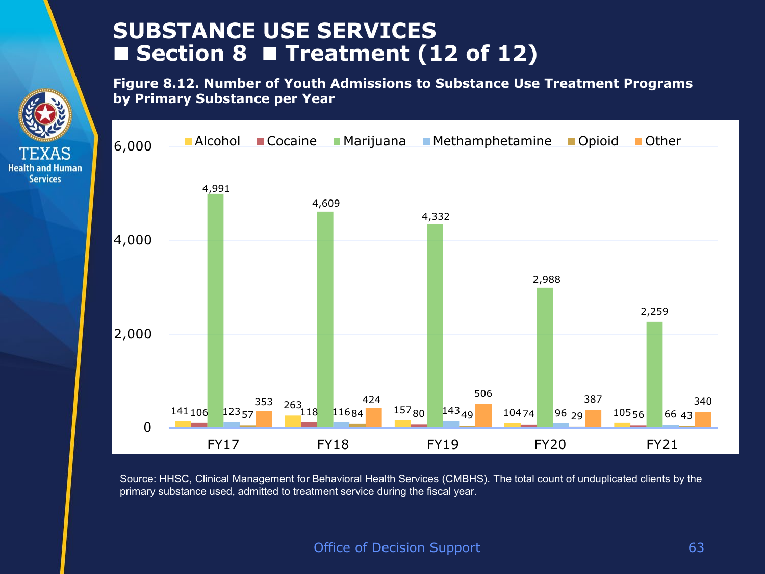# SUBSTANCE USE SERVICES
## ■ Section 8 ■ Treatment (12 of 12)

**Figure 8.12. Number of Youth Admissions to Substance Use Treatment Programs by Primary Substance per Year**

| | Alcohol | Cocaine | Marijuana | Methamphetamine | Opioid | Other |
|---|---|---|---|---|---|---|
| FY17 | 141 | 106 | 4,991 | 123 | 57 | 353 |
| FY18 | 263 | 118 | 4,609 | 116 | 84 | 424 |
| FY19 | 157 | 80 | 4,332 | 143 | 49 | 506 |
| FY20 | 104 | 74 | 2,988 | 96 | 29 | 387 |
| FY21 | 105 | 56 | 2,259 | 66 | 43 | 340 |

Source: HHSC, Clinical Management for Behavioral Health Services (CMBHS). The total count of unduplicated clients by the primary substance used, admitted to treatment service during the fiscal year.

Office of Decision Support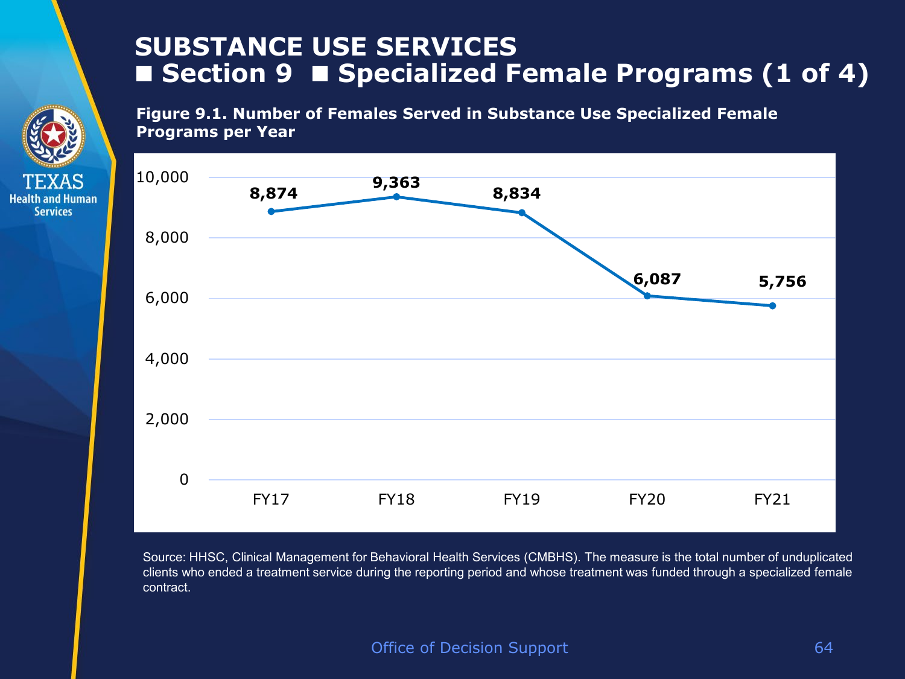# SUBSTANCE USE SERVICES

## ■ Section 9 ■ Specialized Female Programs (1 of 4)

**Figure 9.1. Number of Females Served in Substance Use Specialized Female Programs per Year**

| Fiscal Year | Number of Females Served |
|---|---|
| FY17 | 8,874 |
| FY18 | 9,363 |
| FY19 | 8,834 |
| FY20 | 6,087 |
| FY21 | 5,756 |

Source: HHSC, Clinical Management for Behavioral Health Services (CMBHS). The measure is the total number of unduplicated clients who ended a treatment service during the reporting period and whose treatment was funded through a specialized female contract.

Office of Decision Support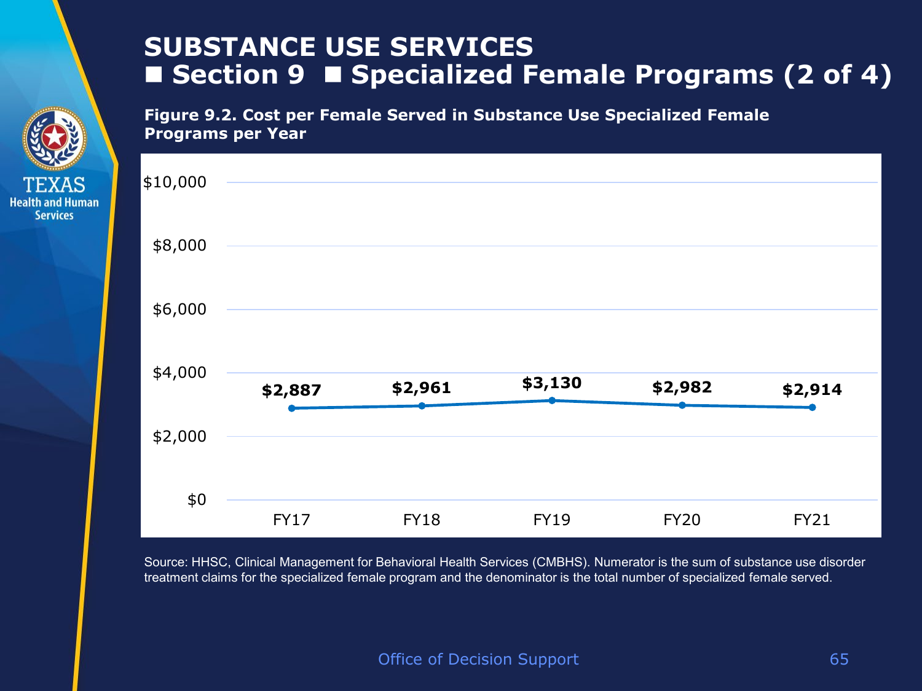# SUBSTANCE USE SERVICES
## ■ Section 9 ■ Specialized Female Programs (2 of 4)

**Figure 9.2. Cost per Female Served in Substance Use Specialized Female Programs per Year**

| Fiscal Year | Cost per Female Served |
|---|---|
| FY17 | $2,887 |
| FY18 | $2,961 |
| FY19 | $3,130 |
| FY20 | $2,982 |
| FY21 | $2,914 |

Source: HHSC, Clinical Management for Behavioral Health Services (CMBHS). Numerator is the sum of substance use disorder treatment claims for the specialized female program and the denominator is the total number of specialized female served.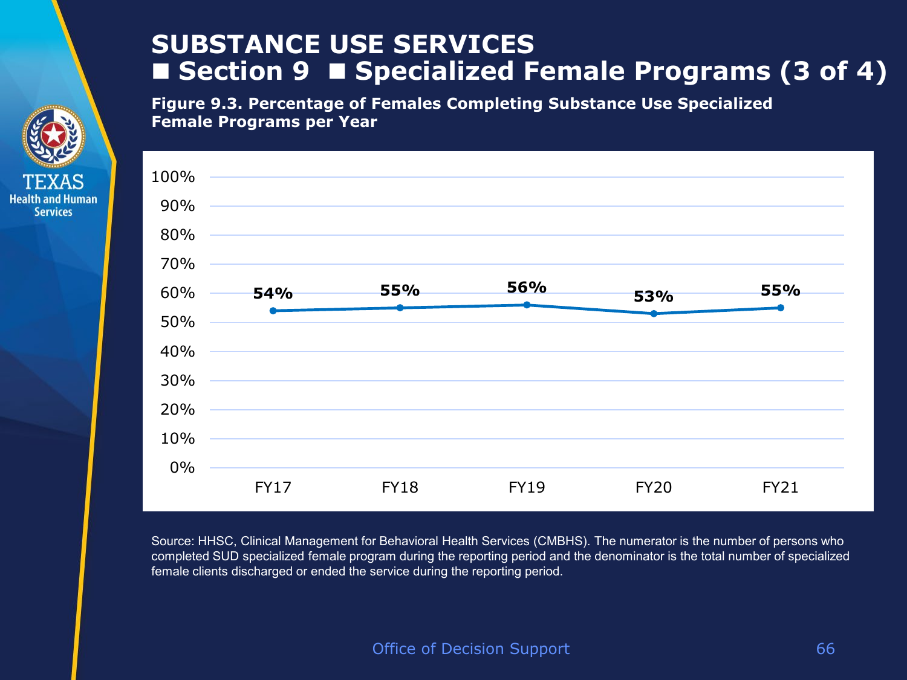# SUBSTANCE USE SERVICES

## ■ Section 9 ■ Specialized Female Programs (3 of 4)

**Figure 9.3. Percentage of Females Completing Substance Use Specialized Female Programs per Year**

| Fiscal Year | Percentage |
|---|---|
| FY17 | 54% |
| FY18 | 55% |
| FY19 | 56% |
| FY20 | 53% |
| FY21 | 55% |

Source: HHSC, Clinical Management for Behavioral Health Services (CMBHS). The numerator is the number of persons who completed SUD specialized female program during the reporting period and the denominator is the total number of specialized female clients discharged or ended the service during the reporting period.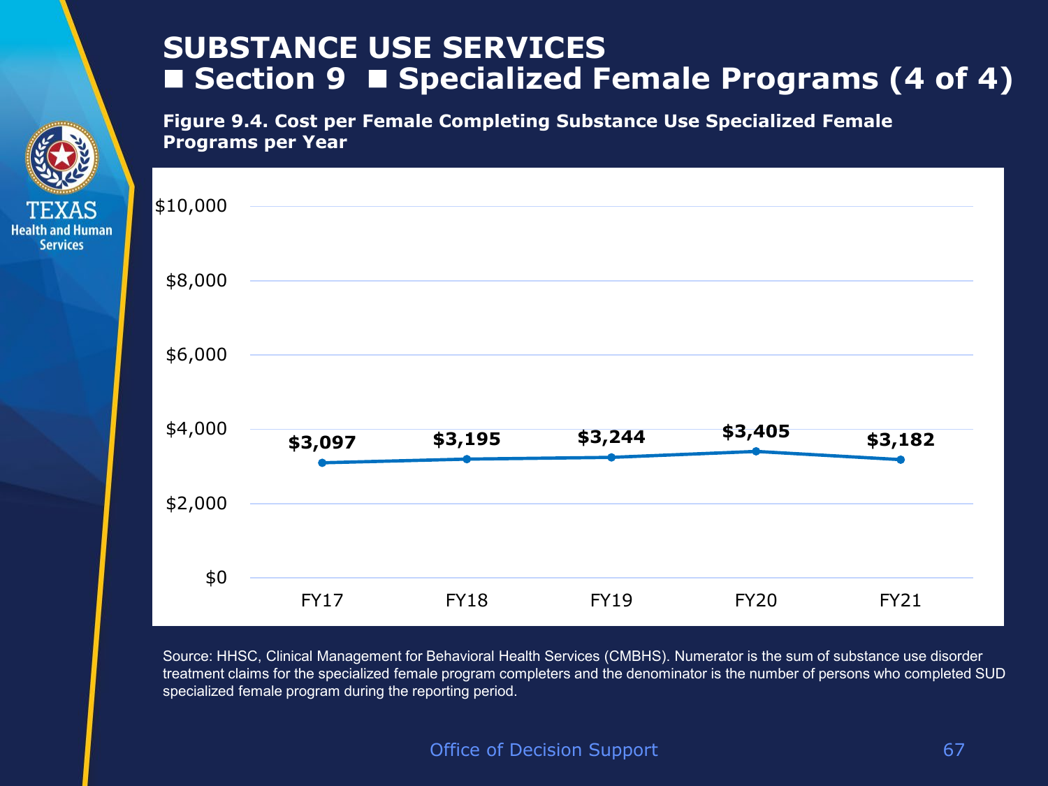# SUBSTANCE USE SERVICES

## ■ Section 9 ■ Specialized Female Programs (4 of 4)

**Figure 9.4. Cost per Female Completing Substance Use Specialized Female Programs per Year**

| Fiscal Year | Cost per Female Completing |
| --- | --- |
| FY17 | $3,097 |
| FY18 | $3,195 |
| FY19 | $3,244 |
| FY20 | $3,405 |
| FY21 | $3,182 |

Source: HHSC, Clinical Management for Behavioral Health Services (CMBHS). Numerator is the sum of substance use disorder treatment claims for the specialized female program completers and the denominator is the number of persons who completed SUD specialized female program during the reporting period.

Office of Decision Support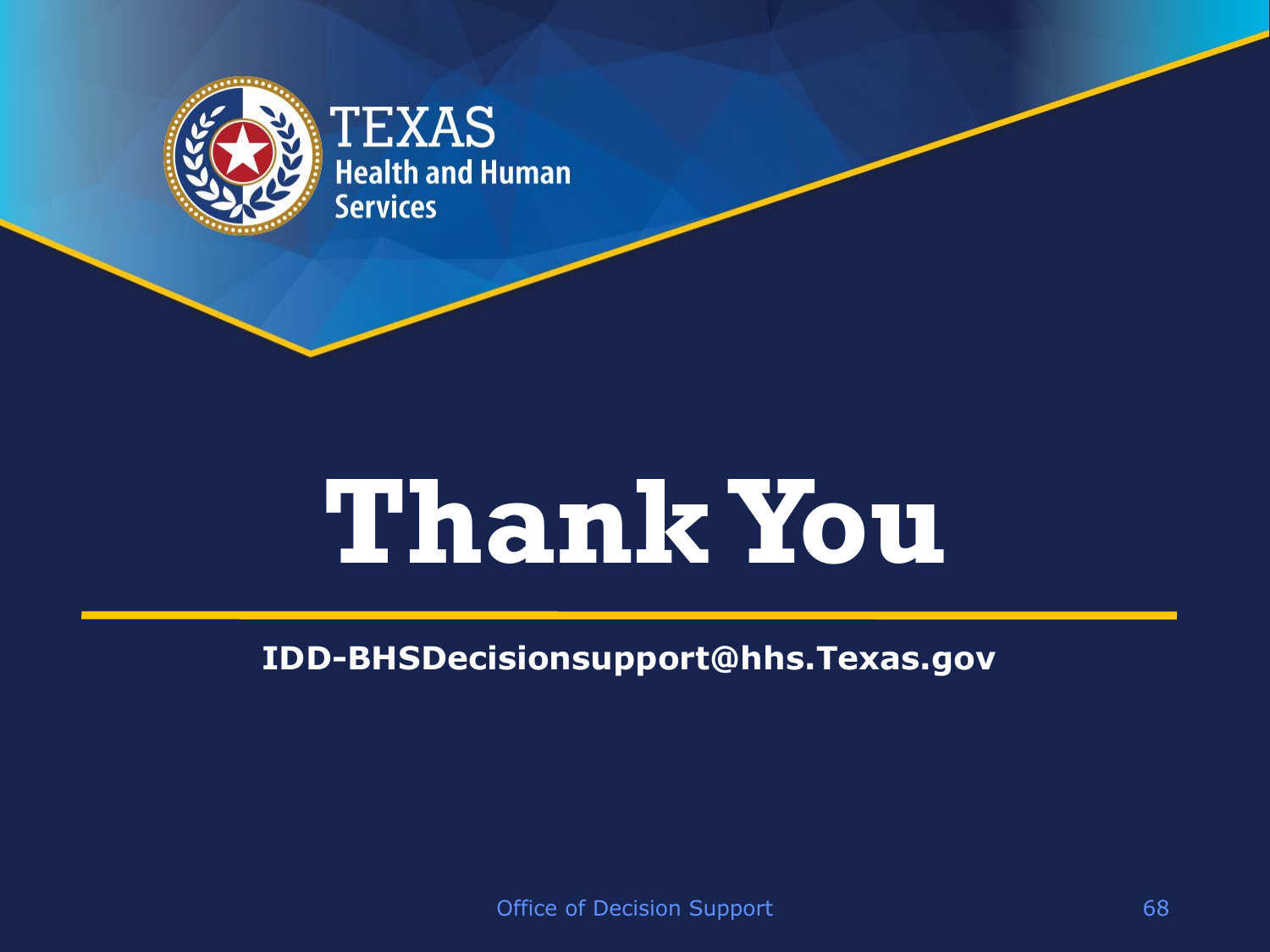TEXAS
Health and Human Services

# Thank You

**IDD-BHSDecisionsupport@hhs.Texas.gov**